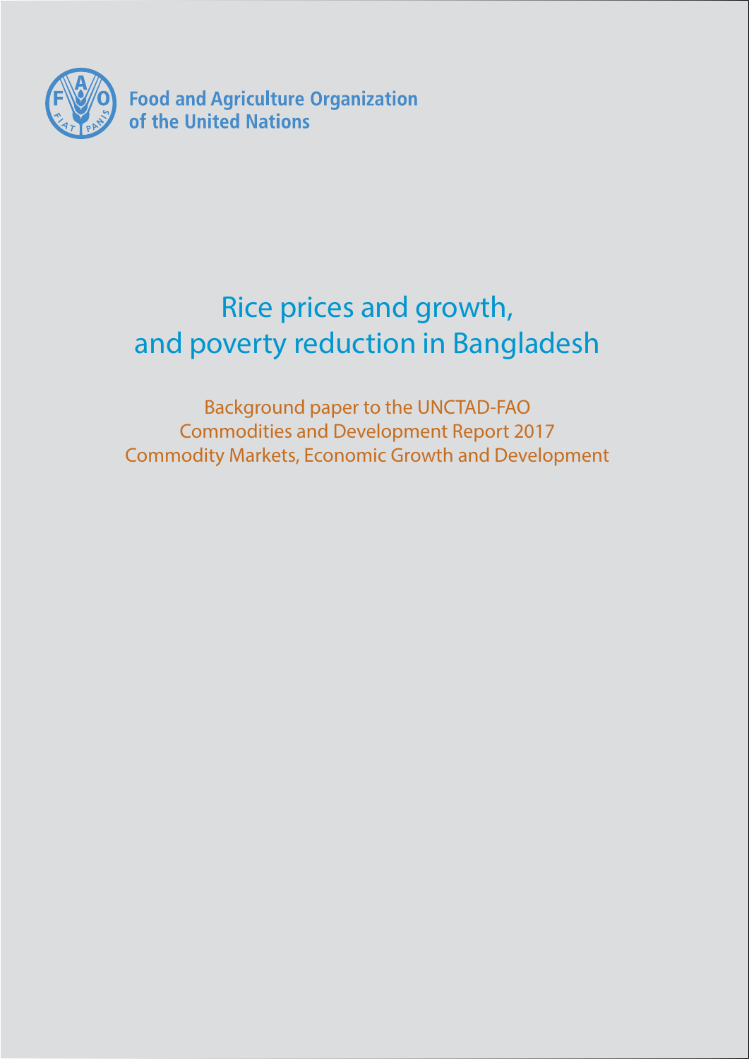Food and Agriculture Organization of the United Nations

# Rice prices and growth, and poverty reduction in Bangladesh

Background paper to the UNCTAD-FAO Commodities and Development Report 2017 Commodity Markets, Economic Growth and Development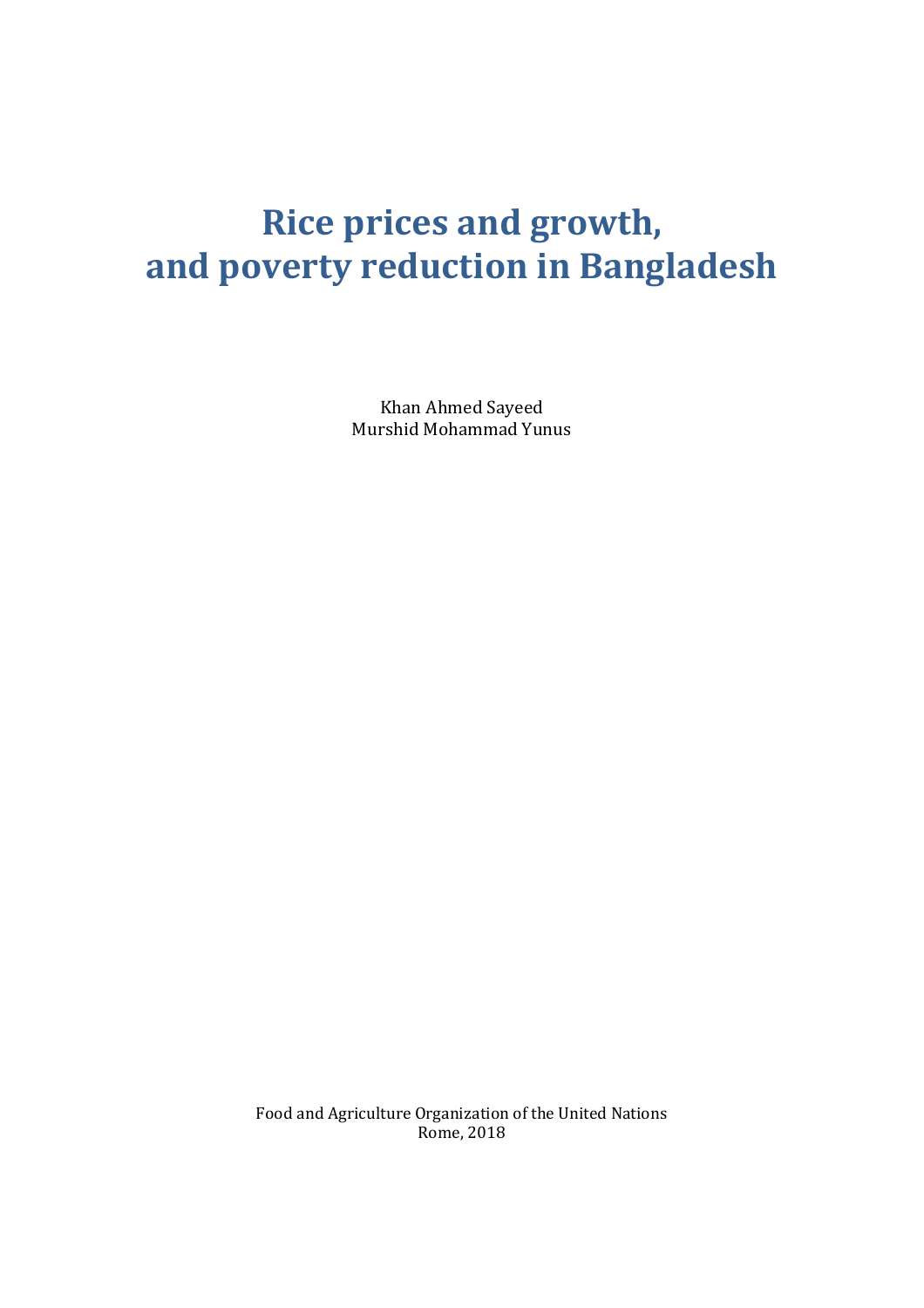# Rice prices and growth, and poverty reduction in Bangladesh

Khan Ahmed Sayeed
Murshid Mohammad Yunus

Food and Agriculture Organization of the United Nations
Rome, 2018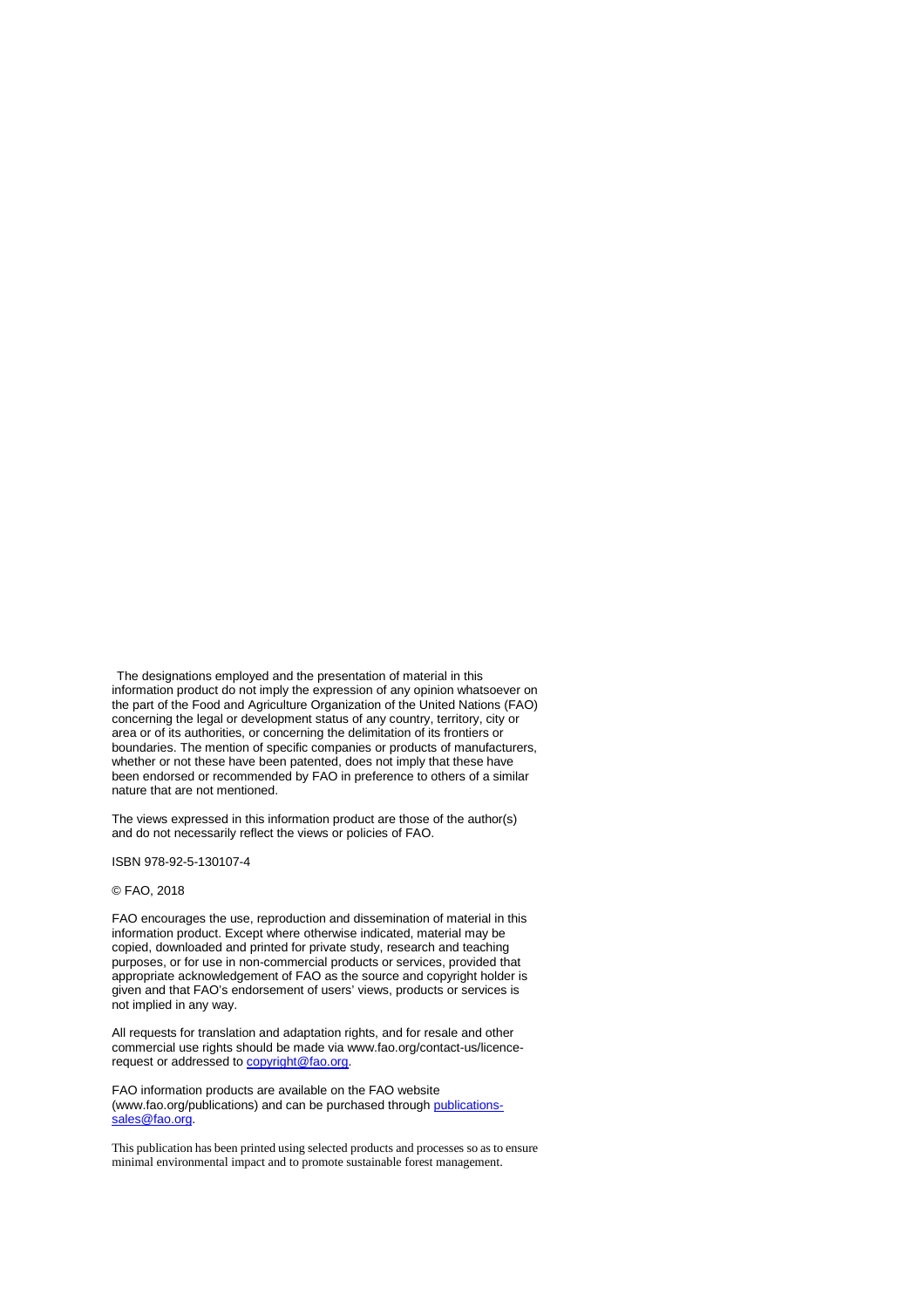The designations employed and the presentation of material in this information product do not imply the expression of any opinion whatsoever on the part of the Food and Agriculture Organization of the United Nations (FAO) concerning the legal or development status of any country, territory, city or area or of its authorities, or concerning the delimitation of its frontiers or boundaries. The mention of specific companies or products of manufacturers, whether or not these have been patented, does not imply that these have been endorsed or recommended by FAO in preference to others of a similar nature that are not mentioned.

The views expressed in this information product are those of the author(s) and do not necessarily reflect the views or policies of FAO.

ISBN 978-92-5-130107-4

© FAO, 2018

FAO encourages the use, reproduction and dissemination of material in this information product. Except where otherwise indicated, material may be copied, downloaded and printed for private study, research and teaching purposes, or for use in non-commercial products or services, provided that appropriate acknowledgement of FAO as the source and copyright holder is given and that FAO's endorsement of users' views, products or services is not implied in any way.

All requests for translation and adaptation rights, and for resale and other commercial use rights should be made via www.fao.org/contact-us/licence-request or addressed to copyright@fao.org.

FAO information products are available on the FAO website (www.fao.org/publications) and can be purchased through publications-sales@fao.org.

This publication has been printed using selected products and processes so as to ensure minimal environmental impact and to promote sustainable forest management.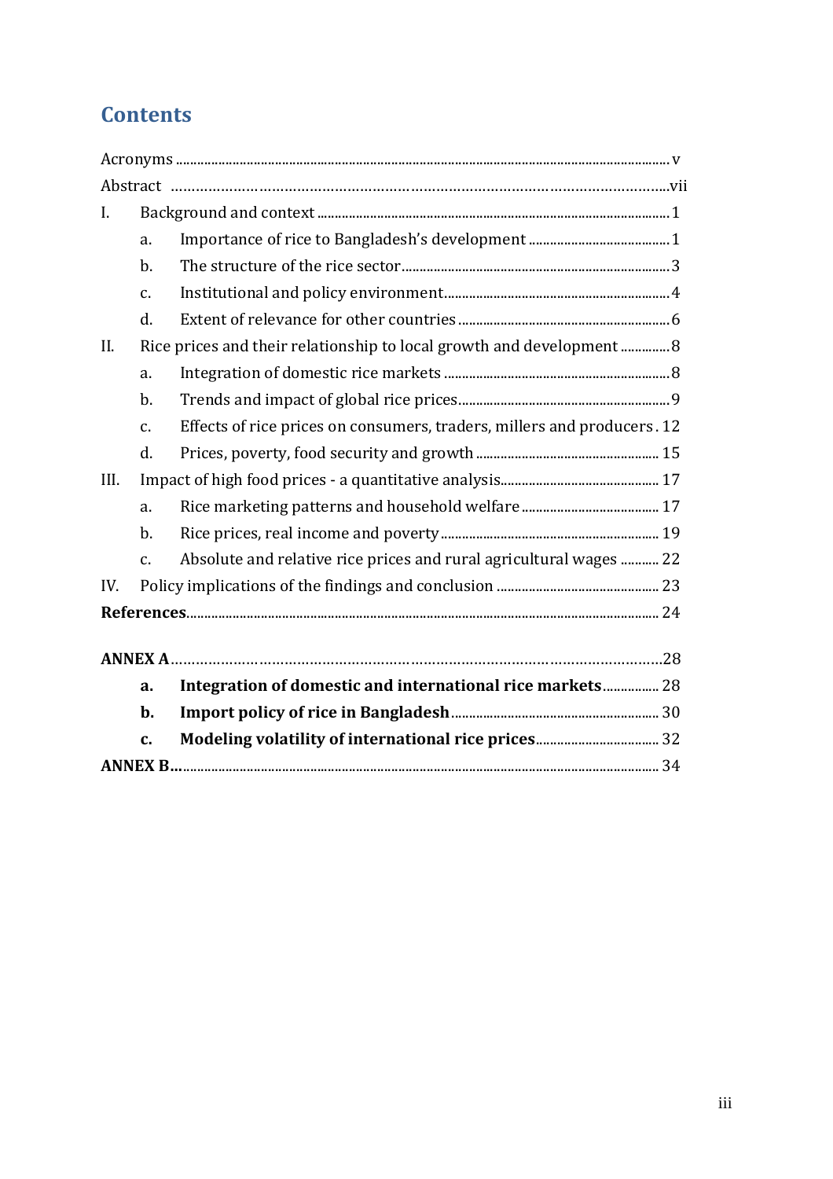# Contents

Acronyms ........................................................................................................................................ v

Abstract ......................................................................................................................................vii

I. Background and context ......................................................................................................... 1

  a. Importance of rice to Bangladesh's development ......................................................... 1

  b. The structure of the rice sector ........................................................................................... 3

  c. Institutional and policy environment ................................................................................. 4

  d. Extent of relevance for other countries .............................................................................. 6

II. Rice prices and their relationship to local growth and development .............................. 8

  a. Integration of domestic rice markets ................................................................................. 8

  b. Trends and impact of global rice prices ............................................................................. 9

  c. Effects of rice prices on consumers, traders, millers and producers . 12

  d. Prices, poverty, food security and growth ...................................................................... 15

III. Impact of high food prices - a quantitative analysis ........................................................ 17

  a. Rice marketing patterns and household welfare ............................................................ 17

  b. Rice prices, real income and poverty ............................................................................... 19

  c. Absolute and relative rice prices and rural agricultural wages ........... 22

IV. Policy implications of the findings and conclusion .......................................................... 23

**References** .................................................................................................................................. 24

**ANNEX A** .................................................................................................................................... 28

  **a. Integration of domestic and international rice markets** ................ 28

  **b. Import policy of rice in Bangladesh** ........................................................................ 30

  **c. Modeling volatility of international rice prices** ...................................................... 32

**ANNEX B** .................................................................................................................................... 34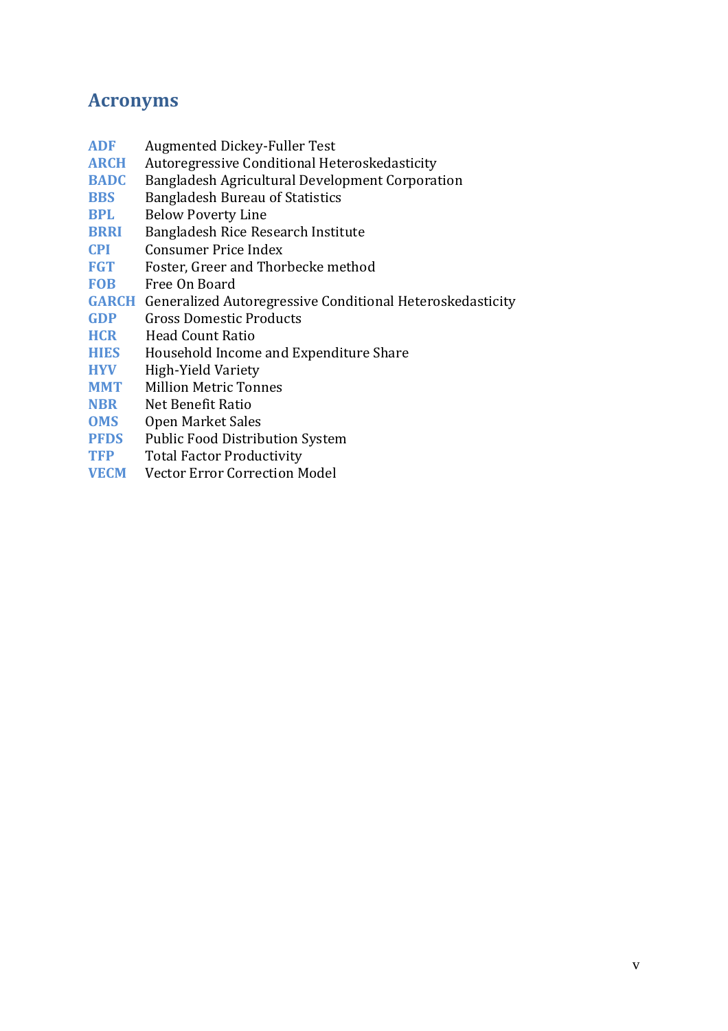# Acronyms

| | |
|---|---|
| **ADF** | Augmented Dickey-Fuller Test |
| **ARCH** | Autoregressive Conditional Heteroskedasticity |
| **BADC** | Bangladesh Agricultural Development Corporation |
| **BBS** | Bangladesh Bureau of Statistics |
| **BPL** | Below Poverty Line |
| **BRRI** | Bangladesh Rice Research Institute |
| **CPI** | Consumer Price Index |
| **FGT** | Foster, Greer and Thorbecke method |
| **FOB** | Free On Board |
| **GARCH** | Generalized Autoregressive Conditional Heteroskedasticity |
| **GDP** | Gross Domestic Products |
| **HCR** | Head Count Ratio |
| **HIES** | Household Income and Expenditure Share |
| **HYV** | High-Yield Variety |
| **MMT** | Million Metric Tonnes |
| **NBR** | Net Benefit Ratio |
| **OMS** | Open Market Sales |
| **PFDS** | Public Food Distribution System |
| **TFP** | Total Factor Productivity |
| **VECM** | Vector Error Correction Model |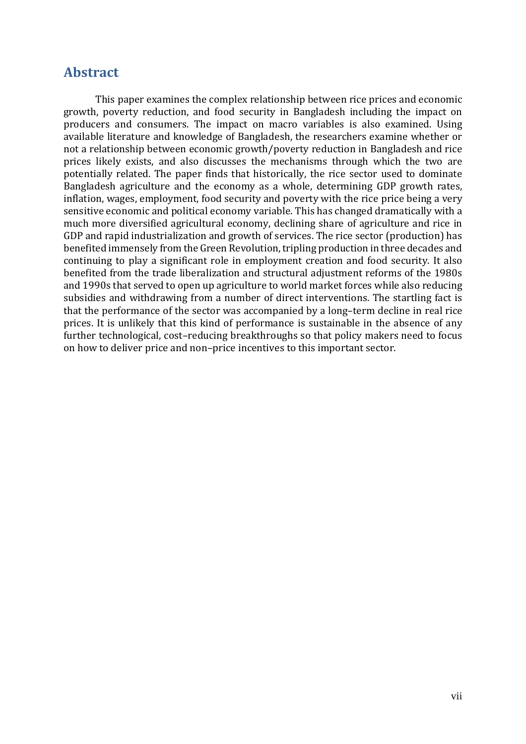## Abstract

This paper examines the complex relationship between rice prices and economic growth, poverty reduction, and food security in Bangladesh including the impact on producers and consumers. The impact on macro variables is also examined. Using available literature and knowledge of Bangladesh, the researchers examine whether or not a relationship between economic growth/poverty reduction in Bangladesh and rice prices likely exists, and also discusses the mechanisms through which the two are potentially related. The paper finds that historically, the rice sector used to dominate Bangladesh agriculture and the economy as a whole, determining GDP growth rates, inflation, wages, employment, food security and poverty with the rice price being a very sensitive economic and political economy variable. This has changed dramatically with a much more diversified agricultural economy, declining share of agriculture and rice in GDP and rapid industrialization and growth of services. The rice sector (production) has benefited immensely from the Green Revolution, tripling production in three decades and continuing to play a significant role in employment creation and food security. It also benefited from the trade liberalization and structural adjustment reforms of the 1980s and 1990s that served to open up agriculture to world market forces while also reducing subsidies and withdrawing from a number of direct interventions. The startling fact is that the performance of the sector was accompanied by a long–term decline in real rice prices. It is unlikely that this kind of performance is sustainable in the absence of any further technological, cost–reducing breakthroughs so that policy makers need to focus on how to deliver price and non–price incentives to this important sector.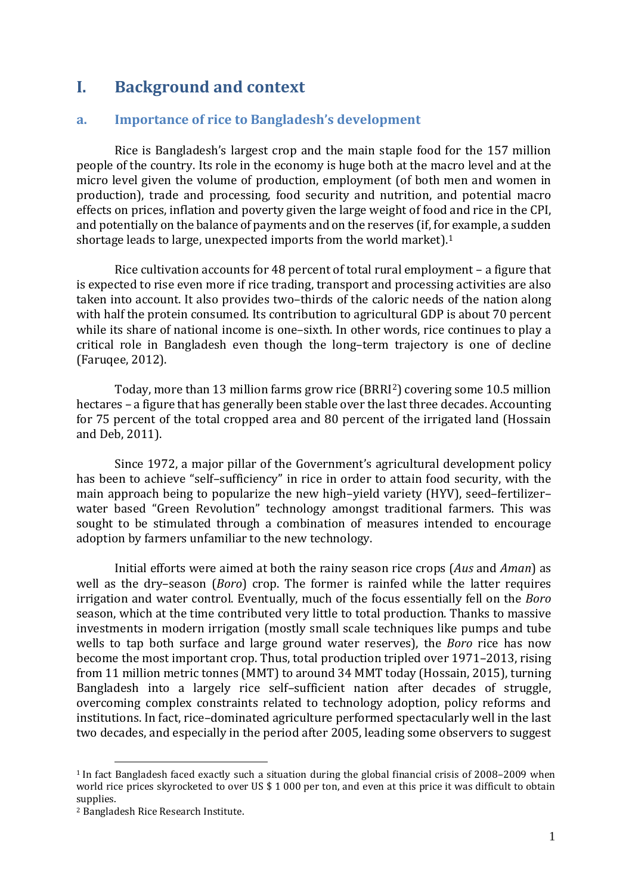# I. Background and context

## a. Importance of rice to Bangladesh's development

Rice is Bangladesh's largest crop and the main staple food for the 157 million people of the country. Its role in the economy is huge both at the macro level and at the micro level given the volume of production, employment (of both men and women in production), trade and processing, food security and nutrition, and potential macro effects on prices, inflation and poverty given the large weight of food and rice in the CPI, and potentially on the balance of payments and on the reserves (if, for example, a sudden shortage leads to large, unexpected imports from the world market).[1]

Rice cultivation accounts for 48 percent of total rural employment – a figure that is expected to rise even more if rice trading, transport and processing activities are also taken into account. It also provides two–thirds of the caloric needs of the nation along with half the protein consumed. Its contribution to agricultural GDP is about 70 percent while its share of national income is one–sixth. In other words, rice continues to play a critical role in Bangladesh even though the long–term trajectory is one of decline (Faruqee, 2012).

Today, more than 13 million farms grow rice (BRRI[2]) covering some 10.5 million hectares – a figure that has generally been stable over the last three decades. Accounting for 75 percent of the total cropped area and 80 percent of the irrigated land (Hossain and Deb, 2011).

Since 1972, a major pillar of the Government's agricultural development policy has been to achieve "self–sufficiency" in rice in order to attain food security, with the main approach being to popularize the new high–yield variety (HYV), seed–fertilizer–water based "Green Revolution" technology amongst traditional farmers. This was sought to be stimulated through a combination of measures intended to encourage adoption by farmers unfamiliar to the new technology.

Initial efforts were aimed at both the rainy season rice crops (*Aus* and *Aman*) as well as the dry–season (*Boro*) crop. The former is rainfed while the latter requires irrigation and water control. Eventually, much of the focus essentially fell on the *Boro* season, which at the time contributed very little to total production. Thanks to massive investments in modern irrigation (mostly small scale techniques like pumps and tube wells to tap both surface and large ground water reserves), the *Boro* rice has now become the most important crop. Thus, total production tripled over 1971–2013, rising from 11 million metric tonnes (MMT) to around 34 MMT today (Hossain, 2015), turning Bangladesh into a largely rice self–sufficient nation after decades of struggle, overcoming complex constraints related to technology adoption, policy reforms and institutions. In fact, rice–dominated agriculture performed spectacularly well in the last two decades, and especially in the period after 2005, leading some observers to suggest

---

[1] In fact Bangladesh faced exactly such a situation during the global financial crisis of 2008–2009 when world rice prices skyrocketed to over US $ 1 000 per ton, and even at this price it was difficult to obtain supplies.

[2] Bangladesh Rice Research Institute.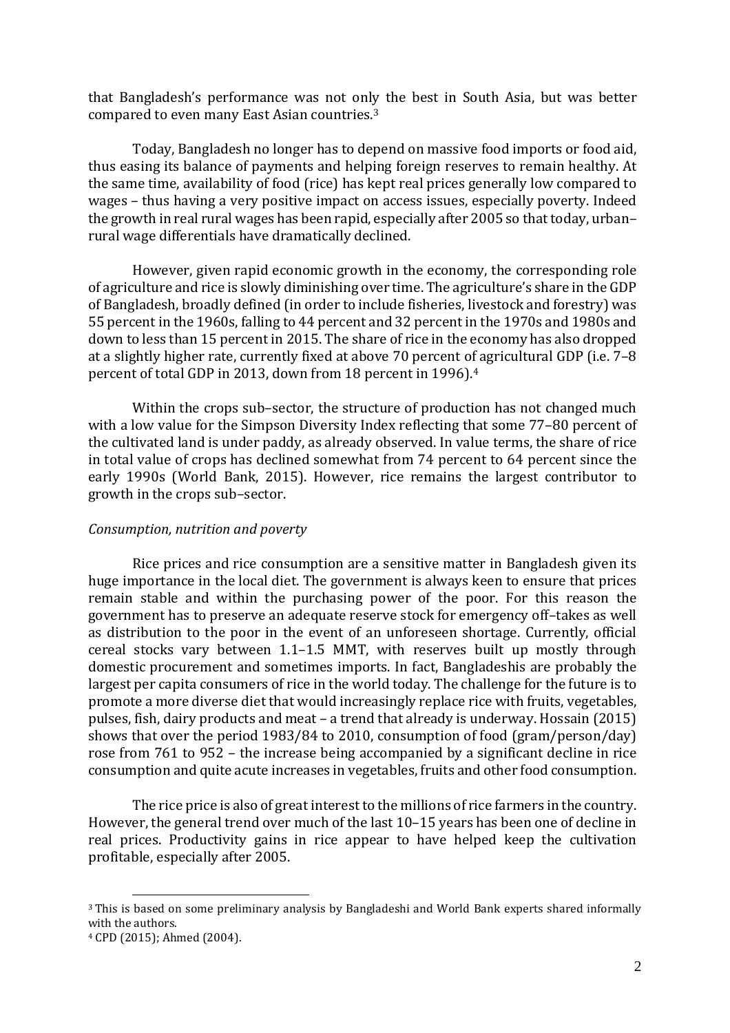that Bangladesh's performance was not only the best in South Asia, but was better compared to even many East Asian countries.[3]

Today, Bangladesh no longer has to depend on massive food imports or food aid, thus easing its balance of payments and helping foreign reserves to remain healthy. At the same time, availability of food (rice) has kept real prices generally low compared to wages – thus having a very positive impact on access issues, especially poverty. Indeed the growth in real rural wages has been rapid, especially after 2005 so that today, urban–rural wage differentials have dramatically declined.

However, given rapid economic growth in the economy, the corresponding role of agriculture and rice is slowly diminishing over time. The agriculture's share in the GDP of Bangladesh, broadly defined (in order to include fisheries, livestock and forestry) was 55 percent in the 1960s, falling to 44 percent and 32 percent in the 1970s and 1980s and down to less than 15 percent in 2015. The share of rice in the economy has also dropped at a slightly higher rate, currently fixed at above 70 percent of agricultural GDP (i.e. 7–8 percent of total GDP in 2013, down from 18 percent in 1996).[4]

Within the crops sub–sector, the structure of production has not changed much with a low value for the Simpson Diversity Index reflecting that some 77–80 percent of the cultivated land is under paddy, as already observed. In value terms, the share of rice in total value of crops has declined somewhat from 74 percent to 64 percent since the early 1990s (World Bank, 2015). However, rice remains the largest contributor to growth in the crops sub–sector.

*Consumption, nutrition and poverty*

Rice prices and rice consumption are a sensitive matter in Bangladesh given its huge importance in the local diet. The government is always keen to ensure that prices remain stable and within the purchasing power of the poor. For this reason the government has to preserve an adequate reserve stock for emergency off–takes as well as distribution to the poor in the event of an unforeseen shortage. Currently, official cereal stocks vary between 1.1–1.5 MMT, with reserves built up mostly through domestic procurement and sometimes imports. In fact, Bangladeshis are probably the largest per capita consumers of rice in the world today. The challenge for the future is to promote a more diverse diet that would increasingly replace rice with fruits, vegetables, pulses, fish, dairy products and meat – a trend that already is underway. Hossain (2015) shows that over the period 1983/84 to 2010, consumption of food (gram/person/day) rose from 761 to 952 – the increase being accompanied by a significant decline in rice consumption and quite acute increases in vegetables, fruits and other food consumption.

The rice price is also of great interest to the millions of rice farmers in the country. However, the general trend over much of the last 10–15 years has been one of decline in real prices. Productivity gains in rice appear to have helped keep the cultivation profitable, especially after 2005.

---

[3] This is based on some preliminary analysis by Bangladeshi and World Bank experts shared informally with the authors.

[4] CPD (2015); Ahmed (2004).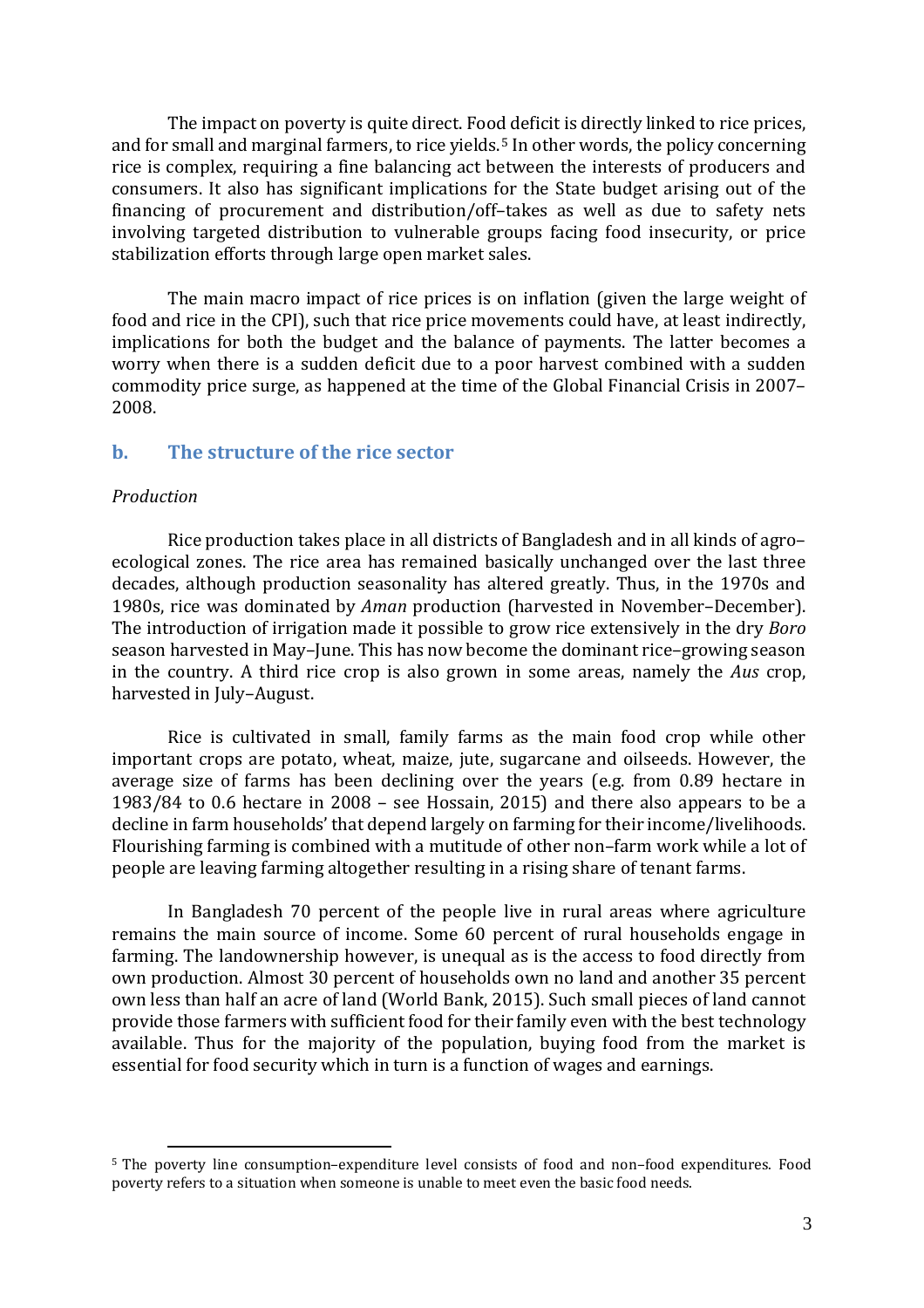The impact on poverty is quite direct. Food deficit is directly linked to rice prices, and for small and marginal farmers, to rice yields.[5] In other words, the policy concerning rice is complex, requiring a fine balancing act between the interests of producers and consumers. It also has significant implications for the State budget arising out of the financing of procurement and distribution/off–takes as well as due to safety nets involving targeted distribution to vulnerable groups facing food insecurity, or price stabilization efforts through large open market sales.

The main macro impact of rice prices is on inflation (given the large weight of food and rice in the CPI), such that rice price movements could have, at least indirectly, implications for both the budget and the balance of payments. The latter becomes a worry when there is a sudden deficit due to a poor harvest combined with a sudden commodity price surge, as happened at the time of the Global Financial Crisis in 2007–2008.

## b. The structure of the rice sector

*Production*

Rice production takes place in all districts of Bangladesh and in all kinds of agro–ecological zones. The rice area has remained basically unchanged over the last three decades, although production seasonality has altered greatly. Thus, in the 1970s and 1980s, rice was dominated by *Aman* production (harvested in November–December). The introduction of irrigation made it possible to grow rice extensively in the dry *Boro* season harvested in May–June. This has now become the dominant rice–growing season in the country. A third rice crop is also grown in some areas, namely the *Aus* crop, harvested in July–August.

Rice is cultivated in small, family farms as the main food crop while other important crops are potato, wheat, maize, jute, sugarcane and oilseeds. However, the average size of farms has been declining over the years (e.g. from 0.89 hectare in 1983/84 to 0.6 hectare in 2008 – see Hossain, 2015) and there also appears to be a decline in farm households' that depend largely on farming for their income/livelihoods. Flourishing farming is combined with a mutitude of other non–farm work while a lot of people are leaving farming altogether resulting in a rising share of tenant farms.

In Bangladesh 70 percent of the people live in rural areas where agriculture remains the main source of income. Some 60 percent of rural households engage in farming. The landownership however, is unequal as is the access to food directly from own production. Almost 30 percent of households own no land and another 35 percent own less than half an acre of land (World Bank, 2015). Such small pieces of land cannot provide those farmers with sufficient food for their family even with the best technology available. Thus for the majority of the population, buying food from the market is essential for food security which in turn is a function of wages and earnings.

---

[5] The poverty line consumption–expenditure level consists of food and non–food expenditures. Food poverty refers to a situation when someone is unable to meet even the basic food needs.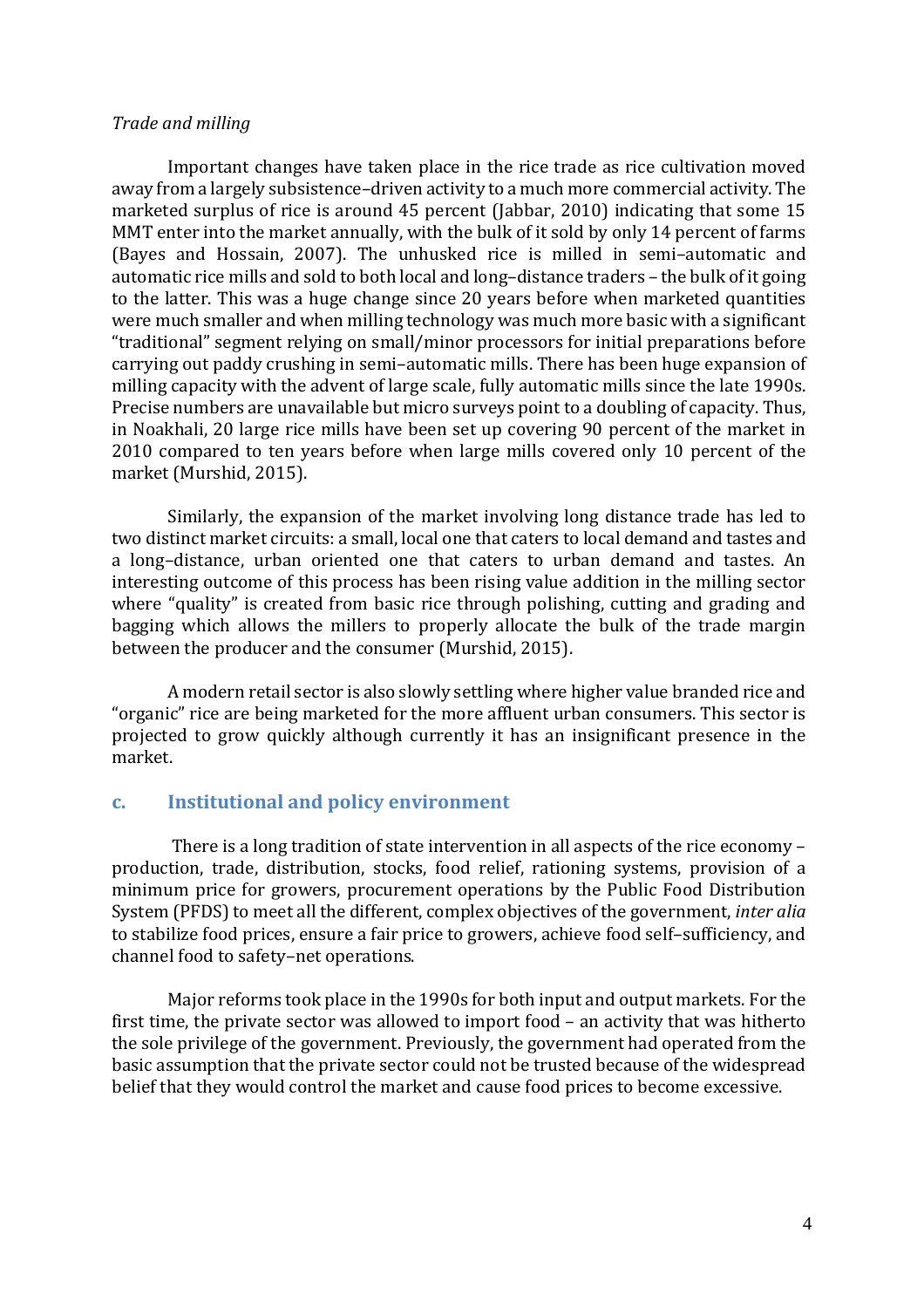*Trade and milling*

Important changes have taken place in the rice trade as rice cultivation moved away from a largely subsistence–driven activity to a much more commercial activity. The marketed surplus of rice is around 45 percent (Jabbar, 2010) indicating that some 15 MMT enter into the market annually, with the bulk of it sold by only 14 percent of farms (Bayes and Hossain, 2007). The unhusked rice is milled in semi–automatic and automatic rice mills and sold to both local and long–distance traders – the bulk of it going to the latter. This was a huge change since 20 years before when marketed quantities were much smaller and when milling technology was much more basic with a significant "traditional" segment relying on small/minor processors for initial preparations before carrying out paddy crushing in semi–automatic mills. There has been huge expansion of milling capacity with the advent of large scale, fully automatic mills since the late 1990s. Precise numbers are unavailable but micro surveys point to a doubling of capacity. Thus, in Noakhali, 20 large rice mills have been set up covering 90 percent of the market in 2010 compared to ten years before when large mills covered only 10 percent of the market (Murshid, 2015).

Similarly, the expansion of the market involving long distance trade has led to two distinct market circuits: a small, local one that caters to local demand and tastes and a long–distance, urban oriented one that caters to urban demand and tastes. An interesting outcome of this process has been rising value addition in the milling sector where "quality" is created from basic rice through polishing, cutting and grading and bagging which allows the millers to properly allocate the bulk of the trade margin between the producer and the consumer (Murshid, 2015).

A modern retail sector is also slowly settling where higher value branded rice and "organic" rice are being marketed for the more affluent urban consumers. This sector is projected to grow quickly although currently it has an insignificant presence in the market.

## c. Institutional and policy environment

There is a long tradition of state intervention in all aspects of the rice economy – production, trade, distribution, stocks, food relief, rationing systems, provision of a minimum price for growers, procurement operations by the Public Food Distribution System (PFDS) to meet all the different, complex objectives of the government, *inter alia* to stabilize food prices, ensure a fair price to growers, achieve food self–sufficiency, and channel food to safety–net operations.

Major reforms took place in the 1990s for both input and output markets. For the first time, the private sector was allowed to import food – an activity that was hitherto the sole privilege of the government. Previously, the government had operated from the basic assumption that the private sector could not be trusted because of the widespread belief that they would control the market and cause food prices to become excessive.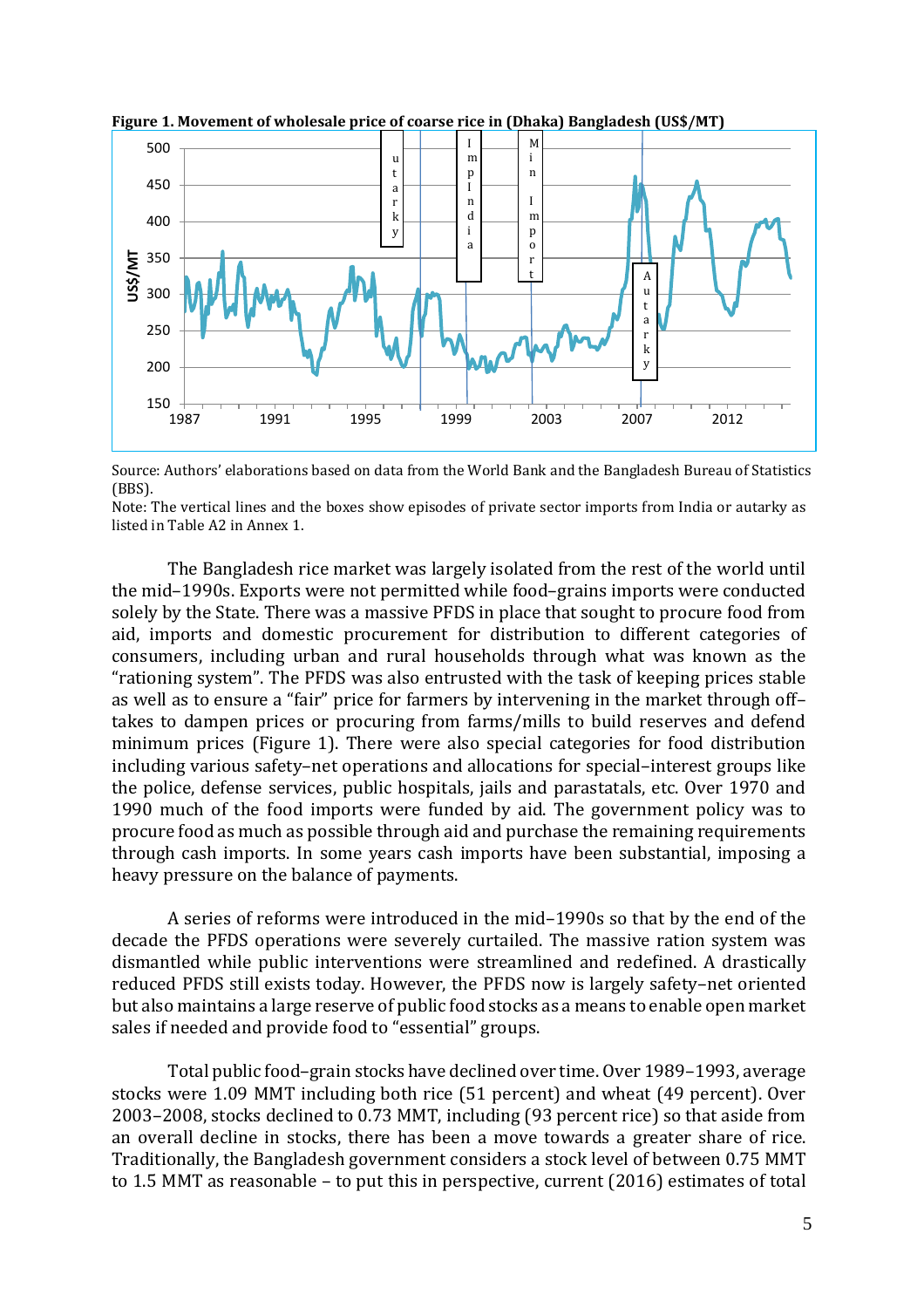**Figure 1. Movement of wholesale price of coarse rice in (Dhaka) Bangladesh (US$/MT)**

Source: Authors' elaborations based on data from the World Bank and the Bangladesh Bureau of Statistics (BBS).

Note: The vertical lines and the boxes show episodes of private sector imports from India or autarky as listed in Table A2 in Annex 1.

The Bangladesh rice market was largely isolated from the rest of the world until the mid–1990s. Exports were not permitted while food–grains imports were conducted solely by the State. There was a massive PFDS in place that sought to procure food from aid, imports and domestic procurement for distribution to different categories of consumers, including urban and rural households through what was known as the "rationing system". The PFDS was also entrusted with the task of keeping prices stable as well as to ensure a "fair" price for farmers by intervening in the market through off–takes to dampen prices or procuring from farms/mills to build reserves and defend minimum prices (Figure 1). There were also special categories for food distribution including various safety–net operations and allocations for special–interest groups like the police, defense services, public hospitals, jails and parastatals, etc. Over 1970 and 1990 much of the food imports were funded by aid. The government policy was to procure food as much as possible through aid and purchase the remaining requirements through cash imports. In some years cash imports have been substantial, imposing a heavy pressure on the balance of payments.

A series of reforms were introduced in the mid–1990s so that by the end of the decade the PFDS operations were severely curtailed. The massive ration system was dismantled while public interventions were streamlined and redefined. A drastically reduced PFDS still exists today. However, the PFDS now is largely safety–net oriented but also maintains a large reserve of public food stocks as a means to enable open market sales if needed and provide food to "essential" groups.

Total public food–grain stocks have declined over time. Over 1989–1993, average stocks were 1.09 MMT including both rice (51 percent) and wheat (49 percent). Over 2003–2008, stocks declined to 0.73 MMT, including (93 percent rice) so that aside from an overall decline in stocks, there has been a move towards a greater share of rice. Traditionally, the Bangladesh government considers a stock level of between 0.75 MMT to 1.5 MMT as reasonable – to put this in perspective, current (2016) estimates of total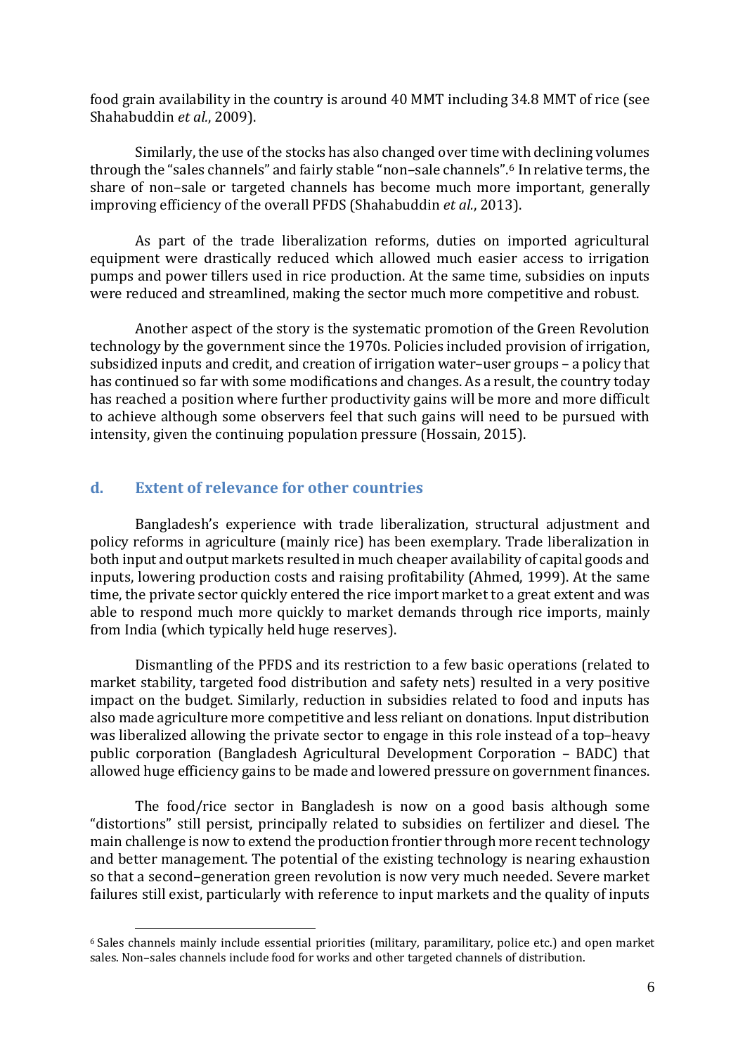food grain availability in the country is around 40 MMT including 34.8 MMT of rice (see Shahabuddin *et al.*, 2009).

Similarly, the use of the stocks has also changed over time with declining volumes through the "sales channels" and fairly stable "non–sale channels".[6] In relative terms, the share of non–sale or targeted channels has become much more important, generally improving efficiency of the overall PFDS (Shahabuddin *et al.*, 2013).

As part of the trade liberalization reforms, duties on imported agricultural equipment were drastically reduced which allowed much easier access to irrigation pumps and power tillers used in rice production. At the same time, subsidies on inputs were reduced and streamlined, making the sector much more competitive and robust.

Another aspect of the story is the systematic promotion of the Green Revolution technology by the government since the 1970s. Policies included provision of irrigation, subsidized inputs and credit, and creation of irrigation water–user groups – a policy that has continued so far with some modifications and changes. As a result, the country today has reached a position where further productivity gains will be more and more difficult to achieve although some observers feel that such gains will need to be pursued with intensity, given the continuing population pressure (Hossain, 2015).

## d. Extent of relevance for other countries

Bangladesh's experience with trade liberalization, structural adjustment and policy reforms in agriculture (mainly rice) has been exemplary. Trade liberalization in both input and output markets resulted in much cheaper availability of capital goods and inputs, lowering production costs and raising profitability (Ahmed, 1999). At the same time, the private sector quickly entered the rice import market to a great extent and was able to respond much more quickly to market demands through rice imports, mainly from India (which typically held huge reserves).

Dismantling of the PFDS and its restriction to a few basic operations (related to market stability, targeted food distribution and safety nets) resulted in a very positive impact on the budget. Similarly, reduction in subsidies related to food and inputs has also made agriculture more competitive and less reliant on donations. Input distribution was liberalized allowing the private sector to engage in this role instead of a top–heavy public corporation (Bangladesh Agricultural Development Corporation – BADC) that allowed huge efficiency gains to be made and lowered pressure on government finances.

The food/rice sector in Bangladesh is now on a good basis although some "distortions" still persist, principally related to subsidies on fertilizer and diesel. The main challenge is now to extend the production frontier through more recent technology and better management. The potential of the existing technology is nearing exhaustion so that a second–generation green revolution is now very much needed. Severe market failures still exist, particularly with reference to input markets and the quality of inputs

[6] Sales channels mainly include essential priorities (military, paramilitary, police etc.) and open market sales. Non–sales channels include food for works and other targeted channels of distribution.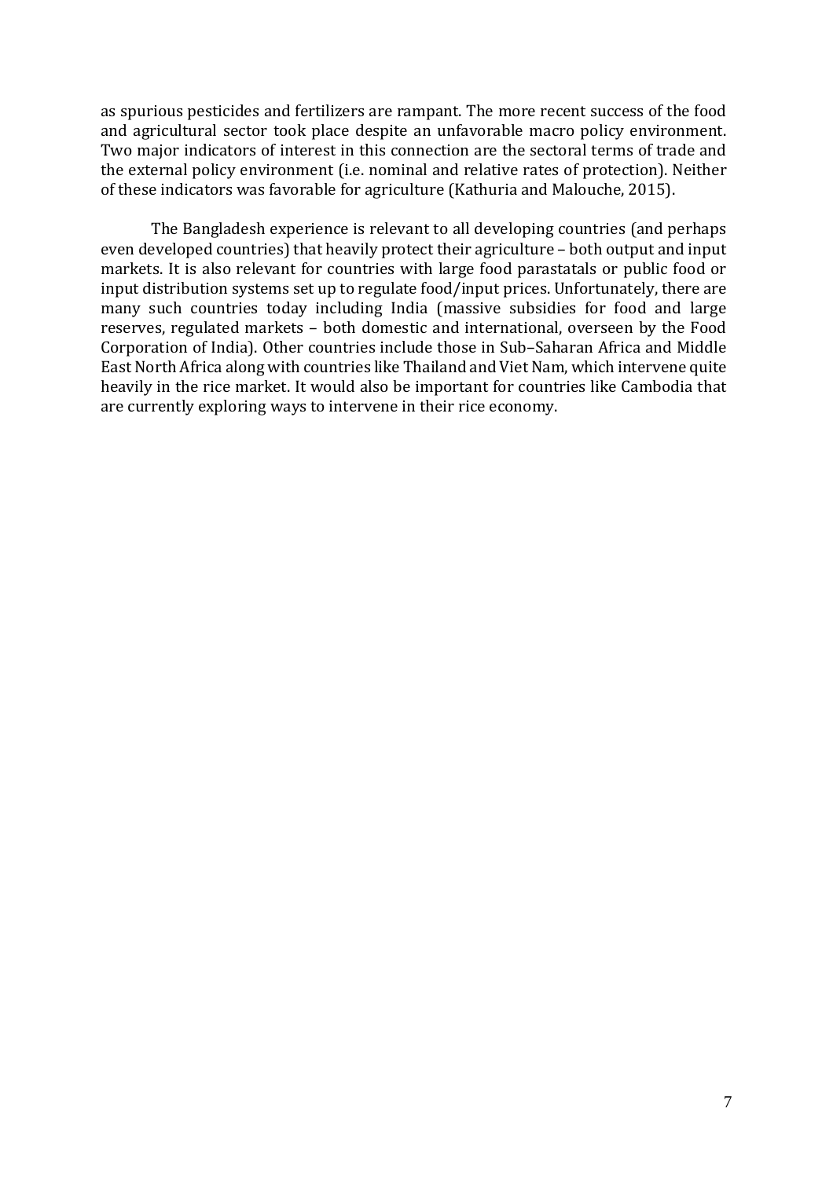as spurious pesticides and fertilizers are rampant. The more recent success of the food and agricultural sector took place despite an unfavorable macro policy environment. Two major indicators of interest in this connection are the sectoral terms of trade and the external policy environment (i.e. nominal and relative rates of protection). Neither of these indicators was favorable for agriculture (Kathuria and Malouche, 2015).

The Bangladesh experience is relevant to all developing countries (and perhaps even developed countries) that heavily protect their agriculture – both output and input markets. It is also relevant for countries with large food parastatals or public food or input distribution systems set up to regulate food/input prices. Unfortunately, there are many such countries today including India (massive subsidies for food and large reserves, regulated markets – both domestic and international, overseen by the Food Corporation of India). Other countries include those in Sub–Saharan Africa and Middle East North Africa along with countries like Thailand and Viet Nam, which intervene quite heavily in the rice market. It would also be important for countries like Cambodia that are currently exploring ways to intervene in their rice economy.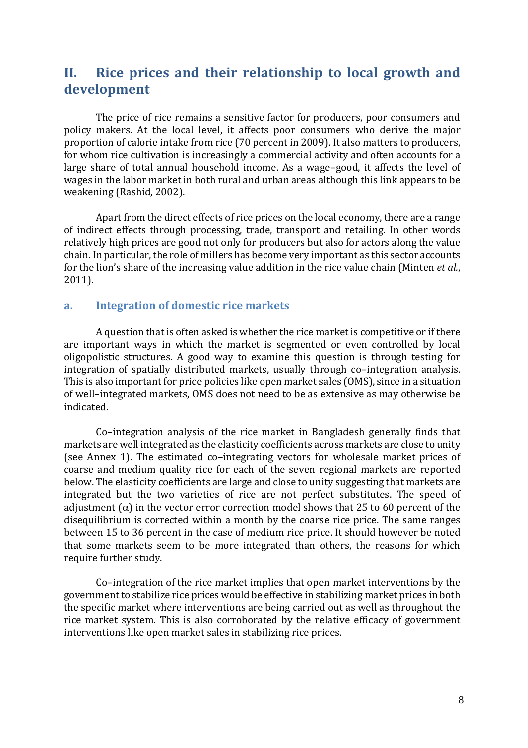## II. Rice prices and their relationship to local growth and development

The price of rice remains a sensitive factor for producers, poor consumers and policy makers. At the local level, it affects poor consumers who derive the major proportion of calorie intake from rice (70 percent in 2009). It also matters to producers, for whom rice cultivation is increasingly a commercial activity and often accounts for a large share of total annual household income. As a wage–good, it affects the level of wages in the labor market in both rural and urban areas although this link appears to be weakening (Rashid, 2002).

Apart from the direct effects of rice prices on the local economy, there are a range of indirect effects through processing, trade, transport and retailing. In other words relatively high prices are good not only for producers but also for actors along the value chain. In particular, the role of millers has become very important as this sector accounts for the lion's share of the increasing value addition in the rice value chain (Minten *et al.*, 2011).

### a. Integration of domestic rice markets

A question that is often asked is whether the rice market is competitive or if there are important ways in which the market is segmented or even controlled by local oligopolistic structures. A good way to examine this question is through testing for integration of spatially distributed markets, usually through co–integration analysis. This is also important for price policies like open market sales (OMS), since in a situation of well–integrated markets, OMS does not need to be as extensive as may otherwise be indicated.

Co–integration analysis of the rice market in Bangladesh generally finds that markets are well integrated as the elasticity coefficients across markets are close to unity (see Annex 1). The estimated co–integrating vectors for wholesale market prices of coarse and medium quality rice for each of the seven regional markets are reported below. The elasticity coefficients are large and close to unity suggesting that markets are integrated but the two varieties of rice are not perfect substitutes. The speed of adjustment ($\alpha$) in the vector error correction model shows that 25 to 60 percent of the disequilibrium is corrected within a month by the coarse rice price. The same ranges between 15 to 36 percent in the case of medium rice price. It should however be noted that some markets seem to be more integrated than others, the reasons for which require further study.

Co–integration of the rice market implies that open market interventions by the government to stabilize rice prices would be effective in stabilizing market prices in both the specific market where interventions are being carried out as well as throughout the rice market system. This is also corroborated by the relative efficacy of government interventions like open market sales in stabilizing rice prices.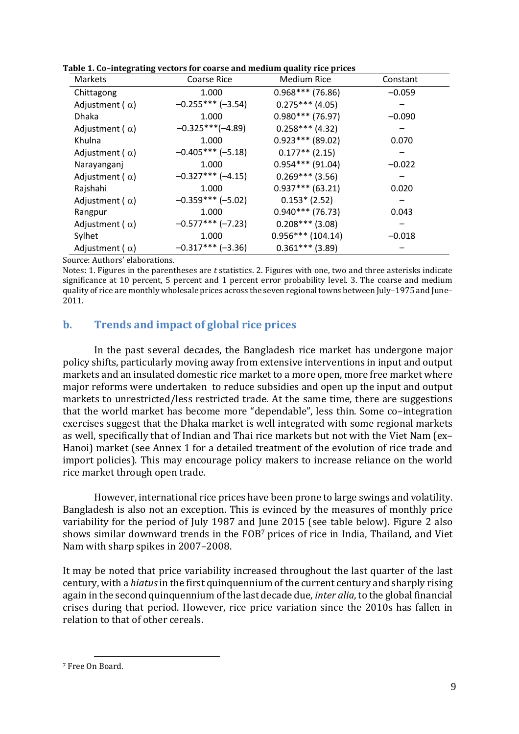**Table 1. Co–integrating vectors for coarse and medium quality rice prices**

| Markets | Coarse Rice | Medium Rice | Constant |
|---|---|---|---|
| Chittagong | 1.000 | 0.968*** (76.86) | −0.059 |
| Adjustment ( $\alpha$) | −0.255*** (−3.54) | 0.275*** (4.05) | – |
| Dhaka | 1.000 | 0.980*** (76.97) | −0.090 |
| Adjustment ( $\alpha$) | −0.325***(−4.89) | 0.258*** (4.32) | – |
| Khulna | 1.000 | 0.923*** (89.02) | 0.070 |
| Adjustment ( $\alpha$) | −0.405*** (−5.18) | 0.177** (2.15) | – |
| Narayanganj | 1.000 | 0.954*** (91.04) | −0.022 |
| Adjustment ( $\alpha$) | −0.327*** (−4.15) | 0.269*** (3.56) | – |
| Rajshahi | 1.000 | 0.937*** (63.21) | 0.020 |
| Adjustment ( $\alpha$) | −0.359*** (−5.02) | 0.153* (2.52) | – |
| Rangpur | 1.000 | 0.940*** (76.73) | 0.043 |
| Adjustment ( $\alpha$) | −0.577*** (−7.23) | 0.208*** (3.08) | – |
| Sylhet | 1.000 | 0.956*** (104.14) | −0.018 |
| Adjustment ( $\alpha$) | −0.317*** (−3.36) | 0.361*** (3.89) | – |

Source: Authors' elaborations.

Notes: 1. Figures in the parentheses are *t* statistics. 2. Figures with one, two and three asterisks indicate significance at 10 percent, 5 percent and 1 percent error probability level. 3. The coarse and medium quality of rice are monthly wholesale prices across the seven regional towns between July–1975 and June–2011.

## b. Trends and impact of global rice prices

In the past several decades, the Bangladesh rice market has undergone major policy shifts, particularly moving away from extensive interventions in input and output markets and an insulated domestic rice market to a more open, more free market where major reforms were undertaken to reduce subsidies and open up the input and output markets to unrestricted/less restricted trade. At the same time, there are suggestions that the world market has become more "dependable", less thin. Some co–integration exercises suggest that the Dhaka market is well integrated with some regional markets as well, specifically that of Indian and Thai rice markets but not with the Viet Nam (ex–Hanoi) market (see Annex 1 for a detailed treatment of the evolution of rice trade and import policies). This may encourage policy makers to increase reliance on the world rice market through open trade.

However, international rice prices have been prone to large swings and volatility. Bangladesh is also not an exception. This is evinced by the measures of monthly price variability for the period of July 1987 and June 2015 (see table below). Figure 2 also shows similar downward trends in the FOB[7] prices of rice in India, Thailand, and Viet Nam with sharp spikes in 2007–2008.

It may be noted that price variability increased throughout the last quarter of the last century, with a *hiatus* in the first quinquennium of the current century and sharply rising again in the second quinquennium of the last decade due, *inter alia*, to the global financial crises during that period. However, rice price variation since the 2010s has fallen in relation to that of other cereals.

[7] Free On Board.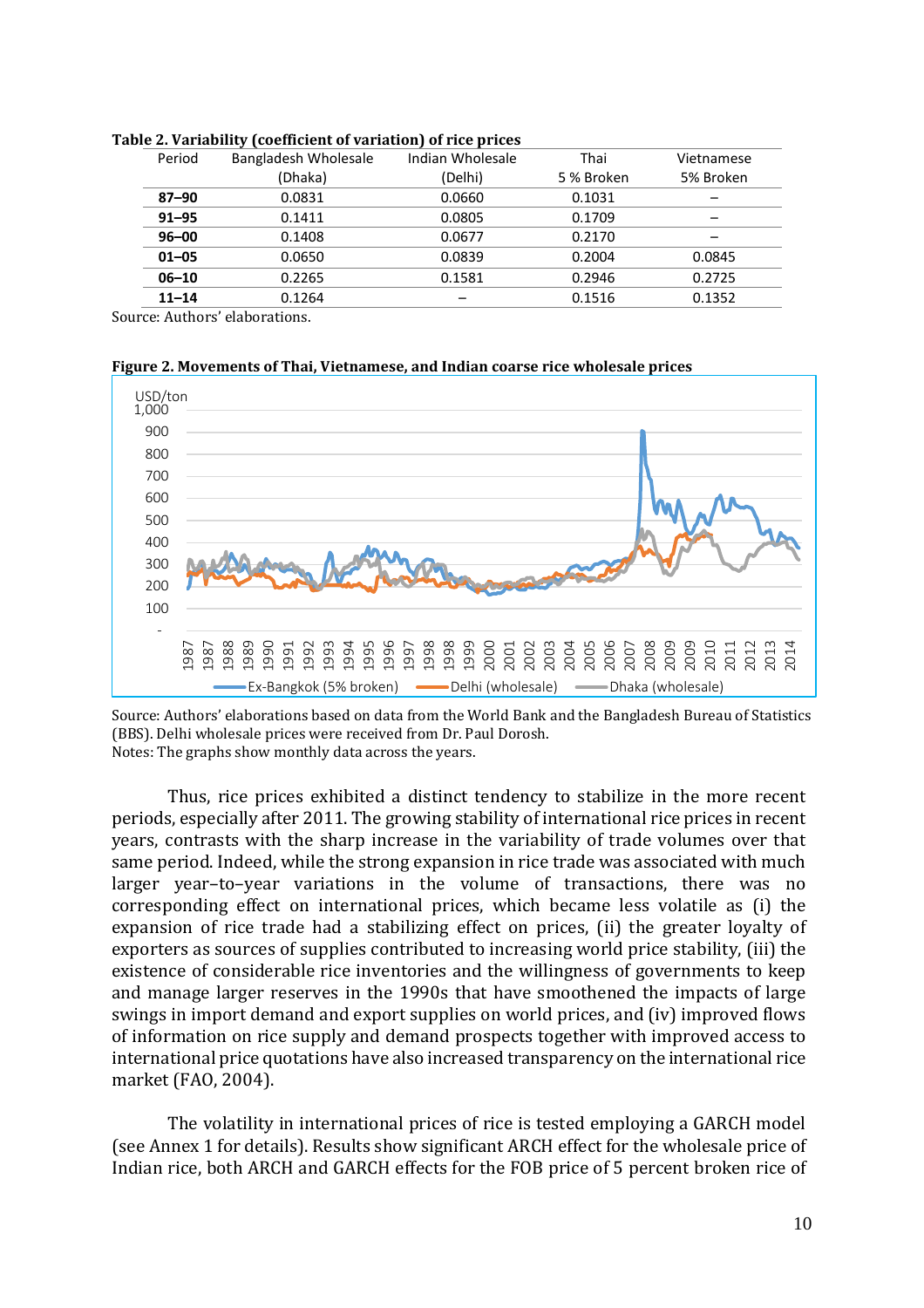**Table 2. Variability (coefficient of variation) of rice prices**

| Period | Bangladesh Wholesale (Dhaka) | Indian Wholesale (Delhi) | Thai 5 % Broken | Vietnamese 5% Broken |
|---|---|---|---|---|
| **87–90** | 0.0831 | 0.0660 | 0.1031 | – |
| **91–95** | 0.1411 | 0.0805 | 0.1709 | – |
| **96–00** | 0.1408 | 0.0677 | 0.2170 | – |
| **01–05** | 0.0650 | 0.0839 | 0.2004 | 0.0845 |
| **06–10** | 0.2265 | 0.1581 | 0.2946 | 0.2725 |
| **11–14** | 0.1264 | – | 0.1516 | 0.1352 |

Source: Authors' elaborations.

**Figure 2. Movements of Thai, Vietnamese, and Indian coarse rice wholesale prices**

Source: Authors' elaborations based on data from the World Bank and the Bangladesh Bureau of Statistics (BBS). Delhi wholesale prices were received from Dr. Paul Dorosh.
Notes: The graphs show monthly data across the years.

Thus, rice prices exhibited a distinct tendency to stabilize in the more recent periods, especially after 2011. The growing stability of international rice prices in recent years, contrasts with the sharp increase in the variability of trade volumes over that same period. Indeed, while the strong expansion in rice trade was associated with much larger year–to–year variations in the volume of transactions, there was no corresponding effect on international prices, which became less volatile as (i) the expansion of rice trade had a stabilizing effect on prices, (ii) the greater loyalty of exporters as sources of supplies contributed to increasing world price stability, (iii) the existence of considerable rice inventories and the willingness of governments to keep and manage larger reserves in the 1990s that have smoothened the impacts of large swings in import demand and export supplies on world prices, and (iv) improved flows of information on rice supply and demand prospects together with improved access to international price quotations have also increased transparency on the international rice market (FAO, 2004).

The volatility in international prices of rice is tested employing a GARCH model (see Annex 1 for details). Results show significant ARCH effect for the wholesale price of Indian rice, both ARCH and GARCH effects for the FOB price of 5 percent broken rice of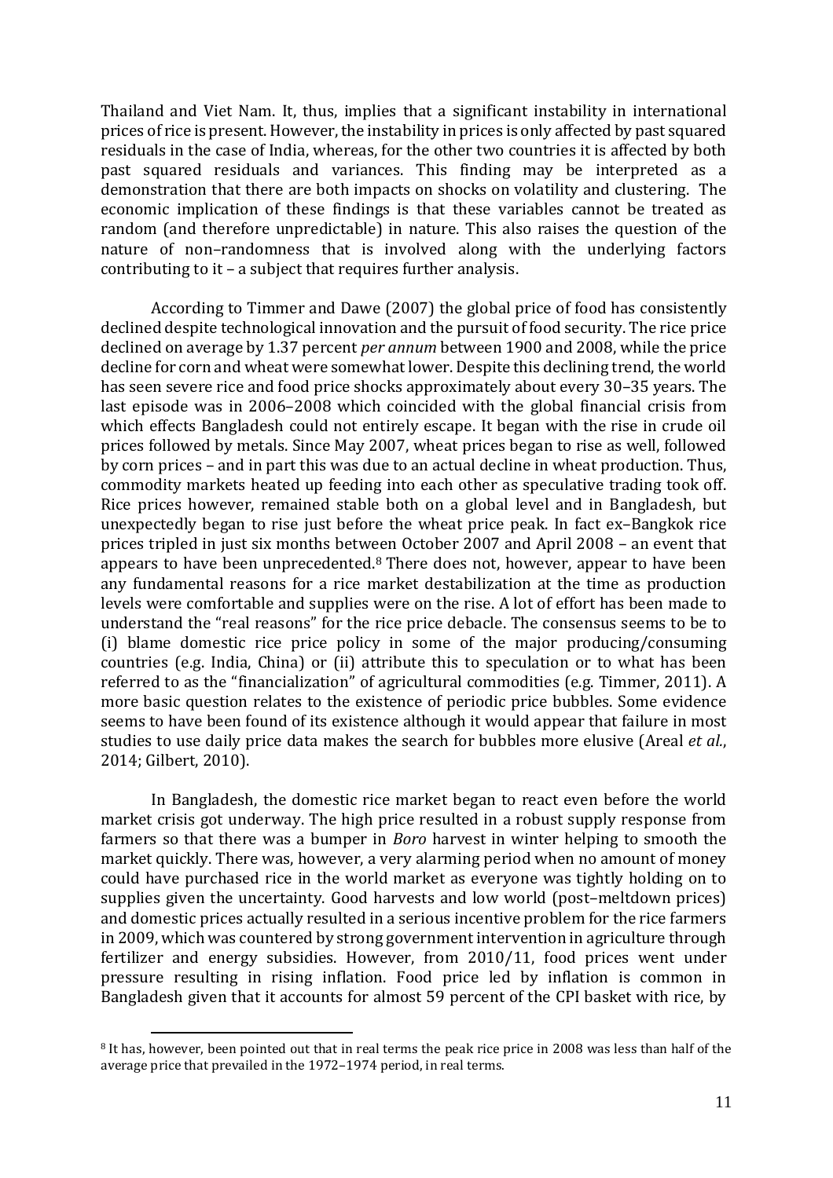Thailand and Viet Nam. It, thus, implies that a significant instability in international prices of rice is present. However, the instability in prices is only affected by past squared residuals in the case of India, whereas, for the other two countries it is affected by both past squared residuals and variances. This finding may be interpreted as a demonstration that there are both impacts on shocks on volatility and clustering. The economic implication of these findings is that these variables cannot be treated as random (and therefore unpredictable) in nature. This also raises the question of the nature of non–randomness that is involved along with the underlying factors contributing to it – a subject that requires further analysis.

According to Timmer and Dawe (2007) the global price of food has consistently declined despite technological innovation and the pursuit of food security. The rice price declined on average by 1.37 percent *per annum* between 1900 and 2008, while the price decline for corn and wheat were somewhat lower. Despite this declining trend, the world has seen severe rice and food price shocks approximately about every 30–35 years. The last episode was in 2006–2008 which coincided with the global financial crisis from which effects Bangladesh could not entirely escape. It began with the rise in crude oil prices followed by metals. Since May 2007, wheat prices began to rise as well, followed by corn prices – and in part this was due to an actual decline in wheat production. Thus, commodity markets heated up feeding into each other as speculative trading took off. Rice prices however, remained stable both on a global level and in Bangladesh, but unexpectedly began to rise just before the wheat price peak. In fact ex–Bangkok rice prices tripled in just six months between October 2007 and April 2008 – an event that appears to have been unprecedented.[8] There does not, however, appear to have been any fundamental reasons for a rice market destabilization at the time as production levels were comfortable and supplies were on the rise. A lot of effort has been made to understand the "real reasons" for the rice price debacle. The consensus seems to be to (i) blame domestic rice price policy in some of the major producing/consuming countries (e.g. India, China) or (ii) attribute this to speculation or to what has been referred to as the "financialization" of agricultural commodities (e.g. Timmer, 2011). A more basic question relates to the existence of periodic price bubbles. Some evidence seems to have been found of its existence although it would appear that failure in most studies to use daily price data makes the search for bubbles more elusive (Areal *et al.*, 2014; Gilbert, 2010).

In Bangladesh, the domestic rice market began to react even before the world market crisis got underway. The high price resulted in a robust supply response from farmers so that there was a bumper in *Boro* harvest in winter helping to smooth the market quickly. There was, however, a very alarming period when no amount of money could have purchased rice in the world market as everyone was tightly holding on to supplies given the uncertainty. Good harvests and low world (post–meltdown prices) and domestic prices actually resulted in a serious incentive problem for the rice farmers in 2009, which was countered by strong government intervention in agriculture through fertilizer and energy subsidies. However, from 2010/11, food prices went under pressure resulting in rising inflation. Food price led by inflation is common in Bangladesh given that it accounts for almost 59 percent of the CPI basket with rice, by

[8] It has, however, been pointed out that in real terms the peak rice price in 2008 was less than half of the average price that prevailed in the 1972–1974 period, in real terms.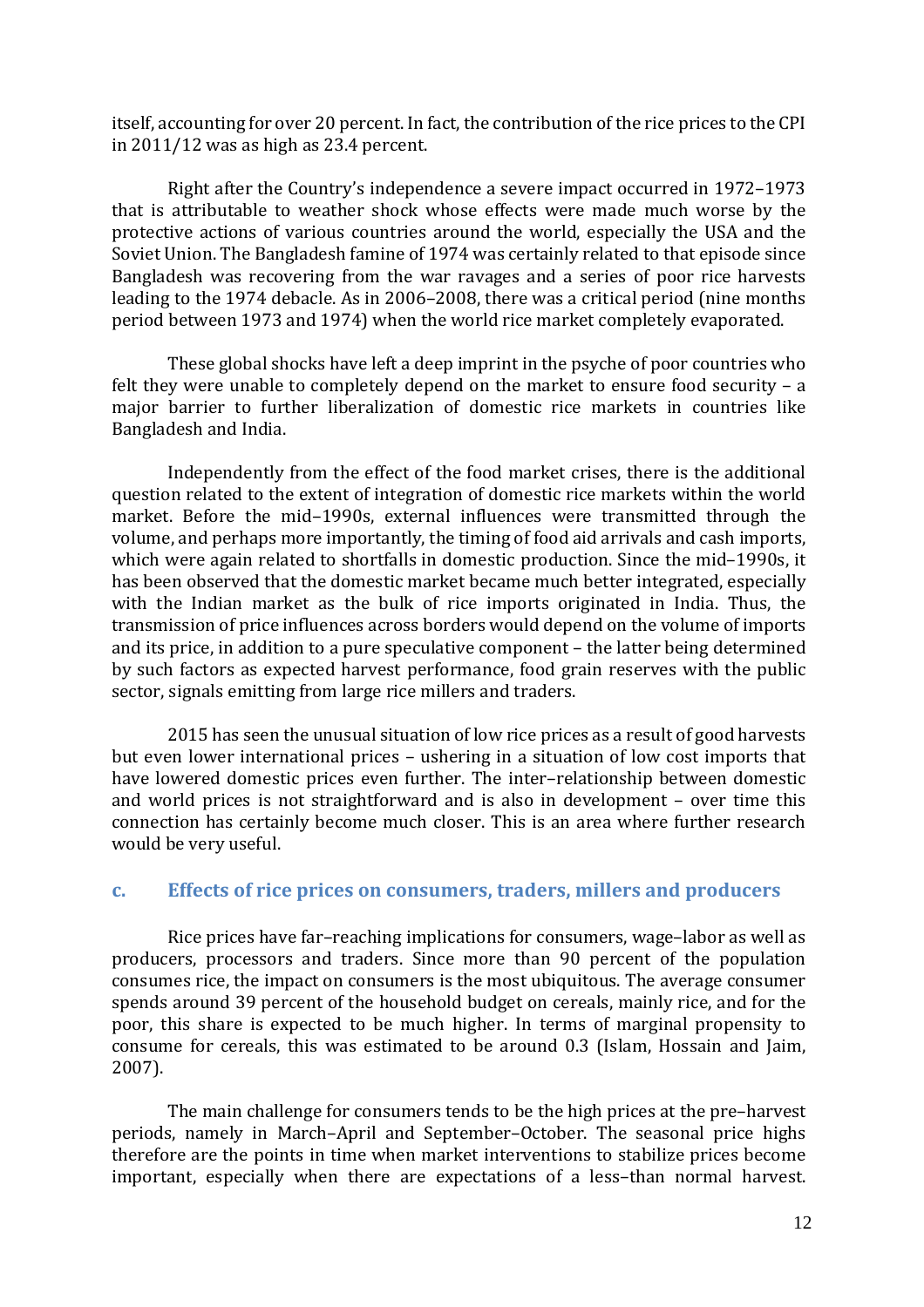itself, accounting for over 20 percent. In fact, the contribution of the rice prices to the CPI in 2011/12 was as high as 23.4 percent.

Right after the Country's independence a severe impact occurred in 1972–1973 that is attributable to weather shock whose effects were made much worse by the protective actions of various countries around the world, especially the USA and the Soviet Union. The Bangladesh famine of 1974 was certainly related to that episode since Bangladesh was recovering from the war ravages and a series of poor rice harvests leading to the 1974 debacle. As in 2006–2008, there was a critical period (nine months period between 1973 and 1974) when the world rice market completely evaporated.

These global shocks have left a deep imprint in the psyche of poor countries who felt they were unable to completely depend on the market to ensure food security – a major barrier to further liberalization of domestic rice markets in countries like Bangladesh and India.

Independently from the effect of the food market crises, there is the additional question related to the extent of integration of domestic rice markets within the world market. Before the mid–1990s, external influences were transmitted through the volume, and perhaps more importantly, the timing of food aid arrivals and cash imports, which were again related to shortfalls in domestic production. Since the mid–1990s, it has been observed that the domestic market became much better integrated, especially with the Indian market as the bulk of rice imports originated in India. Thus, the transmission of price influences across borders would depend on the volume of imports and its price, in addition to a pure speculative component – the latter being determined by such factors as expected harvest performance, food grain reserves with the public sector, signals emitting from large rice millers and traders.

2015 has seen the unusual situation of low rice prices as a result of good harvests but even lower international prices – ushering in a situation of low cost imports that have lowered domestic prices even further. The inter–relationship between domestic and world prices is not straightforward and is also in development – over time this connection has certainly become much closer. This is an area where further research would be very useful.

## c. Effects of rice prices on consumers, traders, millers and producers

Rice prices have far–reaching implications for consumers, wage–labor as well as producers, processors and traders. Since more than 90 percent of the population consumes rice, the impact on consumers is the most ubiquitous. The average consumer spends around 39 percent of the household budget on cereals, mainly rice, and for the poor, this share is expected to be much higher. In terms of marginal propensity to consume for cereals, this was estimated to be around 0.3 (Islam, Hossain and Jaim, 2007).

The main challenge for consumers tends to be the high prices at the pre–harvest periods, namely in March–April and September–October. The seasonal price highs therefore are the points in time when market interventions to stabilize prices become important, especially when there are expectations of a less–than normal harvest.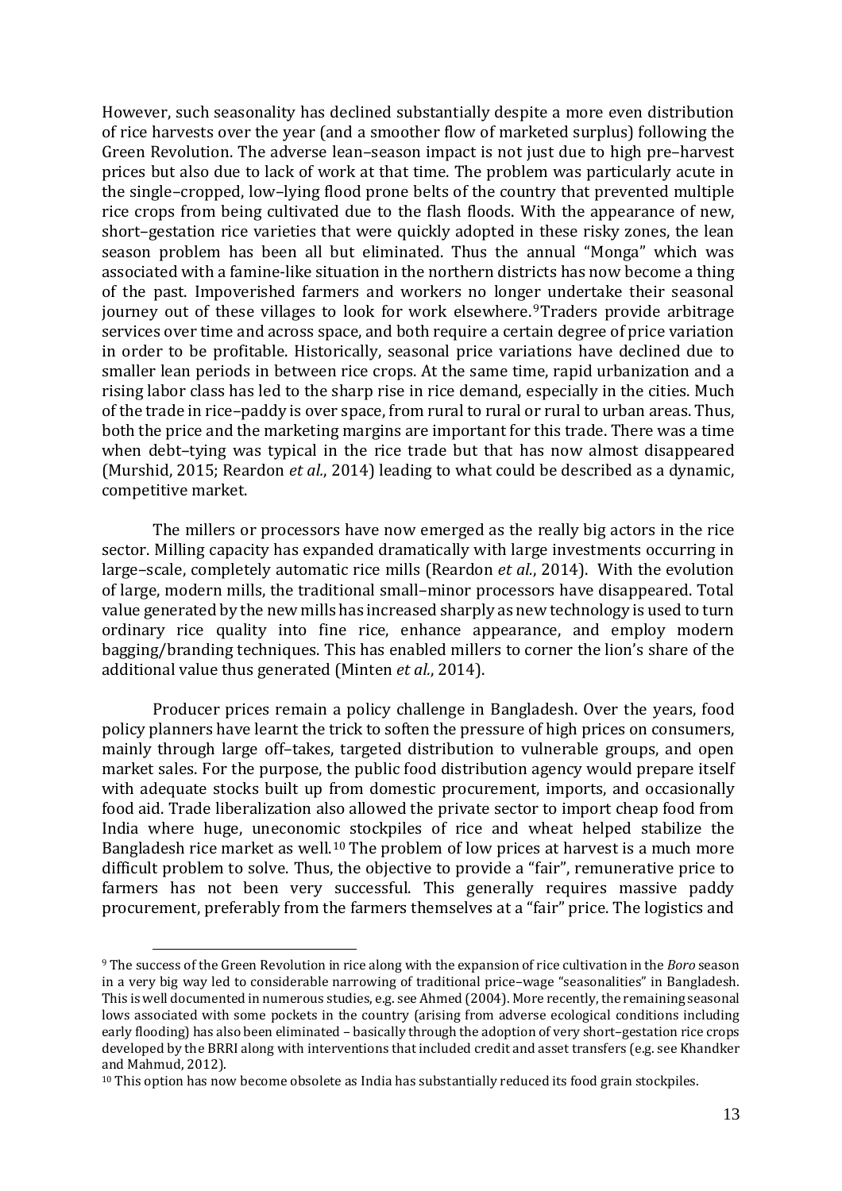However, such seasonality has declined substantially despite a more even distribution of rice harvests over the year (and a smoother flow of marketed surplus) following the Green Revolution. The adverse lean–season impact is not just due to high pre–harvest prices but also due to lack of work at that time. The problem was particularly acute in the single–cropped, low–lying flood prone belts of the country that prevented multiple rice crops from being cultivated due to the flash floods. With the appearance of new, short–gestation rice varieties that were quickly adopted in these risky zones, the lean season problem has been all but eliminated. Thus the annual "Monga" which was associated with a famine-like situation in the northern districts has now become a thing of the past. Impoverished farmers and workers no longer undertake their seasonal journey out of these villages to look for work elsewhere.[9] Traders provide arbitrage services over time and across space, and both require a certain degree of price variation in order to be profitable. Historically, seasonal price variations have declined due to smaller lean periods in between rice crops. At the same time, rapid urbanization and a rising labor class has led to the sharp rise in rice demand, especially in the cities. Much of the trade in rice–paddy is over space, from rural to rural or rural to urban areas. Thus, both the price and the marketing margins are important for this trade. There was a time when debt–tying was typical in the rice trade but that has now almost disappeared (Murshid, 2015; Reardon *et al.*, 2014) leading to what could be described as a dynamic, competitive market.

The millers or processors have now emerged as the really big actors in the rice sector. Milling capacity has expanded dramatically with large investments occurring in large–scale, completely automatic rice mills (Reardon *et al.*, 2014). With the evolution of large, modern mills, the traditional small–minor processors have disappeared. Total value generated by the new mills has increased sharply as new technology is used to turn ordinary rice quality into fine rice, enhance appearance, and employ modern bagging/branding techniques. This has enabled millers to corner the lion's share of the additional value thus generated (Minten *et al.*, 2014).

Producer prices remain a policy challenge in Bangladesh. Over the years, food policy planners have learnt the trick to soften the pressure of high prices on consumers, mainly through large off–takes, targeted distribution to vulnerable groups, and open market sales. For the purpose, the public food distribution agency would prepare itself with adequate stocks built up from domestic procurement, imports, and occasionally food aid. Trade liberalization also allowed the private sector to import cheap food from India where huge, uneconomic stockpiles of rice and wheat helped stabilize the Bangladesh rice market as well.[10] The problem of low prices at harvest is a much more difficult problem to solve. Thus, the objective to provide a "fair", remunerative price to farmers has not been very successful. This generally requires massive paddy procurement, preferably from the farmers themselves at a "fair" price. The logistics and

---

[9] The success of the Green Revolution in rice along with the expansion of rice cultivation in the *Boro* season in a very big way led to considerable narrowing of traditional price–wage "seasonalities" in Bangladesh. This is well documented in numerous studies, e.g. see Ahmed (2004). More recently, the remaining seasonal lows associated with some pockets in the country (arising from adverse ecological conditions including early flooding) has also been eliminated – basically through the adoption of very short–gestation rice crops developed by the BRRI along with interventions that included credit and asset transfers (e.g. see Khandker and Mahmud, 2012).

[10] This option has now become obsolete as India has substantially reduced its food grain stockpiles.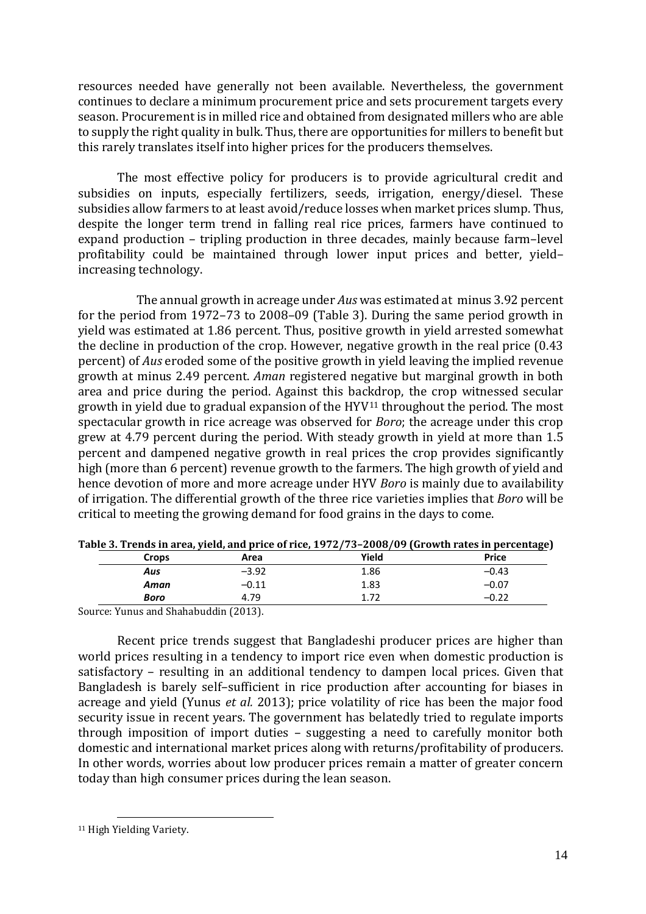resources needed have generally not been available. Nevertheless, the government continues to declare a minimum procurement price and sets procurement targets every season. Procurement is in milled rice and obtained from designated millers who are able to supply the right quality in bulk. Thus, there are opportunities for millers to benefit but this rarely translates itself into higher prices for the producers themselves.

The most effective policy for producers is to provide agricultural credit and subsidies on inputs, especially fertilizers, seeds, irrigation, energy/diesel. These subsidies allow farmers to at least avoid/reduce losses when market prices slump. Thus, despite the longer term trend in falling real rice prices, farmers have continued to expand production – tripling production in three decades, mainly because farm–level profitability could be maintained through lower input prices and better, yield–increasing technology.

The annual growth in acreage under *Aus* was estimated at minus 3.92 percent for the period from 1972–73 to 2008–09 (Table 3). During the same period growth in yield was estimated at 1.86 percent. Thus, positive growth in yield arrested somewhat the decline in production of the crop. However, negative growth in the real price (0.43 percent) of *Aus* eroded some of the positive growth in yield leaving the implied revenue growth at minus 2.49 percent. *Aman* registered negative but marginal growth in both area and price during the period. Against this backdrop, the crop witnessed secular growth in yield due to gradual expansion of the HYV[11] throughout the period. The most spectacular growth in rice acreage was observed for *Boro*; the acreage under this crop grew at 4.79 percent during the period. With steady growth in yield at more than 1.5 percent and dampened negative growth in real prices the crop provides significantly high (more than 6 percent) revenue growth to the farmers. The high growth of yield and hence devotion of more and more acreage under HYV *Boro* is mainly due to availability of irrigation. The differential growth of the three rice varieties implies that *Boro* will be critical to meeting the growing demand for food grains in the days to come.

**Table 3. Trends in area, yield, and price of rice, 1972/73–2008/09 (Growth rates in percentage)**

| Crops | Area | Yield | Price |
|---|---|---|---|
| ***Aus*** | –3.92 | 1.86 | –0.43 |
| ***Aman*** | –0.11 | 1.83 | –0.07 |
| ***Boro*** | 4.79 | 1.72 | –0.22 |

Source: Yunus and Shahabuddin (2013).

Recent price trends suggest that Bangladeshi producer prices are higher than world prices resulting in a tendency to import rice even when domestic production is satisfactory – resulting in an additional tendency to dampen local prices. Given that Bangladesh is barely self–sufficient in rice production after accounting for biases in acreage and yield (Yunus *et al.* 2013); price volatility of rice has been the major food security issue in recent years. The government has belatedly tried to regulate imports through imposition of import duties – suggesting a need to carefully monitor both domestic and international market prices along with returns/profitability of producers. In other words, worries about low producer prices remain a matter of greater concern today than high consumer prices during the lean season.

---

[11] High Yielding Variety.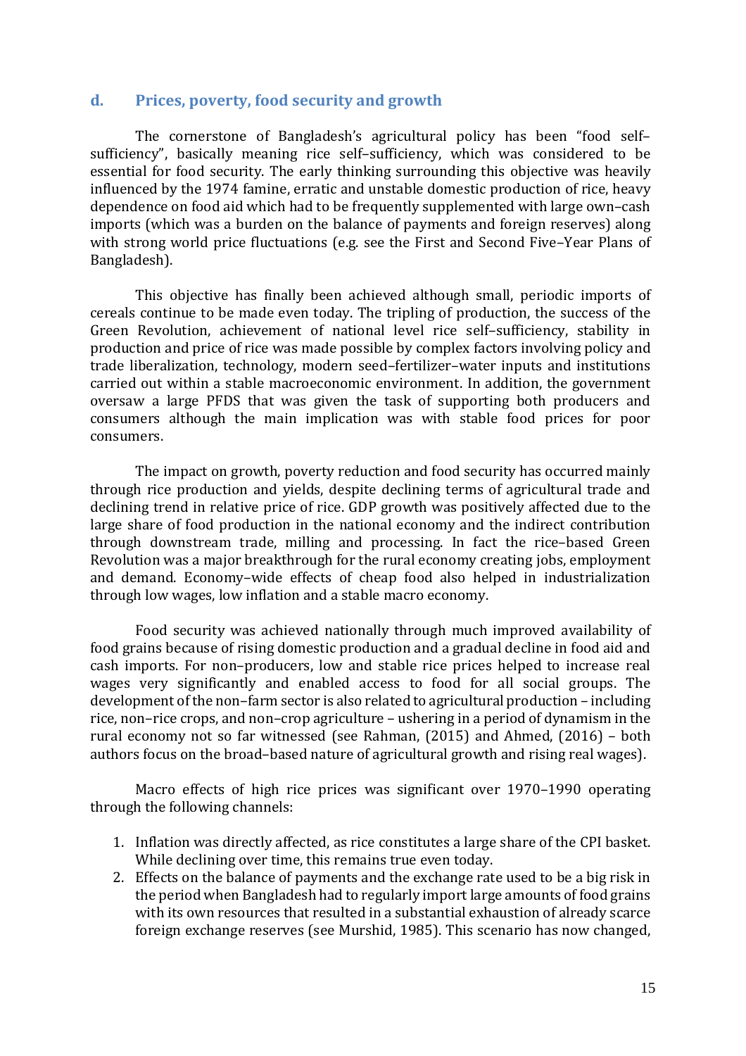### d. Prices, poverty, food security and growth

The cornerstone of Bangladesh's agricultural policy has been "food self–sufficiency", basically meaning rice self–sufficiency, which was considered to be essential for food security. The early thinking surrounding this objective was heavily influenced by the 1974 famine, erratic and unstable domestic production of rice, heavy dependence on food aid which had to be frequently supplemented with large own–cash imports (which was a burden on the balance of payments and foreign reserves) along with strong world price fluctuations (e.g. see the First and Second Five–Year Plans of Bangladesh).

This objective has finally been achieved although small, periodic imports of cereals continue to be made even today. The tripling of production, the success of the Green Revolution, achievement of national level rice self–sufficiency, stability in production and price of rice was made possible by complex factors involving policy and trade liberalization, technology, modern seed–fertilizer–water inputs and institutions carried out within a stable macroeconomic environment. In addition, the government oversaw a large PFDS that was given the task of supporting both producers and consumers although the main implication was with stable food prices for poor consumers.

The impact on growth, poverty reduction and food security has occurred mainly through rice production and yields, despite declining terms of agricultural trade and declining trend in relative price of rice. GDP growth was positively affected due to the large share of food production in the national economy and the indirect contribution through downstream trade, milling and processing. In fact the rice–based Green Revolution was a major breakthrough for the rural economy creating jobs, employment and demand. Economy–wide effects of cheap food also helped in industrialization through low wages, low inflation and a stable macro economy.

Food security was achieved nationally through much improved availability of food grains because of rising domestic production and a gradual decline in food aid and cash imports. For non–producers, low and stable rice prices helped to increase real wages very significantly and enabled access to food for all social groups. The development of the non–farm sector is also related to agricultural production – including rice, non–rice crops, and non–crop agriculture – ushering in a period of dynamism in the rural economy not so far witnessed (see Rahman, (2015) and Ahmed, (2016) – both authors focus on the broad–based nature of agricultural growth and rising real wages).

Macro effects of high rice prices was significant over 1970–1990 operating through the following channels:

1. Inflation was directly affected, as rice constitutes a large share of the CPI basket. While declining over time, this remains true even today.
2. Effects on the balance of payments and the exchange rate used to be a big risk in the period when Bangladesh had to regularly import large amounts of food grains with its own resources that resulted in a substantial exhaustion of already scarce foreign exchange reserves (see Murshid, 1985). This scenario has now changed,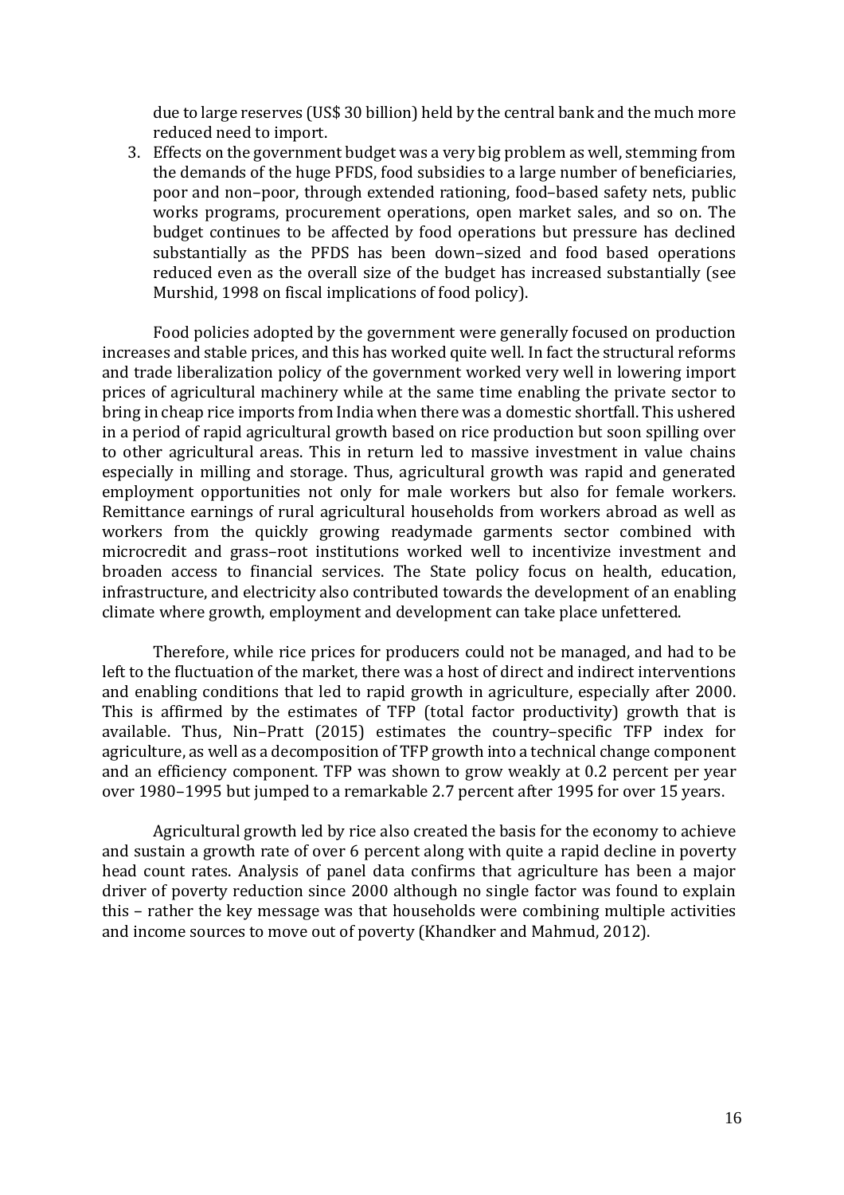due to large reserves (US$ 30 billion) held by the central bank and the much more reduced need to import.

3. Effects on the government budget was a very big problem as well, stemming from the demands of the huge PFDS, food subsidies to a large number of beneficiaries, poor and non–poor, through extended rationing, food–based safety nets, public works programs, procurement operations, open market sales, and so on. The budget continues to be affected by food operations but pressure has declined substantially as the PFDS has been down–sized and food based operations reduced even as the overall size of the budget has increased substantially (see Murshid, 1998 on fiscal implications of food policy).

Food policies adopted by the government were generally focused on production increases and stable prices, and this has worked quite well. In fact the structural reforms and trade liberalization policy of the government worked very well in lowering import prices of agricultural machinery while at the same time enabling the private sector to bring in cheap rice imports from India when there was a domestic shortfall. This ushered in a period of rapid agricultural growth based on rice production but soon spilling over to other agricultural areas. This in return led to massive investment in value chains especially in milling and storage. Thus, agricultural growth was rapid and generated employment opportunities not only for male workers but also for female workers. Remittance earnings of rural agricultural households from workers abroad as well as workers from the quickly growing readymade garments sector combined with microcredit and grass–root institutions worked well to incentivize investment and broaden access to financial services. The State policy focus on health, education, infrastructure, and electricity also contributed towards the development of an enabling climate where growth, employment and development can take place unfettered.

Therefore, while rice prices for producers could not be managed, and had to be left to the fluctuation of the market, there was a host of direct and indirect interventions and enabling conditions that led to rapid growth in agriculture, especially after 2000. This is affirmed by the estimates of TFP (total factor productivity) growth that is available. Thus, Nin–Pratt (2015) estimates the country–specific TFP index for agriculture, as well as a decomposition of TFP growth into a technical change component and an efficiency component. TFP was shown to grow weakly at 0.2 percent per year over 1980–1995 but jumped to a remarkable 2.7 percent after 1995 for over 15 years.

Agricultural growth led by rice also created the basis for the economy to achieve and sustain a growth rate of over 6 percent along with quite a rapid decline in poverty head count rates. Analysis of panel data confirms that agriculture has been a major driver of poverty reduction since 2000 although no single factor was found to explain this – rather the key message was that households were combining multiple activities and income sources to move out of poverty (Khandker and Mahmud, 2012).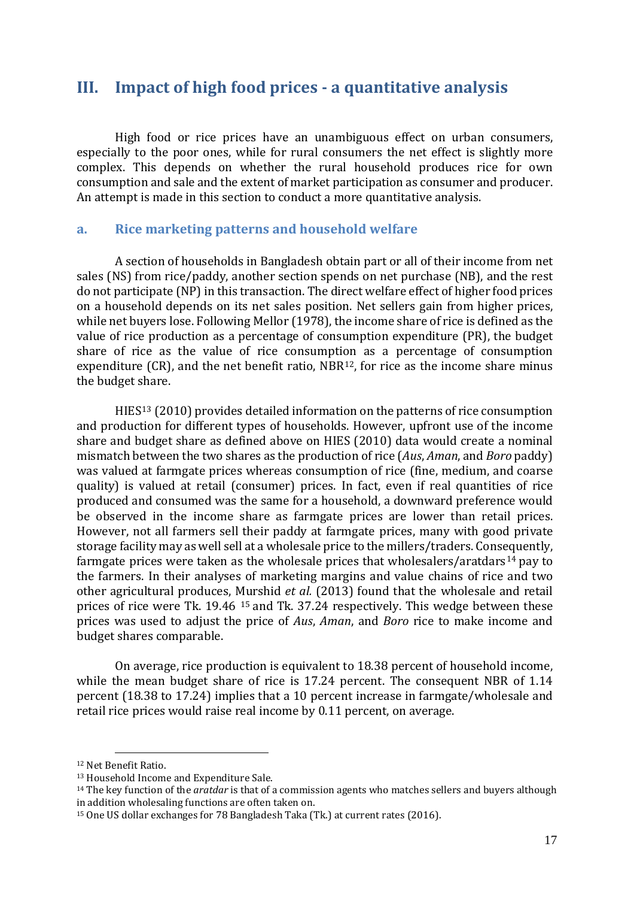## III. Impact of high food prices - a quantitative analysis

High food or rice prices have an unambiguous effect on urban consumers, especially to the poor ones, while for rural consumers the net effect is slightly more complex. This depends on whether the rural household produces rice for own consumption and sale and the extent of market participation as consumer and producer. An attempt is made in this section to conduct a more quantitative analysis.

### a. Rice marketing patterns and household welfare

A section of households in Bangladesh obtain part or all of their income from net sales (NS) from rice/paddy, another section spends on net purchase (NB), and the rest do not participate (NP) in this transaction. The direct welfare effect of higher food prices on a household depends on its net sales position. Net sellers gain from higher prices, while net buyers lose. Following Mellor (1978), the income share of rice is defined as the value of rice production as a percentage of consumption expenditure (PR), the budget share of rice as the value of rice consumption as a percentage of consumption expenditure (CR), and the net benefit ratio, NBR[12], for rice as the income share minus the budget share.

HIES[13] (2010) provides detailed information on the patterns of rice consumption and production for different types of households. However, upfront use of the income share and budget share as defined above on HIES (2010) data would create a nominal mismatch between the two shares as the production of rice (*Aus*, *Aman*, and *Boro* paddy) was valued at farmgate prices whereas consumption of rice (fine, medium, and coarse quality) is valued at retail (consumer) prices. In fact, even if real quantities of rice produced and consumed was the same for a household, a downward preference would be observed in the income share as farmgate prices are lower than retail prices. However, not all farmers sell their paddy at farmgate prices, many with good private storage facility may as well sell at a wholesale price to the millers/traders. Consequently, farmgate prices were taken as the wholesale prices that wholesalers/aratdars[14] pay to the farmers. In their analyses of marketing margins and value chains of rice and two other agricultural produces, Murshid *et al.* (2013) found that the wholesale and retail prices of rice were Tk. 19.46 [15] and Tk. 37.24 respectively. This wedge between these prices was used to adjust the price of *Aus*, *Aman*, and *Boro* rice to make income and budget shares comparable.

On average, rice production is equivalent to 18.38 percent of household income, while the mean budget share of rice is 17.24 percent. The consequent NBR of 1.14 percent (18.38 to 17.24) implies that a 10 percent increase in farmgate/wholesale and retail rice prices would raise real income by 0.11 percent, on average.

---

[12] Net Benefit Ratio.

[13] Household Income and Expenditure Sale.

[14] The key function of the *aratdar* is that of a commission agents who matches sellers and buyers although in addition wholesaling functions are often taken on.

[15] One US dollar exchanges for 78 Bangladesh Taka (Tk.) at current rates (2016).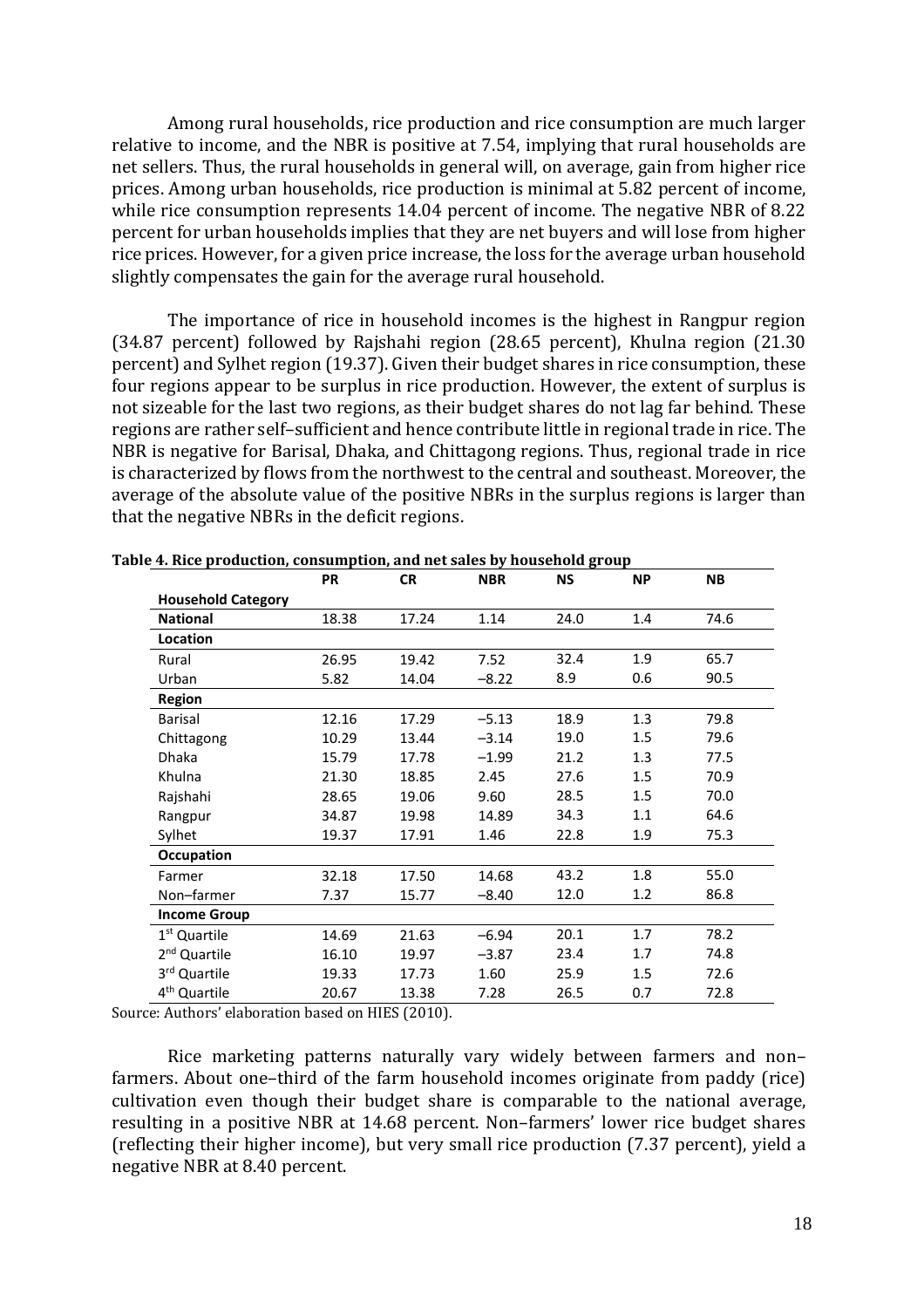Among rural households, rice production and rice consumption are much larger relative to income, and the NBR is positive at 7.54, implying that rural households are net sellers. Thus, the rural households in general will, on average, gain from higher rice prices. Among urban households, rice production is minimal at 5.82 percent of income, while rice consumption represents 14.04 percent of income. The negative NBR of 8.22 percent for urban households implies that they are net buyers and will lose from higher rice prices. However, for a given price increase, the loss for the average urban household slightly compensates the gain for the average rural household.

The importance of rice in household incomes is the highest in Rangpur region (34.87 percent) followed by Rajshahi region (28.65 percent), Khulna region (21.30 percent) and Sylhet region (19.37). Given their budget shares in rice consumption, these four regions appear to be surplus in rice production. However, the extent of surplus is not sizeable for the last two regions, as their budget shares do not lag far behind. These regions are rather self–sufficient and hence contribute little in regional trade in rice. The NBR is negative for Barisal, Dhaka, and Chittagong regions. Thus, regional trade in rice is characterized by flows from the northwest to the central and southeast. Moreover, the average of the absolute value of the positive NBRs in the surplus regions is larger than that the negative NBRs in the deficit regions.

**Table 4. Rice production, consumption, and net sales by household group**

| | PR | CR | NBR | NS | NP | NB |
|---|---|---|---|---|---|---|
| **Household Category** | | | | | | |
| **National** | 18.38 | 17.24 | 1.14 | 24.0 | 1.4 | 74.6 |
| **Location** | | | | | | |
| Rural | 26.95 | 19.42 | 7.52 | 32.4 | 1.9 | 65.7 |
| Urban | 5.82 | 14.04 | –8.22 | 8.9 | 0.6 | 90.5 |
| **Region** | | | | | | |
| Barisal | 12.16 | 17.29 | –5.13 | 18.9 | 1.3 | 79.8 |
| Chittagong | 10.29 | 13.44 | –3.14 | 19.0 | 1.5 | 79.6 |
| Dhaka | 15.79 | 17.78 | –1.99 | 21.2 | 1.3 | 77.5 |
| Khulna | 21.30 | 18.85 | 2.45 | 27.6 | 1.5 | 70.9 |
| Rajshahi | 28.65 | 19.06 | 9.60 | 28.5 | 1.5 | 70.0 |
| Rangpur | 34.87 | 19.98 | 14.89 | 34.3 | 1.1 | 64.6 |
| Sylhet | 19.37 | 17.91 | 1.46 | 22.8 | 1.9 | 75.3 |
| **Occupation** | | | | | | |
| Farmer | 32.18 | 17.50 | 14.68 | 43.2 | 1.8 | 55.0 |
| Non–farmer | 7.37 | 15.77 | –8.40 | 12.0 | 1.2 | 86.8 |
| **Income Group** | | | | | | |
| 1st Quartile | 14.69 | 21.63 | –6.94 | 20.1 | 1.7 | 78.2 |
| 2nd Quartile | 16.10 | 19.97 | –3.87 | 23.4 | 1.7 | 74.8 |
| 3rd Quartile | 19.33 | 17.73 | 1.60 | 25.9 | 1.5 | 72.6 |
| 4th Quartile | 20.67 | 13.38 | 7.28 | 26.5 | 0.7 | 72.8 |

Source: Authors' elaboration based on HIES (2010).

Rice marketing patterns naturally vary widely between farmers and non–farmers. About one–third of the farm household incomes originate from paddy (rice) cultivation even though their budget share is comparable to the national average, resulting in a positive NBR at 14.68 percent. Non–farmers' lower rice budget shares (reflecting their higher income), but very small rice production (7.37 percent), yield a negative NBR at 8.40 percent.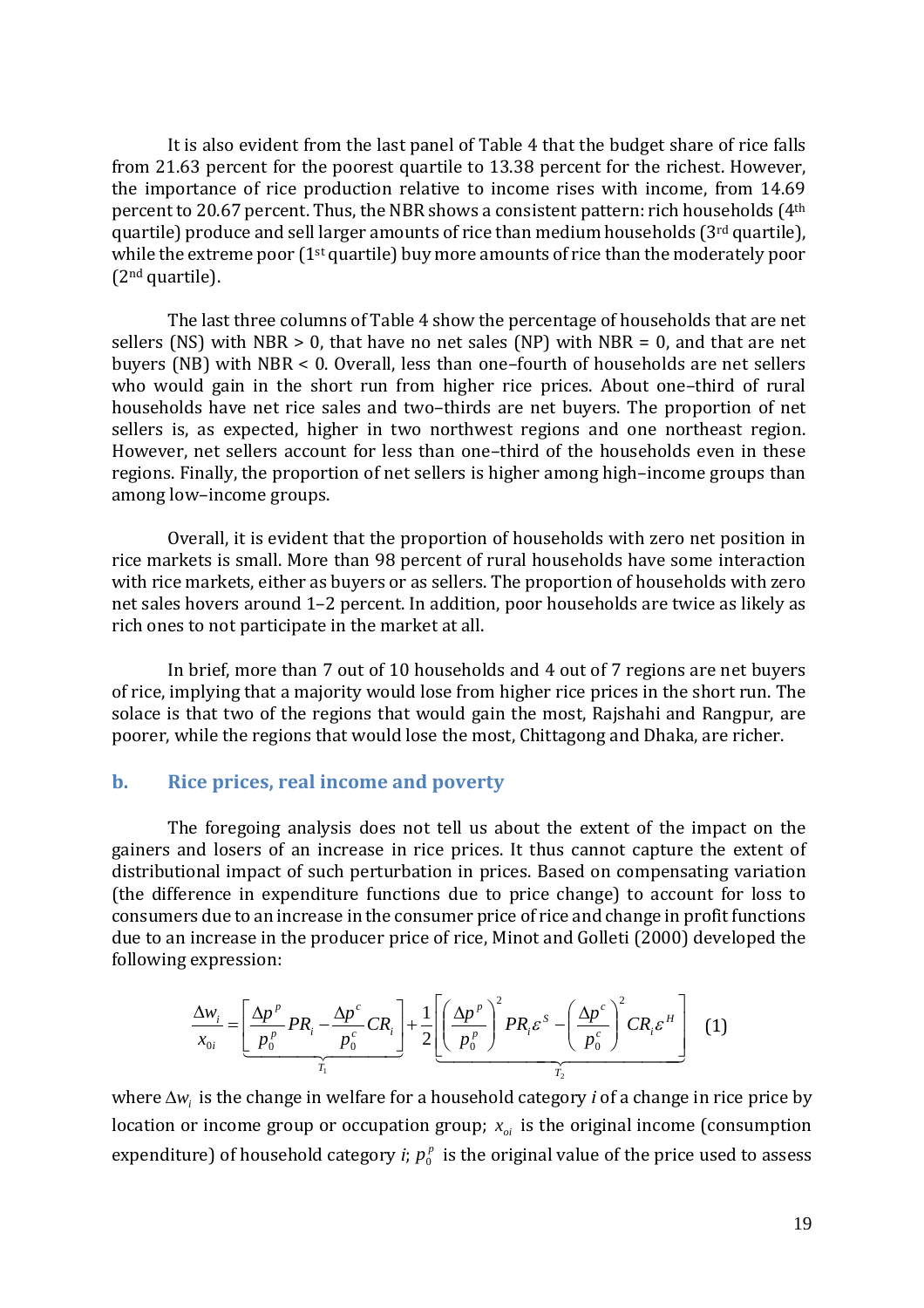It is also evident from the last panel of Table 4 that the budget share of rice falls from 21.63 percent for the poorest quartile to 13.38 percent for the richest. However, the importance of rice production relative to income rises with income, from 14.69 percent to 20.67 percent. Thus, the NBR shows a consistent pattern: rich households (4th quartile) produce and sell larger amounts of rice than medium households (3rd quartile), while the extreme poor (1st quartile) buy more amounts of rice than the moderately poor (2nd quartile).

The last three columns of Table 4 show the percentage of households that are net sellers (NS) with NBR > 0, that have no net sales (NP) with NBR = 0, and that are net buyers (NB) with NBR < 0. Overall, less than one–fourth of households are net sellers who would gain in the short run from higher rice prices. About one–third of rural households have net rice sales and two–thirds are net buyers. The proportion of net sellers is, as expected, higher in two northwest regions and one northeast region. However, net sellers account for less than one–third of the households even in these regions. Finally, the proportion of net sellers is higher among high–income groups than among low–income groups.

Overall, it is evident that the proportion of households with zero net position in rice markets is small. More than 98 percent of rural households have some interaction with rice markets, either as buyers or as sellers. The proportion of households with zero net sales hovers around 1–2 percent. In addition, poor households are twice as likely as rich ones to not participate in the market at all.

In brief, more than 7 out of 10 households and 4 out of 7 regions are net buyers of rice, implying that a majority would lose from higher rice prices in the short run. The solace is that two of the regions that would gain the most, Rajshahi and Rangpur, are poorer, while the regions that would lose the most, Chittagong and Dhaka, are richer.

## b. Rice prices, real income and poverty

The foregoing analysis does not tell us about the extent of the impact on the gainers and losers of an increase in rice prices. It thus cannot capture the extent of distributional impact of such perturbation in prices. Based on compensating variation (the difference in expenditure functions due to price change) to account for loss to consumers due to an increase in the consumer price of rice and change in profit functions due to an increase in the producer price of rice, Minot and Golleti (2000) developed the following expression:

$$\frac{\Delta w_i}{x_{0i}} = \underbrace{\left[ \frac{\Delta p^p}{p_0^p} PR_i - \frac{\Delta p^c}{p_0^c} CR_i \right]}_{T_1} + \frac{1}{2} \underbrace{\left[ \left( \frac{\Delta p^p}{p_0^p} \right)^2 PR_i \varepsilon^S - \left( \frac{\Delta p^c}{p_0^c} \right)^2 CR_i \varepsilon^H \right]}_{T_2} \quad (1)$$

where $\Delta w_i$ is the change in welfare for a household category $i$ of a change in rice price by location or income group or occupation group; $x_{oi}$ is the original income (consumption expenditure) of household category $i$; $p_0^p$ is the original value of the price used to assess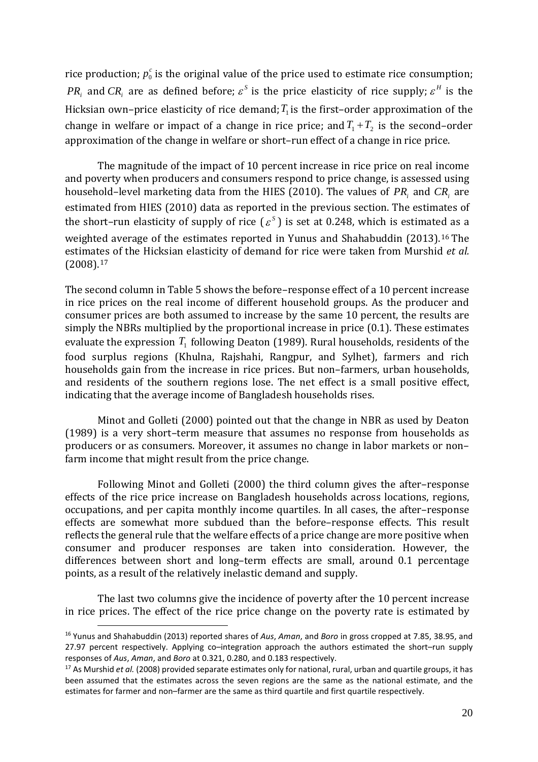rice production; $p_0^c$ is the original value of the price used to estimate rice consumption; $PR_i$ and $CR_i$ are as defined before; $\varepsilon^S$ is the price elasticity of rice supply; $\varepsilon^H$ is the Hicksian own–price elasticity of rice demand; $T_1$ is the first–order approximation of the change in welfare or impact of a change in rice price; and $T_1 + T_2$ is the second–order approximation of the change in welfare or short–run effect of a change in rice price.

The magnitude of the impact of 10 percent increase in rice price on real income and poverty when producers and consumers respond to price change, is assessed using household–level marketing data from the HIES (2010). The values of $PR_i$ and $CR_i$ are estimated from HIES (2010) data as reported in the previous section. The estimates of the short–run elasticity of supply of rice ($\varepsilon^S$) is set at 0.248, which is estimated as a weighted average of the estimates reported in Yunus and Shahabuddin (2013).[16] The estimates of the Hicksian elasticity of demand for rice were taken from Murshid *et al.* (2008).[17]

The second column in Table 5 shows the before–response effect of a 10 percent increase in rice prices on the real income of different household groups. As the producer and consumer prices are both assumed to increase by the same 10 percent, the results are simply the NBRs multiplied by the proportional increase in price (0.1). These estimates evaluate the expression $T_1$ following Deaton (1989). Rural households, residents of the food surplus regions (Khulna, Rajshahi, Rangpur, and Sylhet), farmers and rich households gain from the increase in rice prices. But non–farmers, urban households, and residents of the southern regions lose. The net effect is a small positive effect, indicating that the average income of Bangladesh households rises.

Minot and Golleti (2000) pointed out that the change in NBR as used by Deaton (1989) is a very short–term measure that assumes no response from households as producers or as consumers. Moreover, it assumes no change in labor markets or non–farm income that might result from the price change.

Following Minot and Golleti (2000) the third column gives the after–response effects of the rice price increase on Bangladesh households across locations, regions, occupations, and per capita monthly income quartiles. In all cases, the after–response effects are somewhat more subdued than the before–response effects. This result reflects the general rule that the welfare effects of a price change are more positive when consumer and producer responses are taken into consideration. However, the differences between short and long–term effects are small, around 0.1 percentage points, as a result of the relatively inelastic demand and supply.

The last two columns give the incidence of poverty after the 10 percent increase in rice prices. The effect of the rice price change on the poverty rate is estimated by

---

[16] Yunus and Shahabuddin (2013) reported shares of *Aus*, *Aman*, and *Boro* in gross cropped at 7.85, 38.95, and 27.97 percent respectively. Applying co–integration approach the authors estimated the short–run supply responses of *Aus*, *Aman*, and *Boro* at 0.321, 0.280, and 0.183 respectively.

[17] As Murshid *et al.* (2008) provided separate estimates only for national, rural, urban and quartile groups, it has been assumed that the estimates across the seven regions are the same as the national estimate, and the estimates for farmer and non–farmer are the same as third quartile and first quartile respectively.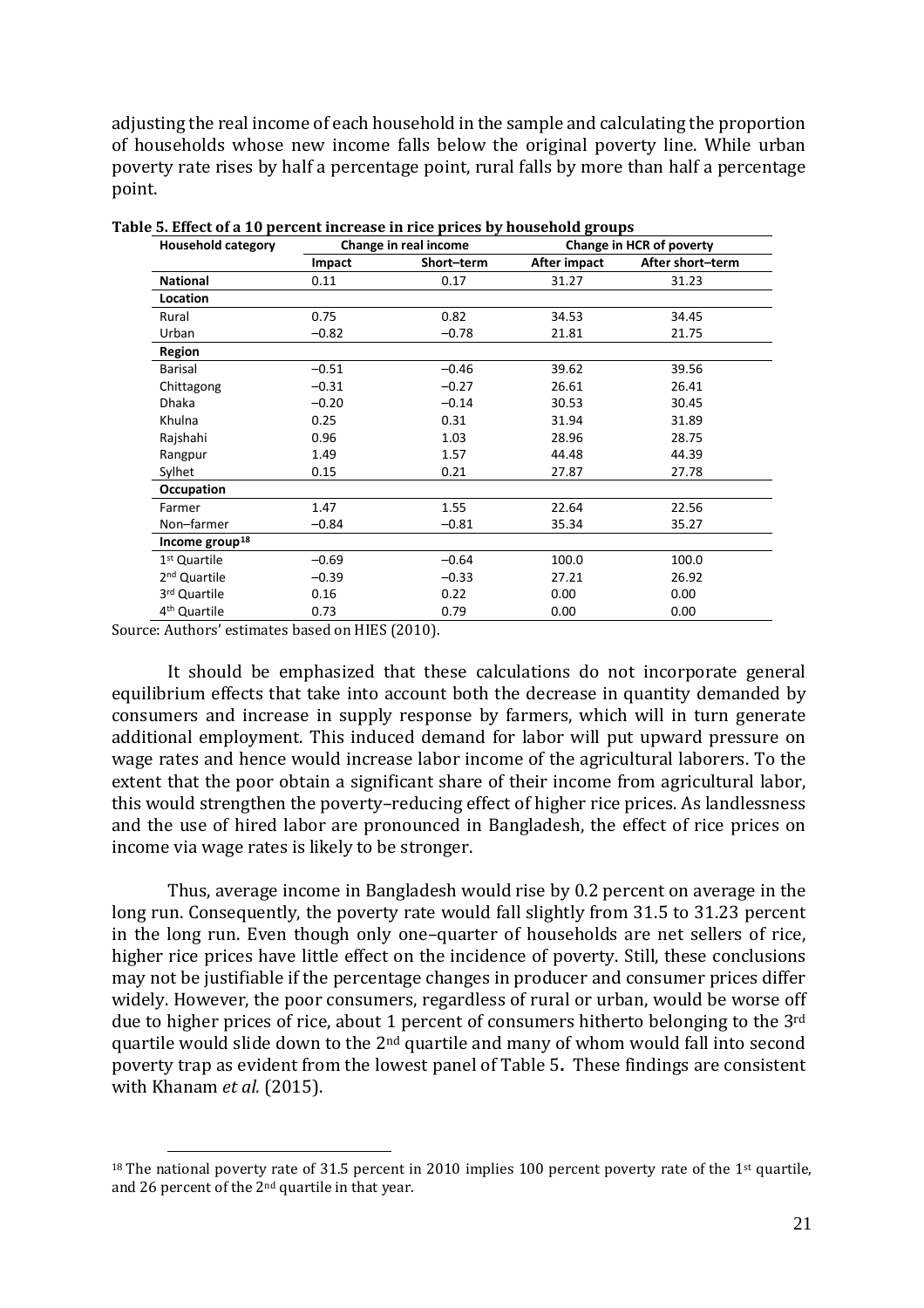adjusting the real income of each household in the sample and calculating the proportion of households whose new income falls below the original poverty line. While urban poverty rate rises by half a percentage point, rural falls by more than half a percentage point.

**Table 5. Effect of a 10 percent increase in rice prices by household groups**

| Household category | Change in real income | | Change in HCR of poverty | |
|---|---|---|---|---|
| | Impact | Short–term | After impact | After short–term |
| **National** | 0.11 | 0.17 | 31.27 | 31.23 |
| **Location** | | | | |
| Rural | 0.75 | 0.82 | 34.53 | 34.45 |
| Urban | –0.82 | –0.78 | 21.81 | 21.75 |
| **Region** | | | | |
| Barisal | –0.51 | –0.46 | 39.62 | 39.56 |
| Chittagong | –0.31 | –0.27 | 26.61 | 26.41 |
| Dhaka | –0.20 | –0.14 | 30.53 | 30.45 |
| Khulna | 0.25 | 0.31 | 31.94 | 31.89 |
| Rajshahi | 0.96 | 1.03 | 28.96 | 28.75 |
| Rangpur | 1.49 | 1.57 | 44.48 | 44.39 |
| Sylhet | 0.15 | 0.21 | 27.87 | 27.78 |
| **Occupation** | | | | |
| Farmer | 1.47 | 1.55 | 22.64 | 22.56 |
| Non–farmer | –0.84 | –0.81 | 35.34 | 35.27 |
| **Income group[18]** | | | | |
| 1st Quartile | –0.69 | –0.64 | 100.0 | 100.0 |
| 2nd Quartile | –0.39 | –0.33 | 27.21 | 26.92 |
| 3rd Quartile | 0.16 | 0.22 | 0.00 | 0.00 |
| 4th Quartile | 0.73 | 0.79 | 0.00 | 0.00 |

Source: Authors' estimates based on HIES (2010).

It should be emphasized that these calculations do not incorporate general equilibrium effects that take into account both the decrease in quantity demanded by consumers and increase in supply response by farmers, which will in turn generate additional employment. This induced demand for labor will put upward pressure on wage rates and hence would increase labor income of the agricultural laborers. To the extent that the poor obtain a significant share of their income from agricultural labor, this would strengthen the poverty–reducing effect of higher rice prices. As landlessness and the use of hired labor are pronounced in Bangladesh, the effect of rice prices on income via wage rates is likely to be stronger.

Thus, average income in Bangladesh would rise by 0.2 percent on average in the long run. Consequently, the poverty rate would fall slightly from 31.5 to 31.23 percent in the long run. Even though only one–quarter of households are net sellers of rice, higher rice prices have little effect on the incidence of poverty. Still, these conclusions may not be justifiable if the percentage changes in producer and consumer prices differ widely. However, the poor consumers, regardless of rural or urban, would be worse off due to higher prices of rice, about 1 percent of consumers hitherto belonging to the 3rd quartile would slide down to the 2nd quartile and many of whom would fall into second poverty trap as evident from the lowest panel of Table 5**.** These findings are consistent with Khanam *et al.* (2015).

[18] The national poverty rate of 31.5 percent in 2010 implies 100 percent poverty rate of the 1st quartile, and 26 percent of the 2nd quartile in that year.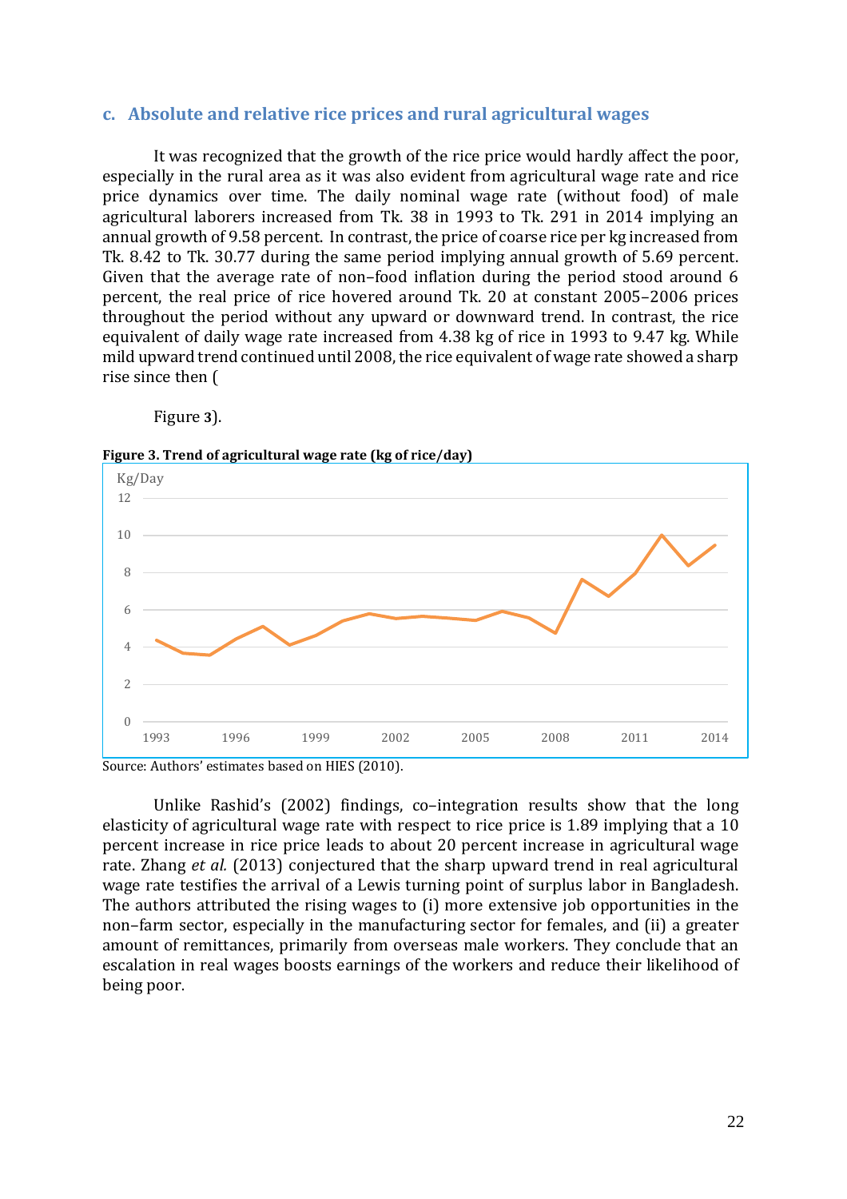### c. Absolute and relative rice prices and rural agricultural wages

It was recognized that the growth of the rice price would hardly affect the poor, especially in the rural area as it was also evident from agricultural wage rate and rice price dynamics over time. The daily nominal wage rate (without food) of male agricultural laborers increased from Tk. 38 in 1993 to Tk. 291 in 2014 implying an annual growth of 9.58 percent. In contrast, the price of coarse rice per kg increased from Tk. 8.42 to Tk. 30.77 during the same period implying annual growth of 5.69 percent. Given that the average rate of non–food inflation during the period stood around 6 percent, the real price of rice hovered around Tk. 20 at constant 2005–2006 prices throughout the period without any upward or downward trend. In contrast, the rice equivalent of daily wage rate increased from 4.38 kg of rice in 1993 to 9.47 kg. While mild upward trend continued until 2008, the rice equivalent of wage rate showed a sharp rise since then (

Figure **3**).

**Figure 3. Trend of agricultural wage rate (kg of rice/day)**

Source: Authors' estimates based on HIES (2010).

Unlike Rashid's (2002) findings, co–integration results show that the long elasticity of agricultural wage rate with respect to rice price is 1.89 implying that a 10 percent increase in rice price leads to about 20 percent increase in agricultural wage rate. Zhang *et al.* (2013) conjectured that the sharp upward trend in real agricultural wage rate testifies the arrival of a Lewis turning point of surplus labor in Bangladesh. The authors attributed the rising wages to (i) more extensive job opportunities in the non–farm sector, especially in the manufacturing sector for females, and (ii) a greater amount of remittances, primarily from overseas male workers. They conclude that an escalation in real wages boosts earnings of the workers and reduce their likelihood of being poor.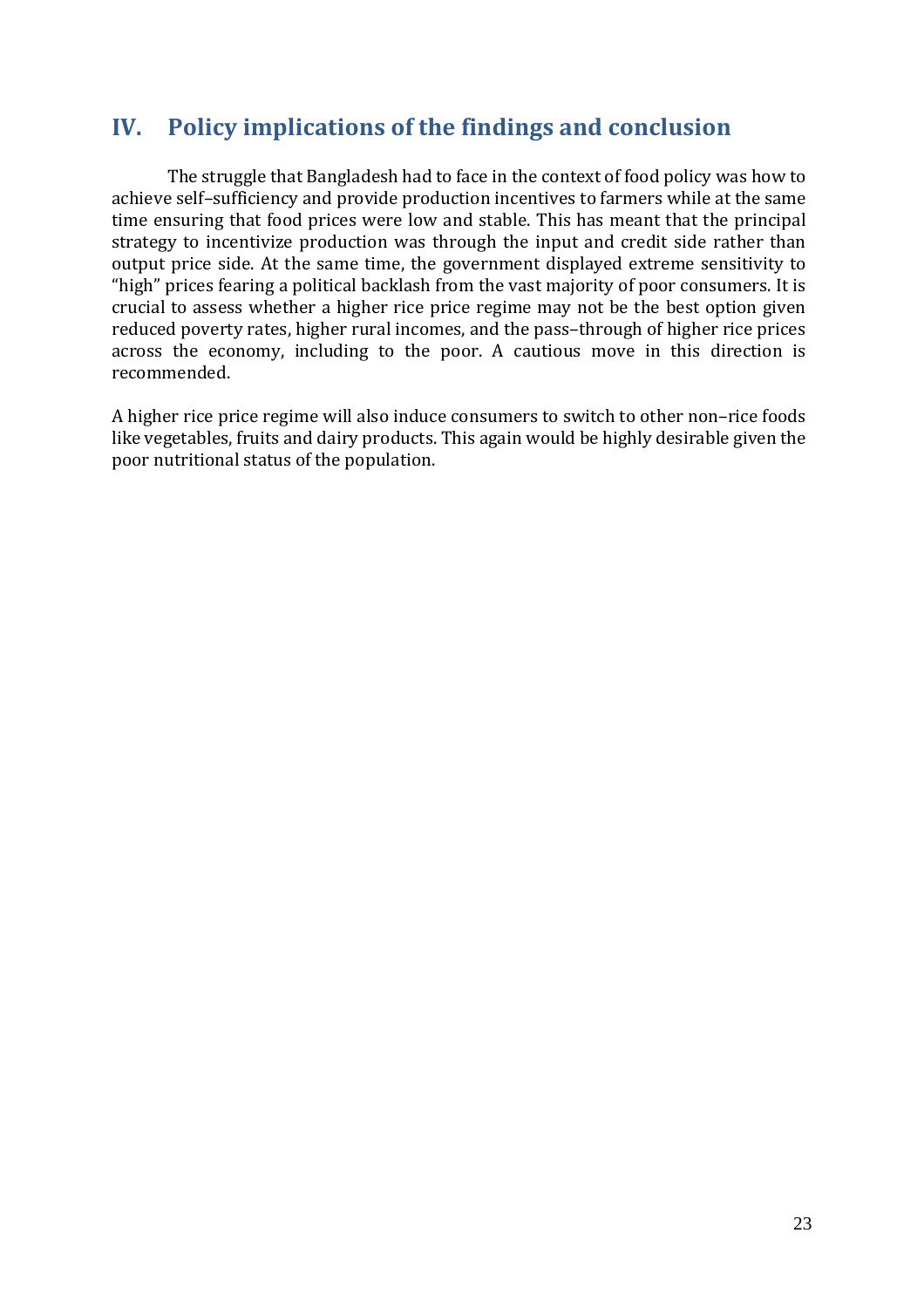# IV. Policy implications of the findings and conclusion

The struggle that Bangladesh had to face in the context of food policy was how to achieve self–sufficiency and provide production incentives to farmers while at the same time ensuring that food prices were low and stable. This has meant that the principal strategy to incentivize production was through the input and credit side rather than output price side. At the same time, the government displayed extreme sensitivity to "high" prices fearing a political backlash from the vast majority of poor consumers. It is crucial to assess whether a higher rice price regime may not be the best option given reduced poverty rates, higher rural incomes, and the pass–through of higher rice prices across the economy, including to the poor. A cautious move in this direction is recommended.

A higher rice price regime will also induce consumers to switch to other non–rice foods like vegetables, fruits and dairy products. This again would be highly desirable given the poor nutritional status of the population.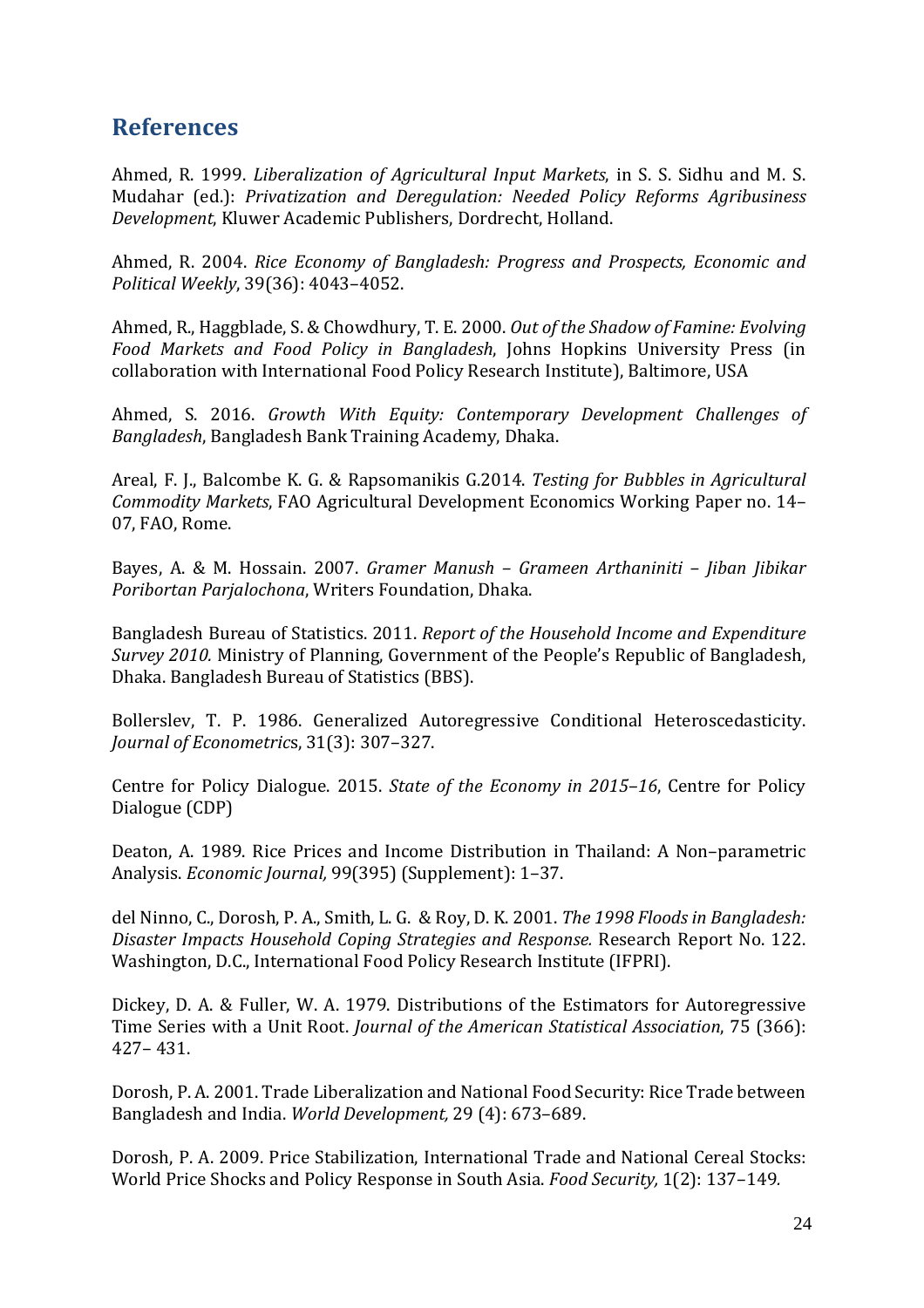## References

Ahmed, R. 1999. *Liberalization of Agricultural Input Markets*, in S. S. Sidhu and M. S. Mudahar (ed.): *Privatization and Deregulation: Needed Policy Reforms Agribusiness Development*, Kluwer Academic Publishers, Dordrecht, Holland.

Ahmed, R. 2004. *Rice Economy of Bangladesh: Progress and Prospects, Economic and Political Weekly*, 39(36): 4043–4052.

Ahmed, R., Haggblade, S. & Chowdhury, T. E. 2000. *Out of the Shadow of Famine: Evolving Food Markets and Food Policy in Bangladesh*, Johns Hopkins University Press (in collaboration with International Food Policy Research Institute), Baltimore, USA

Ahmed, S. 2016. *Growth With Equity: Contemporary Development Challenges of Bangladesh*, Bangladesh Bank Training Academy, Dhaka.

Areal, F. J., Balcombe K. G. & Rapsomanikis G.2014. *Testing for Bubbles in Agricultural Commodity Markets*, FAO Agricultural Development Economics Working Paper no. 14–07, FAO, Rome.

Bayes, A. & M. Hossain. 2007. *Gramer Manush – Grameen Arthaniniti – Jiban Jibikar Poribortan Parjalochona*, Writers Foundation, Dhaka.

Bangladesh Bureau of Statistics. 2011. *Report of the Household Income and Expenditure Survey 2010.* Ministry of Planning, Government of the People's Republic of Bangladesh, Dhaka. Bangladesh Bureau of Statistics (BBS).

Bollerslev, T. P. 1986. Generalized Autoregressive Conditional Heteroscedasticity. *Journal of Econometrics*, 31(3): 307–327.

Centre for Policy Dialogue. 2015. *State of the Economy in 2015–16*, Centre for Policy Dialogue (CDP)

Deaton, A. 1989. Rice Prices and Income Distribution in Thailand: A Non–parametric Analysis. *Economic Journal,* 99(395) (Supplement): 1–37.

del Ninno, C., Dorosh, P. A., Smith, L. G. & Roy, D. K. 2001. *The 1998 Floods in Bangladesh: Disaster Impacts Household Coping Strategies and Response.* Research Report No. 122. Washington, D.C., International Food Policy Research Institute (IFPRI).

Dickey, D. A. & Fuller, W. A. 1979. Distributions of the Estimators for Autoregressive Time Series with a Unit Root. *Journal of the American Statistical Association*, 75 (366): 427– 431.

Dorosh, P. A. 2001. Trade Liberalization and National Food Security: Rice Trade between Bangladesh and India. *World Development,* 29 (4): 673–689.

Dorosh, P. A. 2009. Price Stabilization, International Trade and National Cereal Stocks: World Price Shocks and Policy Response in South Asia. *Food Security,* 1(2): 137–149.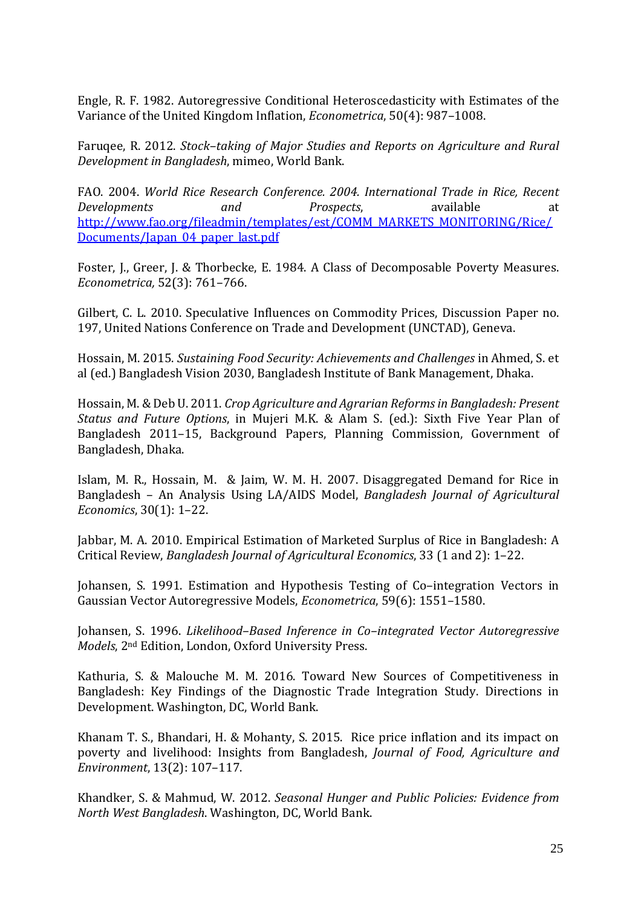Engle, R. F. 1982. Autoregressive Conditional Heteroscedasticity with Estimates of the Variance of the United Kingdom Inflation, *Econometrica*, 50(4): 987–1008.

Faruqee, R. 2012. *Stock–taking of Major Studies and Reports on Agriculture and Rural Development in Bangladesh*, mimeo, World Bank.

FAO. 2004. *World Rice Research Conference. 2004. International Trade in Rice, Recent Developments and Prospects*, available at [http://www.fao.org/fileadmin/templates/est/COMM_MARKETS_MONITORING/Rice/Documents/Japan_04_paper_last.pdf](http://www.fao.org/fileadmin/templates/est/COMM_MARKETS_MONITORING/Rice/Documents/Japan_04_paper_last.pdf)

Foster, J., Greer, J. & Thorbecke, E. 1984. A Class of Decomposable Poverty Measures. *Econometrica,* 52(3): 761–766.

Gilbert, C. L. 2010. Speculative Influences on Commodity Prices, Discussion Paper no. 197, United Nations Conference on Trade and Development (UNCTAD), Geneva.

Hossain, M. 2015. *Sustaining Food Security: Achievements and Challenges* in Ahmed, S. et al (ed.) Bangladesh Vision 2030, Bangladesh Institute of Bank Management, Dhaka.

Hossain, M. & Deb U. 2011. *Crop Agriculture and Agrarian Reforms in Bangladesh: Present Status and Future Options*, in Mujeri M.K. & Alam S. (ed.): Sixth Five Year Plan of Bangladesh 2011–15, Background Papers, Planning Commission, Government of Bangladesh, Dhaka.

Islam, M. R., Hossain, M. & Jaim, W. M. H. 2007. Disaggregated Demand for Rice in Bangladesh – An Analysis Using LA/AIDS Model, *Bangladesh Journal of Agricultural Economics*, 30(1): 1–22.

Jabbar, M. A. 2010. Empirical Estimation of Marketed Surplus of Rice in Bangladesh: A Critical Review, *Bangladesh Journal of Agricultural Economics*, 33 (1 and 2): 1–22.

Johansen, S. 1991. Estimation and Hypothesis Testing of Co–integration Vectors in Gaussian Vector Autoregressive Models, *Econometrica*, 59(6): 1551–1580.

Johansen, S. 1996. *Likelihood–Based Inference in Co–integrated Vector Autoregressive Models*, 2nd Edition, London, Oxford University Press.

Kathuria, S. & Malouche M. M. 2016. Toward New Sources of Competitiveness in Bangladesh: Key Findings of the Diagnostic Trade Integration Study. Directions in Development. Washington, DC, World Bank.

Khanam T. S., Bhandari, H. & Mohanty, S. 2015. Rice price inflation and its impact on poverty and livelihood: Insights from Bangladesh, *Journal of Food, Agriculture and Environment*, 13(2): 107–117.

Khandker, S. & Mahmud, W. 2012. *Seasonal Hunger and Public Policies: Evidence from North West Bangladesh*. Washington, DC, World Bank.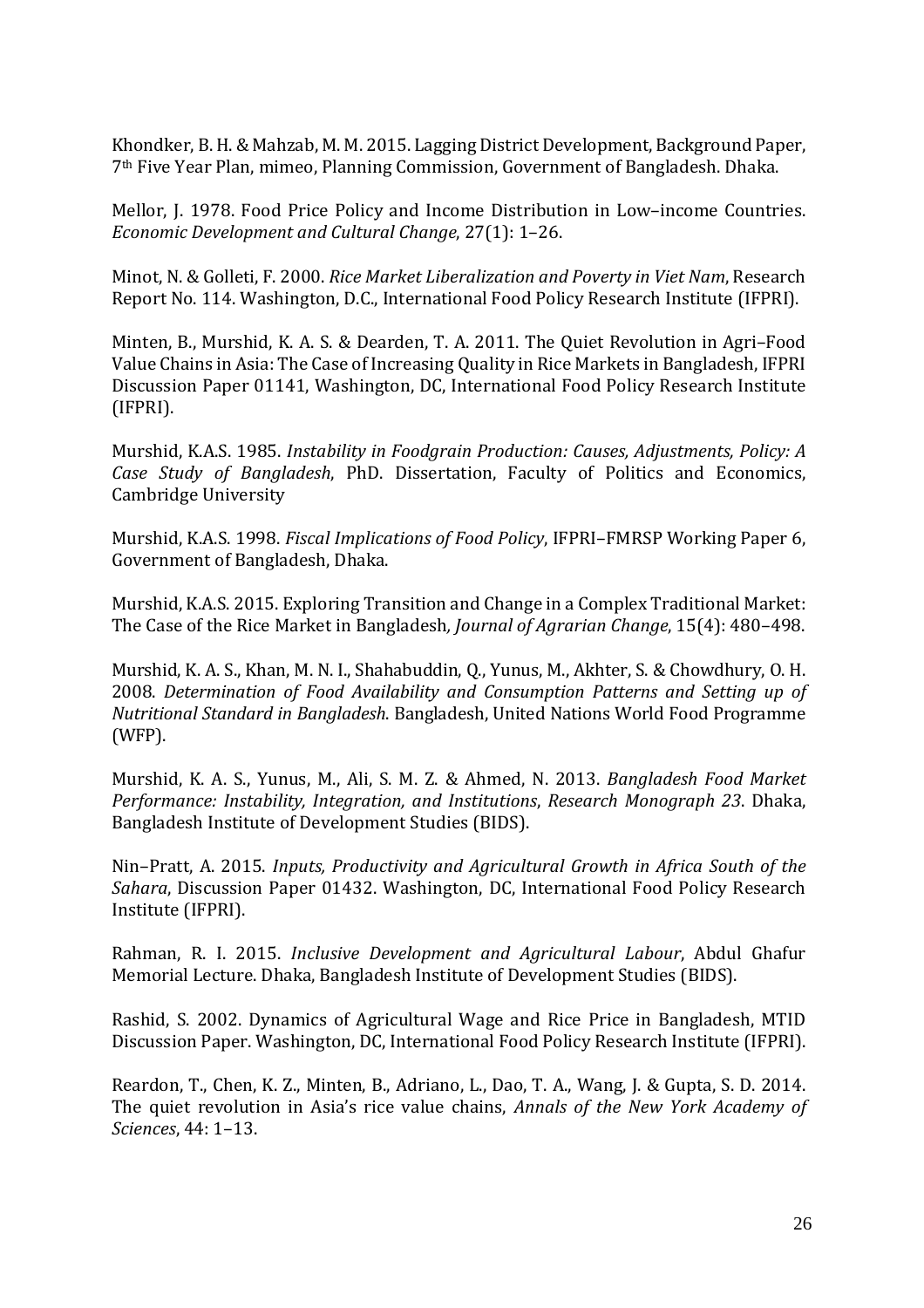Khondker, B. H. & Mahzab, M. M. 2015. Lagging District Development, Background Paper, 7th Five Year Plan, mimeo, Planning Commission, Government of Bangladesh. Dhaka.

Mellor, J. 1978. Food Price Policy and Income Distribution in Low–income Countries. *Economic Development and Cultural Change*, 27(1): 1–26.

Minot, N. & Golleti, F. 2000. *Rice Market Liberalization and Poverty in Viet Nam*, Research Report No. 114. Washington, D.C., International Food Policy Research Institute (IFPRI).

Minten, B., Murshid, K. A. S. & Dearden, T. A. 2011. The Quiet Revolution in Agri–Food Value Chains in Asia: The Case of Increasing Quality in Rice Markets in Bangladesh, IFPRI Discussion Paper 01141, Washington, DC, International Food Policy Research Institute (IFPRI).

Murshid, K.A.S. 1985. *Instability in Foodgrain Production: Causes, Adjustments, Policy: A Case Study of Bangladesh*, PhD. Dissertation, Faculty of Politics and Economics, Cambridge University

Murshid, K.A.S. 1998. *Fiscal Implications of Food Policy*, IFPRI–FMRSP Working Paper 6, Government of Bangladesh, Dhaka.

Murshid, K.A.S. 2015. Exploring Transition and Change in a Complex Traditional Market: The Case of the Rice Market in Bangladesh*, Journal of Agrarian Change*, 15(4): 480–498.

Murshid, K. A. S., Khan, M. N. I., Shahabuddin, Q., Yunus, M., Akhter, S. & Chowdhury, O. H. 2008. *Determination of Food Availability and Consumption Patterns and Setting up of Nutritional Standard in Bangladesh*. Bangladesh, United Nations World Food Programme (WFP).

Murshid, K. A. S., Yunus, M., Ali, S. M. Z. & Ahmed, N. 2013. *Bangladesh Food Market Performance: Instability, Integration, and Institutions*, *Research Monograph 23*. Dhaka, Bangladesh Institute of Development Studies (BIDS).

Nin–Pratt, A. 2015. *Inputs, Productivity and Agricultural Growth in Africa South of the Sahara*, Discussion Paper 01432. Washington, DC, International Food Policy Research Institute (IFPRI).

Rahman, R. I. 2015. *Inclusive Development and Agricultural Labour*, Abdul Ghafur Memorial Lecture. Dhaka, Bangladesh Institute of Development Studies (BIDS).

Rashid, S. 2002. Dynamics of Agricultural Wage and Rice Price in Bangladesh, MTID Discussion Paper. Washington, DC, International Food Policy Research Institute (IFPRI).

Reardon, T., Chen, K. Z., Minten, B., Adriano, L., Dao, T. A., Wang, J. & Gupta, S. D. 2014. The quiet revolution in Asia's rice value chains, *Annals of the New York Academy of Sciences*, 44: 1–13.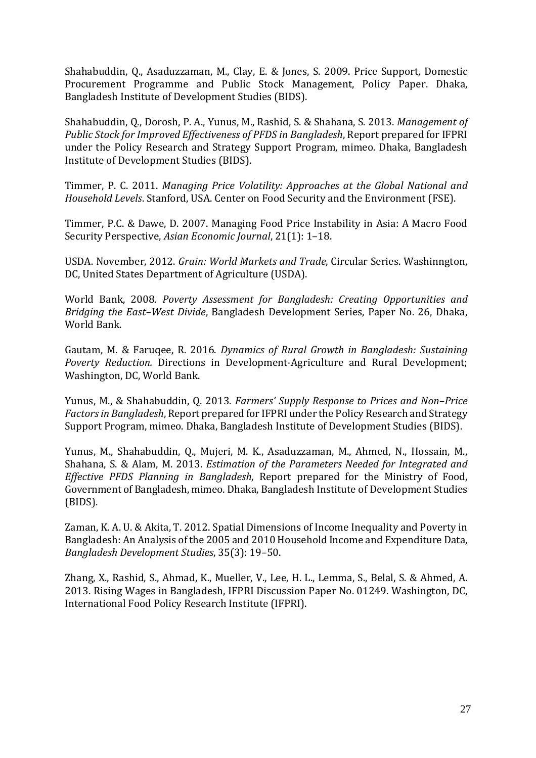Shahabuddin, Q., Asaduzzaman, M., Clay, E. & Jones, S. 2009. Price Support, Domestic Procurement Programme and Public Stock Management, Policy Paper. Dhaka, Bangladesh Institute of Development Studies (BIDS).

Shahabuddin, Q., Dorosh, P. A., Yunus, M., Rashid, S. & Shahana, S. 2013. *Management of Public Stock for Improved Effectiveness of PFDS in Bangladesh*, Report prepared for IFPRI under the Policy Research and Strategy Support Program, mimeo. Dhaka, Bangladesh Institute of Development Studies (BIDS).

Timmer, P. C. 2011. *Managing Price Volatility: Approaches at the Global National and Household Levels*. Stanford, USA. Center on Food Security and the Environment (FSE).

Timmer, P.C. & Dawe, D. 2007. Managing Food Price Instability in Asia: A Macro Food Security Perspective, *Asian Economic Journal*, 21(1): 1–18.

USDA. November, 2012. *Grain: World Markets and Trade*, Circular Series. Washinngton, DC, United States Department of Agriculture (USDA).

World Bank, 2008. *Poverty Assessment for Bangladesh: Creating Opportunities and Bridging the East–West Divide*, Bangladesh Development Series, Paper No. 26, Dhaka, World Bank.

Gautam, M. & Faruqee, R. 2016. *Dynamics of Rural Growth in Bangladesh: Sustaining Poverty Reduction.* Directions in Development-Agriculture and Rural Development; Washington, DC, World Bank.

Yunus, M., & Shahabuddin, Q. 2013. *Farmers' Supply Response to Prices and Non–Price Factors in Bangladesh*, Report prepared for IFPRI under the Policy Research and Strategy Support Program, mimeo. Dhaka, Bangladesh Institute of Development Studies (BIDS).

Yunus, M., Shahabuddin, Q., Mujeri, M. K., Asaduzzaman, M., Ahmed, N., Hossain, M., Shahana, S. & Alam, M. 2013. *Estimation of the Parameters Needed for Integrated and Effective PFDS Planning in Bangladesh*, Report prepared for the Ministry of Food, Government of Bangladesh, mimeo. Dhaka, Bangladesh Institute of Development Studies (BIDS).

Zaman, K. A. U. & Akita, T. 2012. Spatial Dimensions of Income Inequality and Poverty in Bangladesh: An Analysis of the 2005 and 2010 Household Income and Expenditure Data, *Bangladesh Development Studies*, 35(3): 19–50.

Zhang, X., Rashid, S., Ahmad, K., Mueller, V., Lee, H. L., Lemma, S., Belal, S. & Ahmed, A. 2013. Rising Wages in Bangladesh, IFPRI Discussion Paper No. 01249. Washington, DC, International Food Policy Research Institute (IFPRI).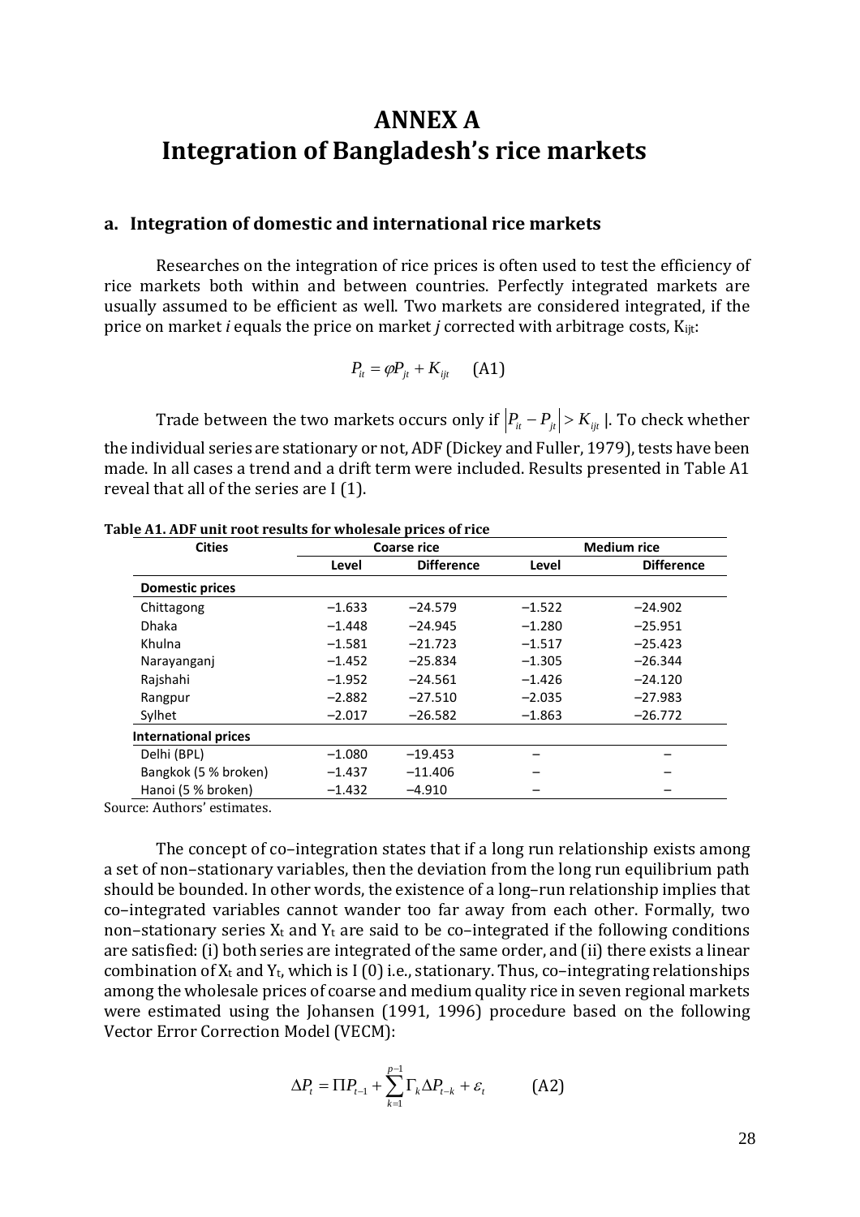# ANNEX A
# Integration of Bangladesh's rice markets

## a. Integration of domestic and international rice markets

Researches on the integration of rice prices is often used to test the efficiency of rice markets both within and between countries. Perfectly integrated markets are usually assumed to be efficient as well. Two markets are considered integrated, if the price on market *i* equals the price on market *j* corrected with arbitrage costs, $K_{ijt}$:

$$P_{it} = \varphi P_{jt} + K_{ijt} \qquad \text{(A1)}$$

Trade between the two markets occurs only if $|P_{it} - P_{jt}| > K_{ijt}$ |. To check whether the individual series are stationary or not, ADF (Dickey and Fuller, 1979), tests have been made. In all cases a trend and a drift term were included. Results presented in Table A1 reveal that all of the series are I (1).

**Table A1. ADF unit root results for wholesale prices of rice**

| Cities | Coarse rice | | Medium rice | |
|---|---|---|---|---|
| | Level | Difference | Level | Difference |
| **Domestic prices** | | | | |
| Chittagong | –1.633 | –24.579 | –1.522 | –24.902 |
| Dhaka | –1.448 | –24.945 | –1.280 | –25.951 |
| Khulna | –1.581 | –21.723 | –1.517 | –25.423 |
| Narayanganj | –1.452 | –25.834 | –1.305 | –26.344 |
| Rajshahi | –1.952 | –24.561 | –1.426 | –24.120 |
| Rangpur | –2.882 | –27.510 | –2.035 | –27.983 |
| Sylhet | –2.017 | –26.582 | –1.863 | –26.772 |
| **International prices** | | | | |
| Delhi (BPL) | –1.080 | –19.453 | – | – |
| Bangkok (5 % broken) | –1.437 | –11.406 | – | – |
| Hanoi (5 % broken) | –1.432 | –4.910 | – | – |

Source: Authors' estimates.

The concept of co–integration states that if a long run relationship exists among a set of non–stationary variables, then the deviation from the long run equilibrium path should be bounded. In other words, the existence of a long–run relationship implies that co–integrated variables cannot wander too far away from each other. Formally, two non–stationary series $X_t$ and $Y_t$ are said to be co–integrated if the following conditions are satisfied: (i) both series are integrated of the same order, and (ii) there exists a linear combination of $X_t$ and $Y_t$, which is I (0) i.e., stationary. Thus, co–integrating relationships among the wholesale prices of coarse and medium quality rice in seven regional markets were estimated using the Johansen (1991, 1996) procedure based on the following Vector Error Correction Model (VECM):

$$\Delta P_t = \Pi P_{t-1} + \sum_{k=1}^{p-1} \Gamma_k \Delta P_{t-k} + \varepsilon_t \qquad \text{(A2)}$$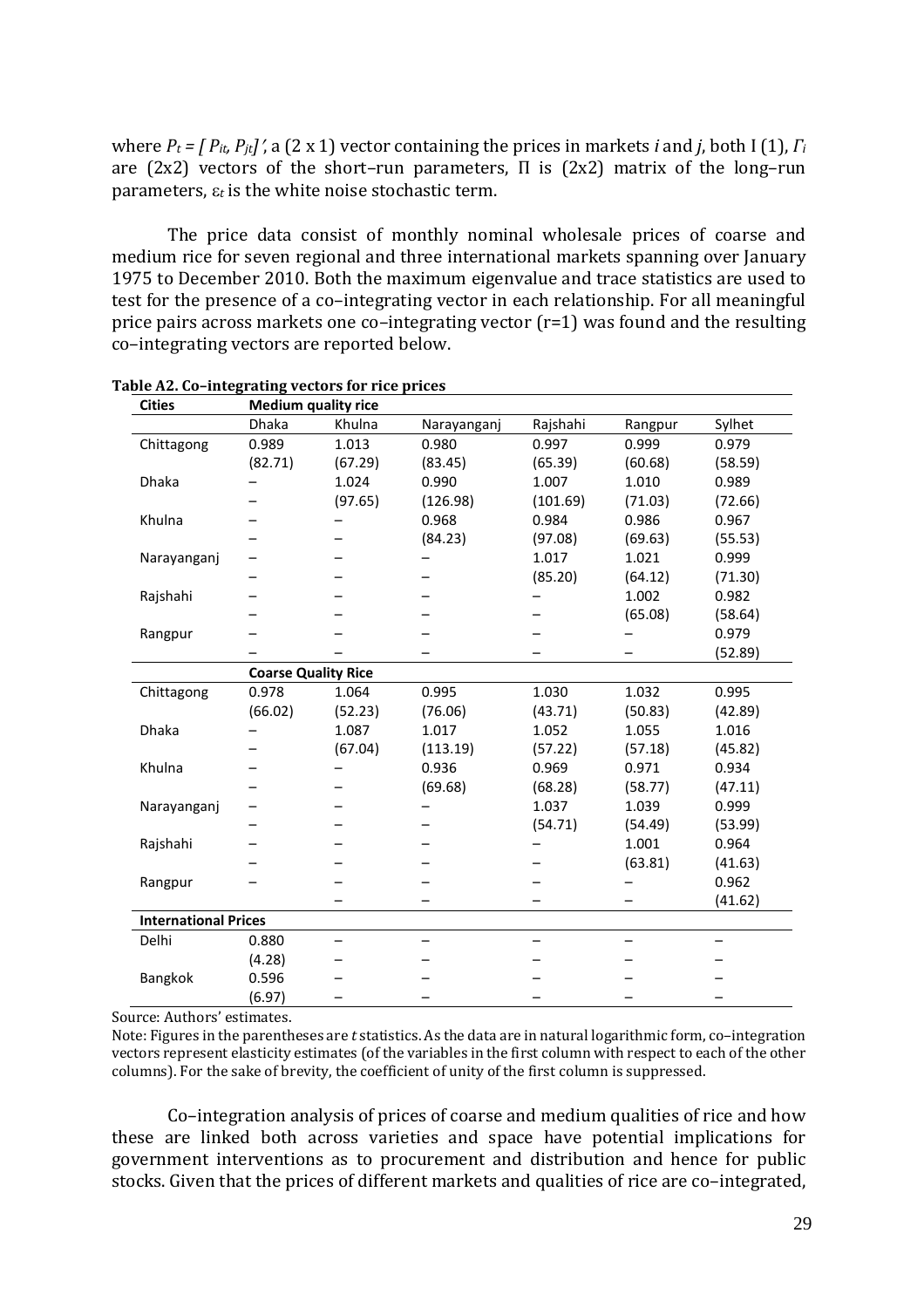where $P_t = [P_{it}, P_{jt}]'$, a (2 x 1) vector containing the prices in markets *i* and *j*, both I (1), $\Gamma_i$ are (2x2) vectors of the short–run parameters, $\Pi$ is (2x2) matrix of the long–run parameters, $\varepsilon_t$ is the white noise stochastic term.

The price data consist of monthly nominal wholesale prices of coarse and medium rice for seven regional and three international markets spanning over January 1975 to December 2010. Both the maximum eigenvalue and trace statistics are used to test for the presence of a co–integrating vector in each relationship. For all meaningful price pairs across markets one co–integrating vector (r=1) was found and the resulting co–integrating vectors are reported below.

**Table A2. Co–integrating vectors for rice prices**

| Cities | Medium quality rice | | | | | |
|---|---|---|---|---|---|---|
| | Dhaka | Khulna | Narayanganj | Rajshahi | Rangpur | Sylhet |
| Chittagong | 0.989 | 1.013 | 0.980 | 0.997 | 0.999 | 0.979 |
| | (82.71) | (67.29) | (83.45) | (65.39) | (60.68) | (58.59) |
| Dhaka | – | 1.024 | 0.990 | 1.007 | 1.010 | 0.989 |
| | – | (97.65) | (126.98) | (101.69) | (71.03) | (72.66) |
| Khulna | – | – | 0.968 | 0.984 | 0.986 | 0.967 |
| | – | – | (84.23) | (97.08) | (69.63) | (55.53) |
| Narayanganj | – | – | – | 1.017 | 1.021 | 0.999 |
| | – | – | – | (85.20) | (64.12) | (71.30) |
| Rajshahi | – | – | – | – | 1.002 | 0.982 |
| | – | – | – | – | (65.08) | (58.64) |
| Rangpur | – | – | – | – | – | 0.979 |
| | – | – | – | – | – | (52.89) |
| | **Coarse Quality Rice** | | | | | |
| Chittagong | 0.978 | 1.064 | 0.995 | 1.030 | 1.032 | 0.995 |
| | (66.02) | (52.23) | (76.06) | (43.71) | (50.83) | (42.89) |
| Dhaka | – | 1.087 | 1.017 | 1.052 | 1.055 | 1.016 |
| | – | (67.04) | (113.19) | (57.22) | (57.18) | (45.82) |
| Khulna | – | – | 0.936 | 0.969 | 0.971 | 0.934 |
| | – | – | (69.68) | (68.28) | (58.77) | (47.11) |
| Narayanganj | – | – | – | 1.037 | 1.039 | 0.999 |
| | – | – | – | (54.71) | (54.49) | (53.99) |
| Rajshahi | – | – | – | – | 1.001 | 0.964 |
| | – | – | – | – | (63.81) | (41.63) |
| Rangpur | – | – | – | – | – | 0.962 |
| | – | – | – | – | – | (41.62) |
| **International Prices** | | | | | | |
| Delhi | 0.880 | – | – | – | – | – |
| | (4.28) | – | – | – | – | – |
| Bangkok | 0.596 | – | – | – | – | – |
| | (6.97) | – | – | – | – | – |

Source: Authors' estimates.

Note: Figures in the parentheses are *t* statistics. As the data are in natural logarithmic form, co–integration vectors represent elasticity estimates (of the variables in the first column with respect to each of the other columns). For the sake of brevity, the coefficient of unity of the first column is suppressed.

Co–integration analysis of prices of coarse and medium qualities of rice and how these are linked both across varieties and space have potential implications for government interventions as to procurement and distribution and hence for public stocks. Given that the prices of different markets and qualities of rice are co–integrated,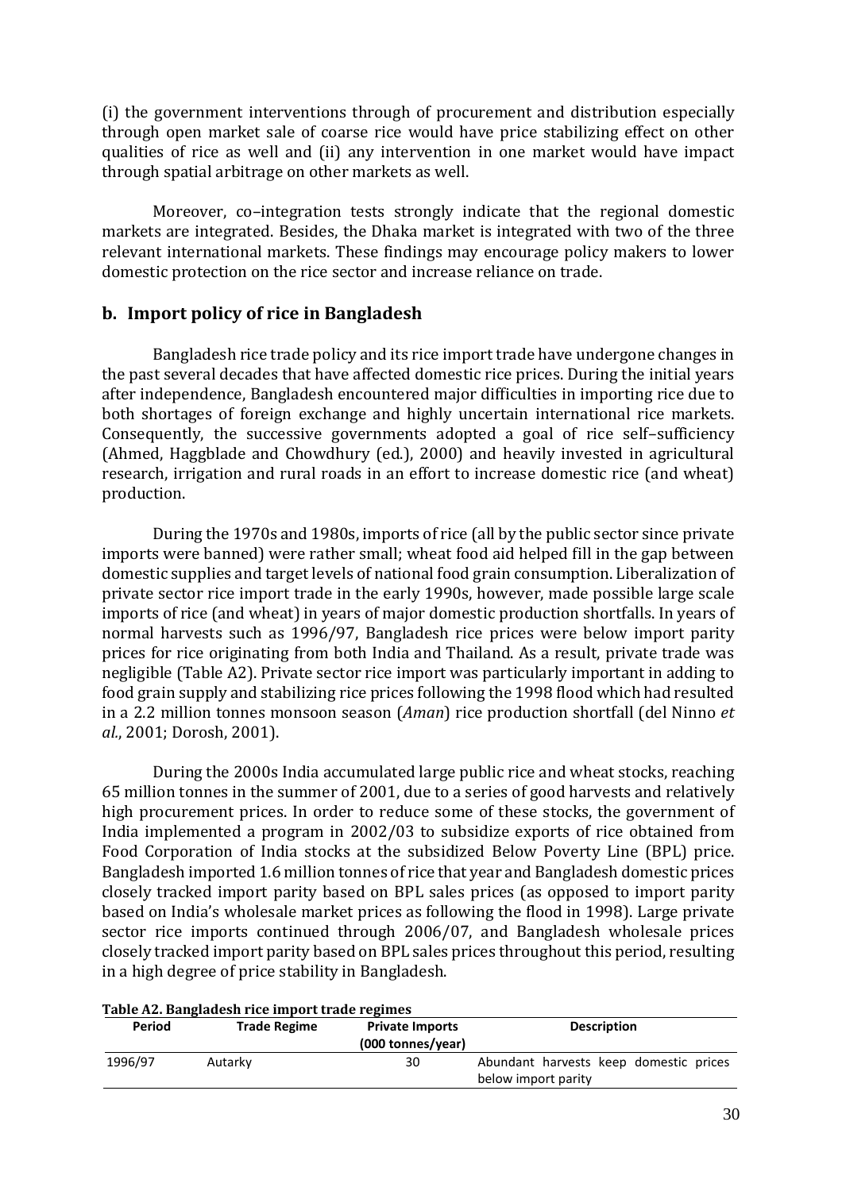(i) the government interventions through of procurement and distribution especially through open market sale of coarse rice would have price stabilizing effect on other qualities of rice as well and (ii) any intervention in one market would have impact through spatial arbitrage on other markets as well.

Moreover, co–integration tests strongly indicate that the regional domestic markets are integrated. Besides, the Dhaka market is integrated with two of the three relevant international markets. These findings may encourage policy makers to lower domestic protection on the rice sector and increase reliance on trade.

## b. Import policy of rice in Bangladesh

Bangladesh rice trade policy and its rice import trade have undergone changes in the past several decades that have affected domestic rice prices. During the initial years after independence, Bangladesh encountered major difficulties in importing rice due to both shortages of foreign exchange and highly uncertain international rice markets. Consequently, the successive governments adopted a goal of rice self–sufficiency (Ahmed, Haggblade and Chowdhury (ed.), 2000) and heavily invested in agricultural research, irrigation and rural roads in an effort to increase domestic rice (and wheat) production.

During the 1970s and 1980s, imports of rice (all by the public sector since private imports were banned) were rather small; wheat food aid helped fill in the gap between domestic supplies and target levels of national food grain consumption. Liberalization of private sector rice import trade in the early 1990s, however, made possible large scale imports of rice (and wheat) in years of major domestic production shortfalls. In years of normal harvests such as 1996/97, Bangladesh rice prices were below import parity prices for rice originating from both India and Thailand. As a result, private trade was negligible (Table A2). Private sector rice import was particularly important in adding to food grain supply and stabilizing rice prices following the 1998 flood which had resulted in a 2.2 million tonnes monsoon season (*Aman*) rice production shortfall (del Ninno *et al*., 2001; Dorosh, 2001).

During the 2000s India accumulated large public rice and wheat stocks, reaching 65 million tonnes in the summer of 2001, due to a series of good harvests and relatively high procurement prices. In order to reduce some of these stocks, the government of India implemented a program in 2002/03 to subsidize exports of rice obtained from Food Corporation of India stocks at the subsidized Below Poverty Line (BPL) price. Bangladesh imported 1.6 million tonnes of rice that year and Bangladesh domestic prices closely tracked import parity based on BPL sales prices (as opposed to import parity based on India's wholesale market prices as following the flood in 1998). Large private sector rice imports continued through 2006/07, and Bangladesh wholesale prices closely tracked import parity based on BPL sales prices throughout this period, resulting in a high degree of price stability in Bangladesh.

**Table A2. Bangladesh rice import trade regimes**

| Period | Trade Regime | Private Imports (000 tonnes/year) | Description |
|---|---|---|---|
| 1996/97 | Autarky | 30 | Abundant harvests keep domestic prices below import parity |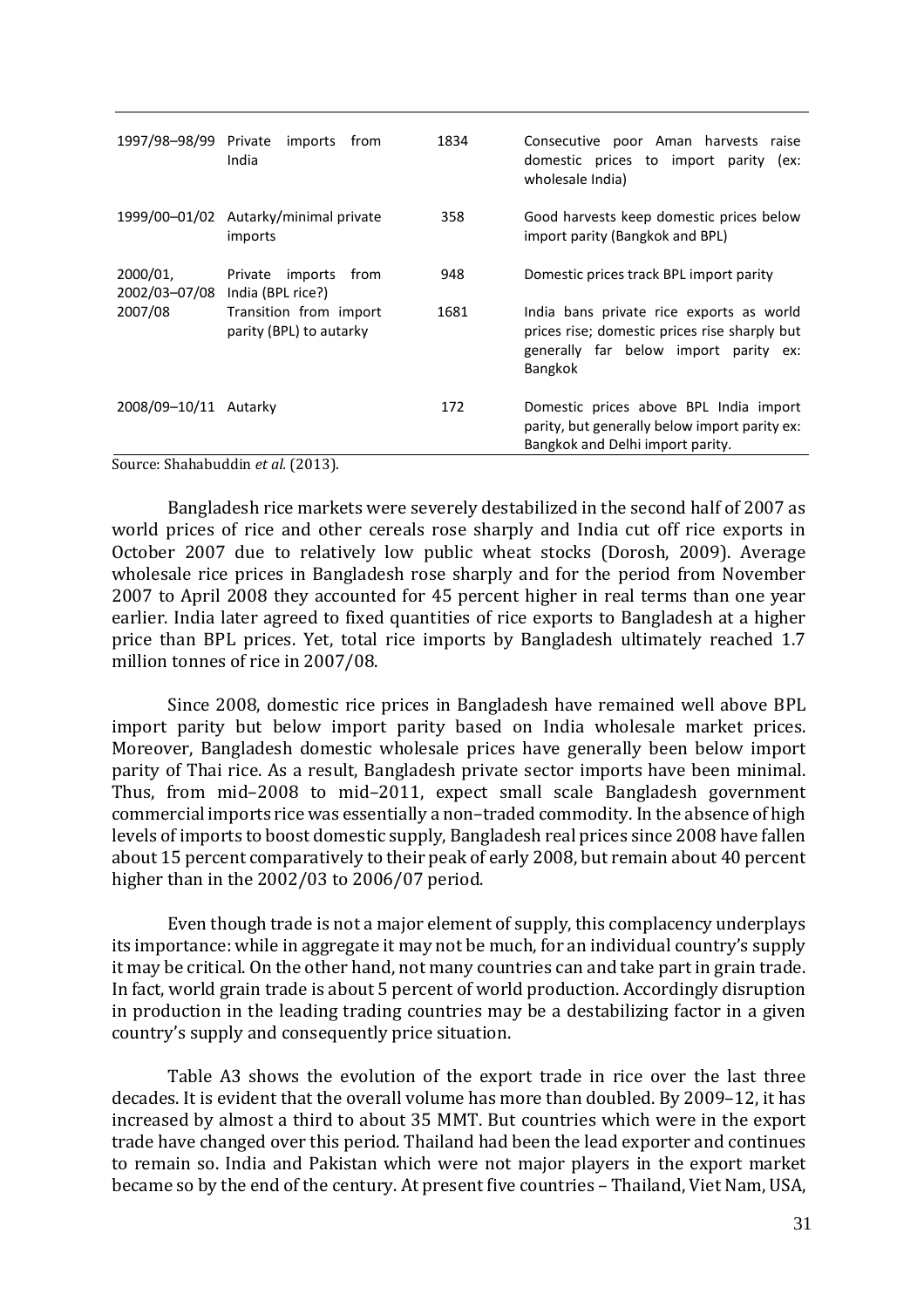| | | | |
|---|---|---|---|
| 1997/98–98/99 | Private imports from India | 1834 | Consecutive poor Aman harvests raise domestic prices to import parity (ex: wholesale India) |
| 1999/00–01/02 | Autarky/minimal private imports | 358 | Good harvests keep domestic prices below import parity (Bangkok and BPL) |
| 2000/01, 2002/03–07/08 | Private imports from India (BPL rice?) | 948 | Domestic prices track BPL import parity |
| 2007/08 | Transition from import parity (BPL) to autarky | 1681 | India bans private rice exports as world prices rise; domestic prices rise sharply but generally far below import parity ex: Bangkok |
| 2008/09–10/11 | Autarky | 172 | Domestic prices above BPL India import parity, but generally below import parity ex: Bangkok and Delhi import parity. |

Source: Shahabuddin *et al.* (2013).

Bangladesh rice markets were severely destabilized in the second half of 2007 as world prices of rice and other cereals rose sharply and India cut off rice exports in October 2007 due to relatively low public wheat stocks (Dorosh, 2009). Average wholesale rice prices in Bangladesh rose sharply and for the period from November 2007 to April 2008 they accounted for 45 percent higher in real terms than one year earlier. India later agreed to fixed quantities of rice exports to Bangladesh at a higher price than BPL prices. Yet, total rice imports by Bangladesh ultimately reached 1.7 million tonnes of rice in 2007/08.

Since 2008, domestic rice prices in Bangladesh have remained well above BPL import parity but below import parity based on India wholesale market prices. Moreover, Bangladesh domestic wholesale prices have generally been below import parity of Thai rice. As a result, Bangladesh private sector imports have been minimal. Thus, from mid–2008 to mid–2011, expect small scale Bangladesh government commercial imports rice was essentially a non–traded commodity. In the absence of high levels of imports to boost domestic supply, Bangladesh real prices since 2008 have fallen about 15 percent comparatively to their peak of early 2008, but remain about 40 percent higher than in the 2002/03 to 2006/07 period.

Even though trade is not a major element of supply, this complacency underplays its importance: while in aggregate it may not be much, for an individual country's supply it may be critical. On the other hand, not many countries can and take part in grain trade. In fact, world grain trade is about 5 percent of world production. Accordingly disruption in production in the leading trading countries may be a destabilizing factor in a given country's supply and consequently price situation.

Table A3 shows the evolution of the export trade in rice over the last three decades. It is evident that the overall volume has more than doubled. By 2009–12, it has increased by almost a third to about 35 MMT. But countries which were in the export trade have changed over this period. Thailand had been the lead exporter and continues to remain so. India and Pakistan which were not major players in the export market became so by the end of the century. At present five countries – Thailand, Viet Nam, USA,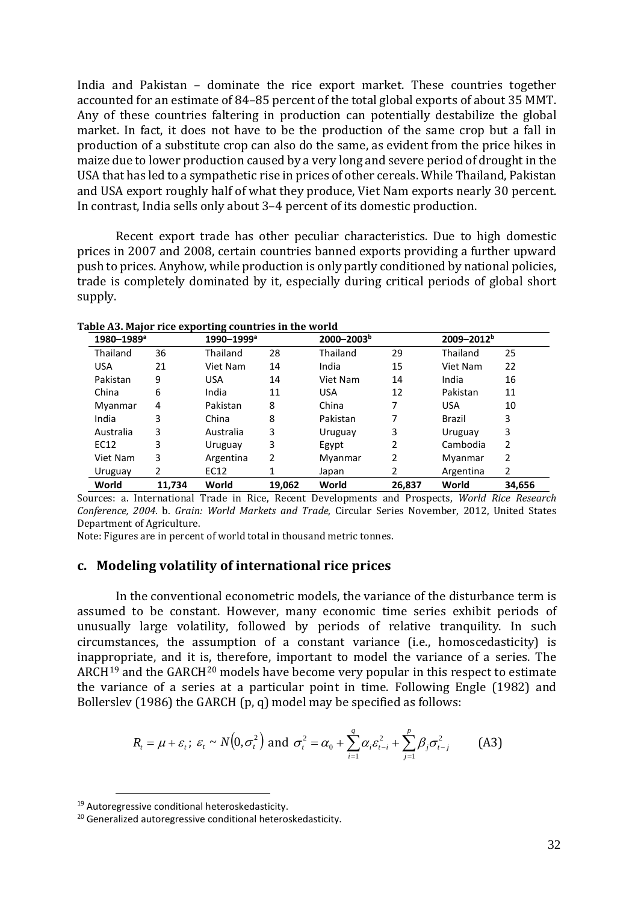India and Pakistan – dominate the rice export market. These countries together accounted for an estimate of 84–85 percent of the total global exports of about 35 MMT. Any of these countries faltering in production can potentially destabilize the global market. In fact, it does not have to be the production of the same crop but a fall in production of a substitute crop can also do the same, as evident from the price hikes in maize due to lower production caused by a very long and severe period of drought in the USA that has led to a sympathetic rise in prices of other cereals. While Thailand, Pakistan and USA export roughly half of what they produce, Viet Nam exports nearly 30 percent. In contrast, India sells only about 3–4 percent of its domestic production.

Recent export trade has other peculiar characteristics. Due to high domestic prices in 2007 and 2008, certain countries banned exports providing a further upward push to prices. Anyhow, while production is only partly conditioned by national policies, trade is completely dominated by it, especially during critical periods of global short supply.

**Table A3. Major rice exporting countries in the world**

| 1980–1989[a] | | 1990–1999[a] | | 2000–2003[b] | | 2009–2012[b] | |
|---|---|---|---|---|---|---|---|
| Thailand | 36 | Thailand | 28 | Thailand | 29 | Thailand | 25 |
| USA | 21 | Viet Nam | 14 | India | 15 | Viet Nam | 22 |
| Pakistan | 9 | USA | 14 | Viet Nam | 14 | India | 16 |
| China | 6 | India | 11 | USA | 12 | Pakistan | 11 |
| Myanmar | 4 | Pakistan | 8 | China | 7 | USA | 10 |
| India | 3 | China | 8 | Pakistan | 7 | Brazil | 3 |
| Australia | 3 | Australia | 3 | Uruguay | 3 | Uruguay | 3 |
| EC12 | 3 | Uruguay | 3 | Egypt | 2 | Cambodia | 2 |
| Viet Nam | 3 | Argentina | 2 | Myanmar | 2 | Myanmar | 2 |
| Uruguay | 2 | EC12 | 1 | Japan | 2 | Argentina | 2 |
| **World** | **11,734** | **World** | **19,062** | **World** | **26,837** | **World** | **34,656** |

Sources: a. International Trade in Rice, Recent Developments and Prospects, *World Rice Research Conference, 2004.* b. *Grain: World Markets and Trade*, Circular Series November, 2012, United States Department of Agriculture.

Note: Figures are in percent of world total in thousand metric tonnes.

## c. Modeling volatility of international rice prices

In the conventional econometric models, the variance of the disturbance term is assumed to be constant. However, many economic time series exhibit periods of unusually large volatility, followed by periods of relative tranquility. In such circumstances, the assumption of a constant variance (i.e., homoscedasticity) is inappropriate, and it is, therefore, important to model the variance of a series. The ARCH[19] and the GARCH[20] models have become very popular in this respect to estimate the variance of a series at a particular point in time. Following Engle (1982) and Bollerslev (1986) the GARCH (p, q) model may be specified as follows:

$$R_t = \mu + \varepsilon_t;\ \varepsilon_t \sim N\left(0, \sigma_t^2\right) \text{ and } \sigma_t^2 = \alpha_0 + \sum_{i=1}^{q} \alpha_i \varepsilon_{t-i}^2 + \sum_{j=1}^{p} \beta_j \sigma_{t-j}^2 \qquad \text{(A3)}$$

[19] Autoregressive conditional heteroskedasticity.

[20] Generalized autoregressive conditional heteroskedasticity.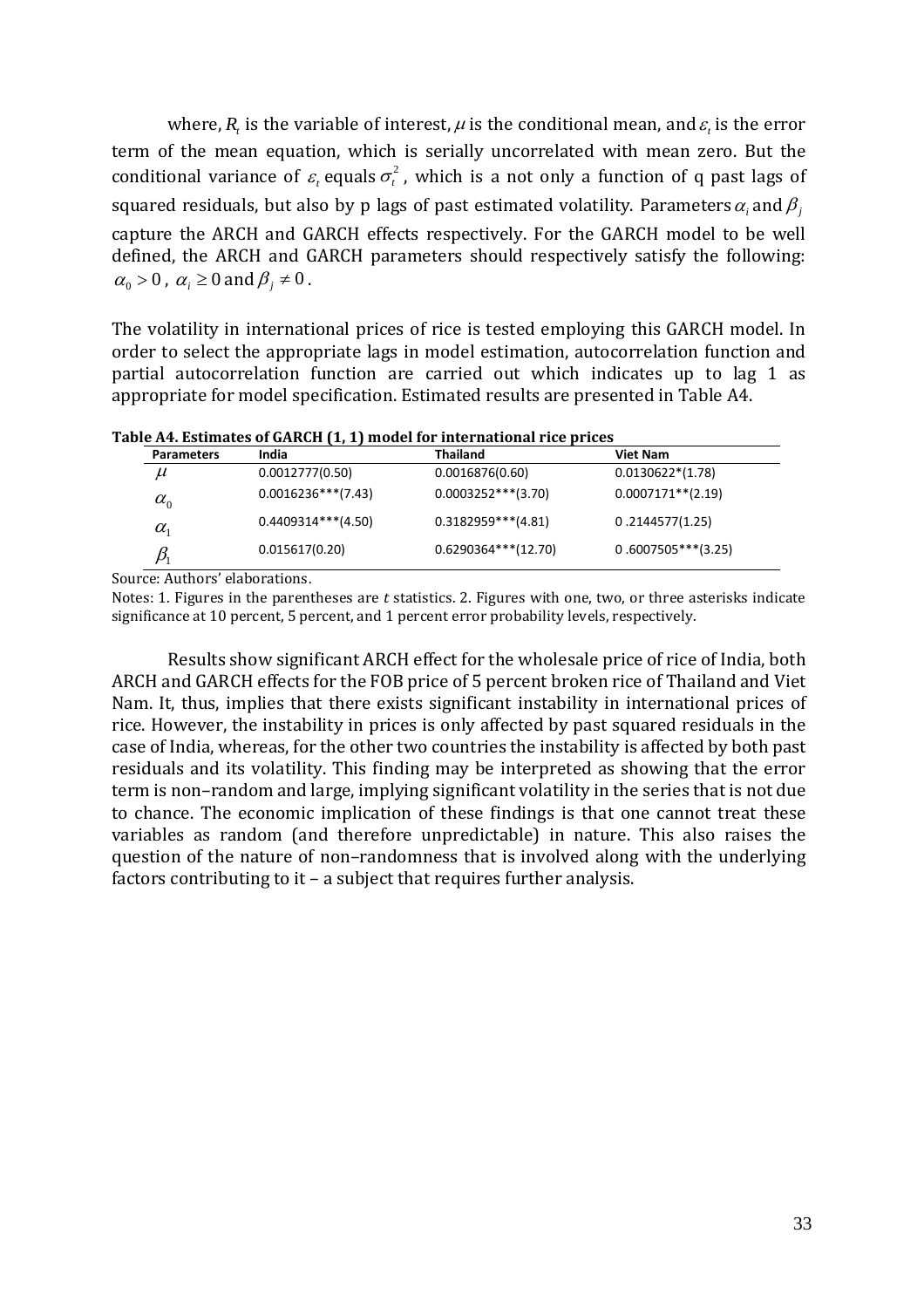where, $R_t$ is the variable of interest, $\mu$ is the conditional mean, and $\varepsilon_t$ is the error term of the mean equation, which is serially uncorrelated with mean zero. But the conditional variance of $\varepsilon_t$ equals $\sigma_t^2$, which is a not only a function of q past lags of squared residuals, but also by p lags of past estimated volatility. Parameters $\alpha_i$ and $\beta_j$ capture the ARCH and GARCH effects respectively. For the GARCH model to be well defined, the ARCH and GARCH parameters should respectively satisfy the following: $\alpha_0 > 0$, $\alpha_i \geq 0$ and $\beta_j \neq 0$.

The volatility in international prices of rice is tested employing this GARCH model. In order to select the appropriate lags in model estimation, autocorrelation function and partial autocorrelation function are carried out which indicates up to lag 1 as appropriate for model specification. Estimated results are presented in Table A4.

**Table A4. Estimates of GARCH (1, 1) model for international rice prices**

| Parameters | India | Thailand | Viet Nam |
|---|---|---|---|
| $\mu$ | 0.0012777(0.50) | 0.0016876(0.60) | 0.0130622*(1.78) |
| $\alpha_0$ | 0.0016236***(7.43) | 0.0003252***(3.70) | 0.0007171**(2.19) |
| $\alpha_1$ | 0.4409314***(4.50) | 0.3182959***(4.81) | 0 .2144577(1.25) |
| $\beta_1$ | 0.015617(0.20) | 0.6290364***(12.70) | 0 .6007505***(3.25) |

Source: Authors' elaborations.

Notes: 1. Figures in the parentheses are *t* statistics. 2. Figures with one, two, or three asterisks indicate significance at 10 percent, 5 percent, and 1 percent error probability levels, respectively.

Results show significant ARCH effect for the wholesale price of rice of India, both ARCH and GARCH effects for the FOB price of 5 percent broken rice of Thailand and Viet Nam. It, thus, implies that there exists significant instability in international prices of rice. However, the instability in prices is only affected by past squared residuals in the case of India, whereas, for the other two countries the instability is affected by both past residuals and its volatility. This finding may be interpreted as showing that the error term is non–random and large, implying significant volatility in the series that is not due to chance. The economic implication of these findings is that one cannot treat these variables as random (and therefore unpredictable) in nature. This also raises the question of the nature of non–randomness that is involved along with the underlying factors contributing to it – a subject that requires further analysis.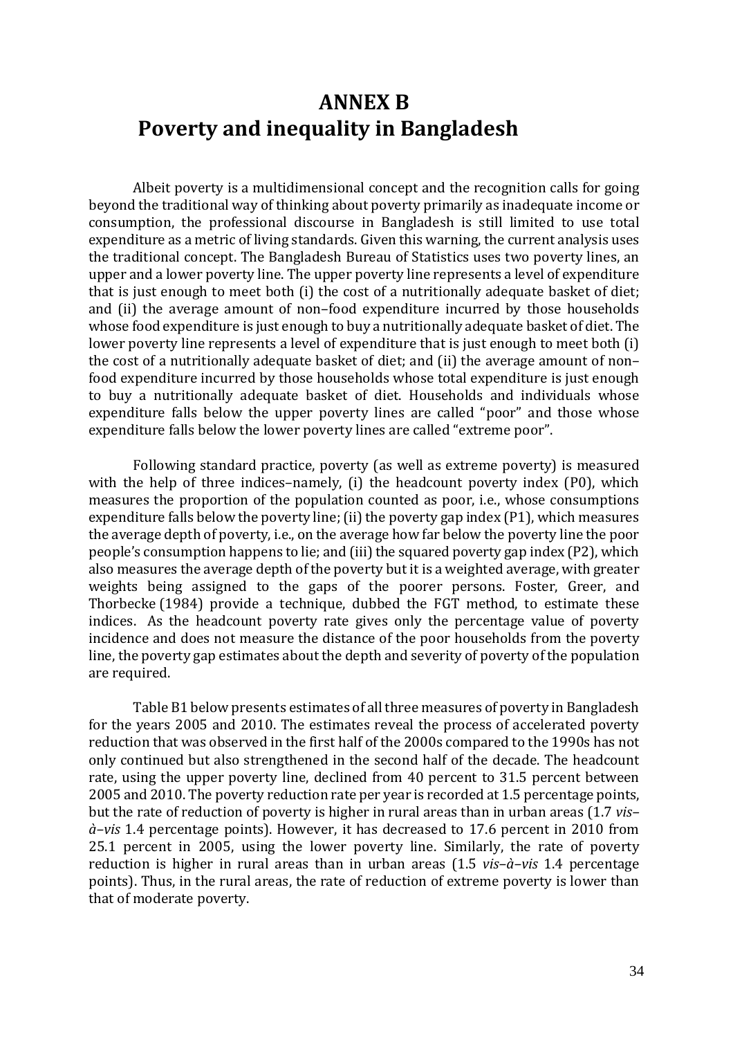# ANNEX B
# Poverty and inequality in Bangladesh

Albeit poverty is a multidimensional concept and the recognition calls for going beyond the traditional way of thinking about poverty primarily as inadequate income or consumption, the professional discourse in Bangladesh is still limited to use total expenditure as a metric of living standards. Given this warning, the current analysis uses the traditional concept. The Bangladesh Bureau of Statistics uses two poverty lines, an upper and a lower poverty line. The upper poverty line represents a level of expenditure that is just enough to meet both (i) the cost of a nutritionally adequate basket of diet; and (ii) the average amount of non–food expenditure incurred by those households whose food expenditure is just enough to buy a nutritionally adequate basket of diet. The lower poverty line represents a level of expenditure that is just enough to meet both (i) the cost of a nutritionally adequate basket of diet; and (ii) the average amount of non–food expenditure incurred by those households whose total expenditure is just enough to buy a nutritionally adequate basket of diet. Households and individuals whose expenditure falls below the upper poverty lines are called "poor" and those whose expenditure falls below the lower poverty lines are called "extreme poor".

Following standard practice, poverty (as well as extreme poverty) is measured with the help of three indices–namely, (i) the headcount poverty index (P0), which measures the proportion of the population counted as poor, i.e., whose consumptions expenditure falls below the poverty line; (ii) the poverty gap index (P1), which measures the average depth of poverty, i.e., on the average how far below the poverty line the poor people's consumption happens to lie; and (iii) the squared poverty gap index (P2), which also measures the average depth of the poverty but it is a weighted average, with greater weights being assigned to the gaps of the poorer persons. Foster, Greer, and Thorbecke (1984) provide a technique, dubbed the FGT method, to estimate these indices. As the headcount poverty rate gives only the percentage value of poverty incidence and does not measure the distance of the poor households from the poverty line, the poverty gap estimates about the depth and severity of poverty of the population are required.

Table B1 below presents estimates of all three measures of poverty in Bangladesh for the years 2005 and 2010. The estimates reveal the process of accelerated poverty reduction that was observed in the first half of the 2000s compared to the 1990s has not only continued but also strengthened in the second half of the decade. The headcount rate, using the upper poverty line, declined from 40 percent to 31.5 percent between 2005 and 2010. The poverty reduction rate per year is recorded at 1.5 percentage points, but the rate of reduction of poverty is higher in rural areas than in urban areas (1.7 *vis–à–vis* 1.4 percentage points). However, it has decreased to 17.6 percent in 2010 from 25.1 percent in 2005, using the lower poverty line. Similarly, the rate of poverty reduction is higher in rural areas than in urban areas (1.5 *vis–à–vis* 1.4 percentage points). Thus, in the rural areas, the rate of reduction of extreme poverty is lower than that of moderate poverty.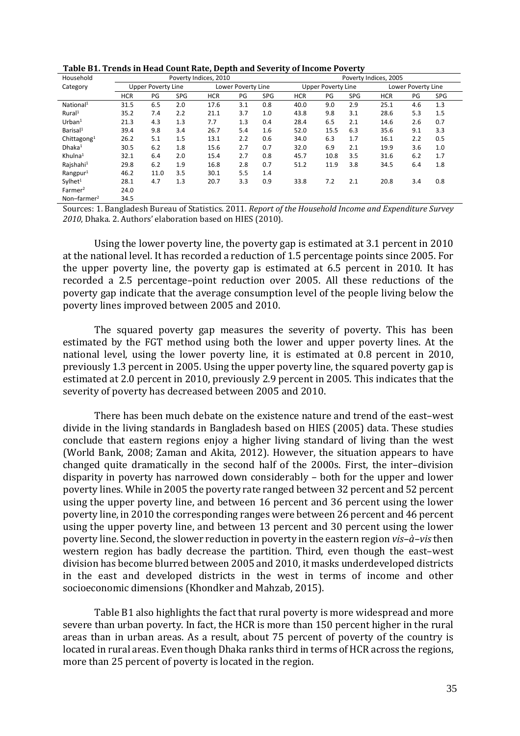**Table B1. Trends in Head Count Rate, Depth and Severity of Income Poverty**

| Household Category | Poverty Indices, 2010 | | | | | | Poverty Indices, 2005 | | | | | |
|---|---|---|---|---|---|---|---|---|---|---|---|---|
| | Upper Poverty Line | | | Lower Poverty Line | | | Upper Poverty Line | | | Lower Poverty Line | | |
| | HCR | PG | SPG | HCR | PG | SPG | HCR | PG | SPG | HCR | PG | SPG |
| National[1] | 31.5 | 6.5 | 2.0 | 17.6 | 3.1 | 0.8 | 40.0 | 9.0 | 2.9 | 25.1 | 4.6 | 1.3 |
| Rural[1] | 35.2 | 7.4 | 2.2 | 21.1 | 3.7 | 1.0 | 43.8 | 9.8 | 3.1 | 28.6 | 5.3 | 1.5 |
| Urban[1] | 21.3 | 4.3 | 1.3 | 7.7 | 1.3 | 0.4 | 28.4 | 6.5 | 2.1 | 14.6 | 2.6 | 0.7 |
| Barisal[1] | 39.4 | 9.8 | 3.4 | 26.7 | 5.4 | 1.6 | 52.0 | 15.5 | 6.3 | 35.6 | 9.1 | 3.3 |
| Chittagong[1] | 26.2 | 5.1 | 1.5 | 13.1 | 2.2 | 0.6 | 34.0 | 6.3 | 1.7 | 16.1 | 2.2 | 0.5 |
| Dhaka[1] | 30.5 | 6.2 | 1.8 | 15.6 | 2.7 | 0.7 | 32.0 | 6.9 | 2.1 | 19.9 | 3.6 | 1.0 |
| Khulna[1] | 32.1 | 6.4 | 2.0 | 15.4 | 2.7 | 0.8 | 45.7 | 10.8 | 3.5 | 31.6 | 6.2 | 1.7 |
| Rajshahi[1] | 29.8 | 6.2 | 1.9 | 16.8 | 2.8 | 0.7 | 51.2 | 11.9 | 3.8 | 34.5 | 6.4 | 1.8 |
| Rangpur[1] | 46.2 | 11.0 | 3.5 | 30.1 | 5.5 | 1.4 | | | | | | |
| Sylhet[1] | 28.1 | 4.7 | 1.3 | 20.7 | 3.3 | 0.9 | 33.8 | 7.2 | 2.1 | 20.8 | 3.4 | 0.8 |
| Farmer[2] | 24.0 | | | | | | | | | | | |
| Non–farmer[2] | 34.5 | | | | | | | | | | | |

Sources: 1. Bangladesh Bureau of Statistics. 2011. *Report of the Household Income and Expenditure Survey 2010*, Dhaka. 2. Authors' elaboration based on HIES (2010).

Using the lower poverty line, the poverty gap is estimated at 3.1 percent in 2010 at the national level. It has recorded a reduction of 1.5 percentage points since 2005. For the upper poverty line, the poverty gap is estimated at 6.5 percent in 2010. It has recorded a 2.5 percentage–point reduction over 2005. All these reductions of the poverty gap indicate that the average consumption level of the people living below the poverty lines improved between 2005 and 2010.

The squared poverty gap measures the severity of poverty. This has been estimated by the FGT method using both the lower and upper poverty lines. At the national level, using the lower poverty line, it is estimated at 0.8 percent in 2010, previously 1.3 percent in 2005. Using the upper poverty line, the squared poverty gap is estimated at 2.0 percent in 2010, previously 2.9 percent in 2005. This indicates that the severity of poverty has decreased between 2005 and 2010.

There has been much debate on the existence nature and trend of the east–west divide in the living standards in Bangladesh based on HIES (2005) data. These studies conclude that eastern regions enjoy a higher living standard of living than the west (World Bank, 2008; Zaman and Akita, 2012). However, the situation appears to have changed quite dramatically in the second half of the 2000s. First, the inter–division disparity in poverty has narrowed down considerably – both for the upper and lower poverty lines. While in 2005 the poverty rate ranged between 32 percent and 52 percent using the upper poverty line, and between 16 percent and 36 percent using the lower poverty line, in 2010 the corresponding ranges were between 26 percent and 46 percent using the upper poverty line, and between 13 percent and 30 percent using the lower poverty line. Second, the slower reduction in poverty in the eastern region *vis–à–vis* then western region has badly decrease the partition. Third, even though the east–west division has become blurred between 2005 and 2010, it masks underdeveloped districts in the east and developed districts in the west in terms of income and other socioeconomic dimensions (Khondker and Mahzab, 2015).

Table B1 also highlights the fact that rural poverty is more widespread and more severe than urban poverty. In fact, the HCR is more than 150 percent higher in the rural areas than in urban areas. As a result, about 75 percent of poverty of the country is located in rural areas. Even though Dhaka ranks third in terms of HCR across the regions, more than 25 percent of poverty is located in the region.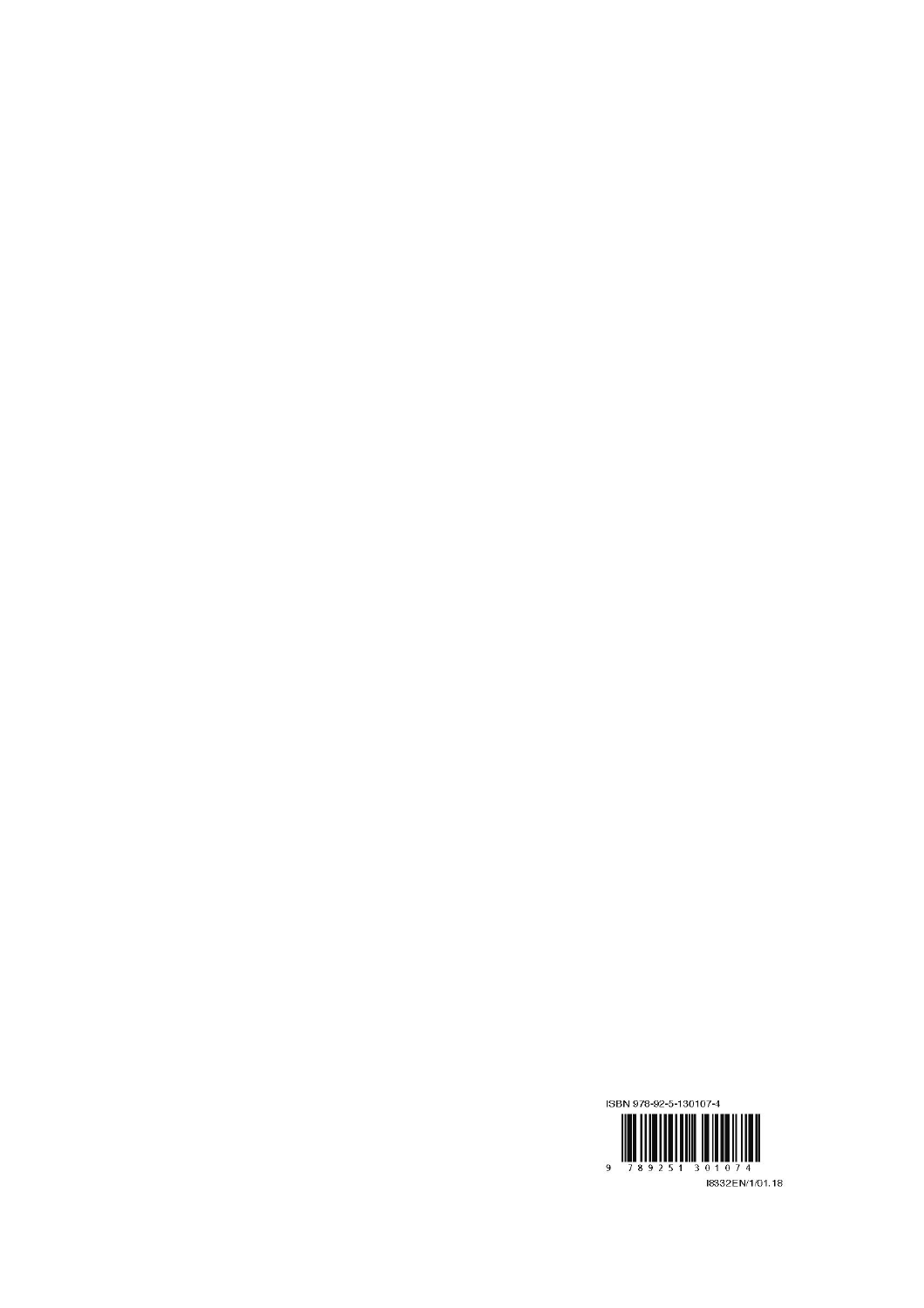ISBN 978-92-5-130107-4

9 789251 301074

I8332EN/1/01.18